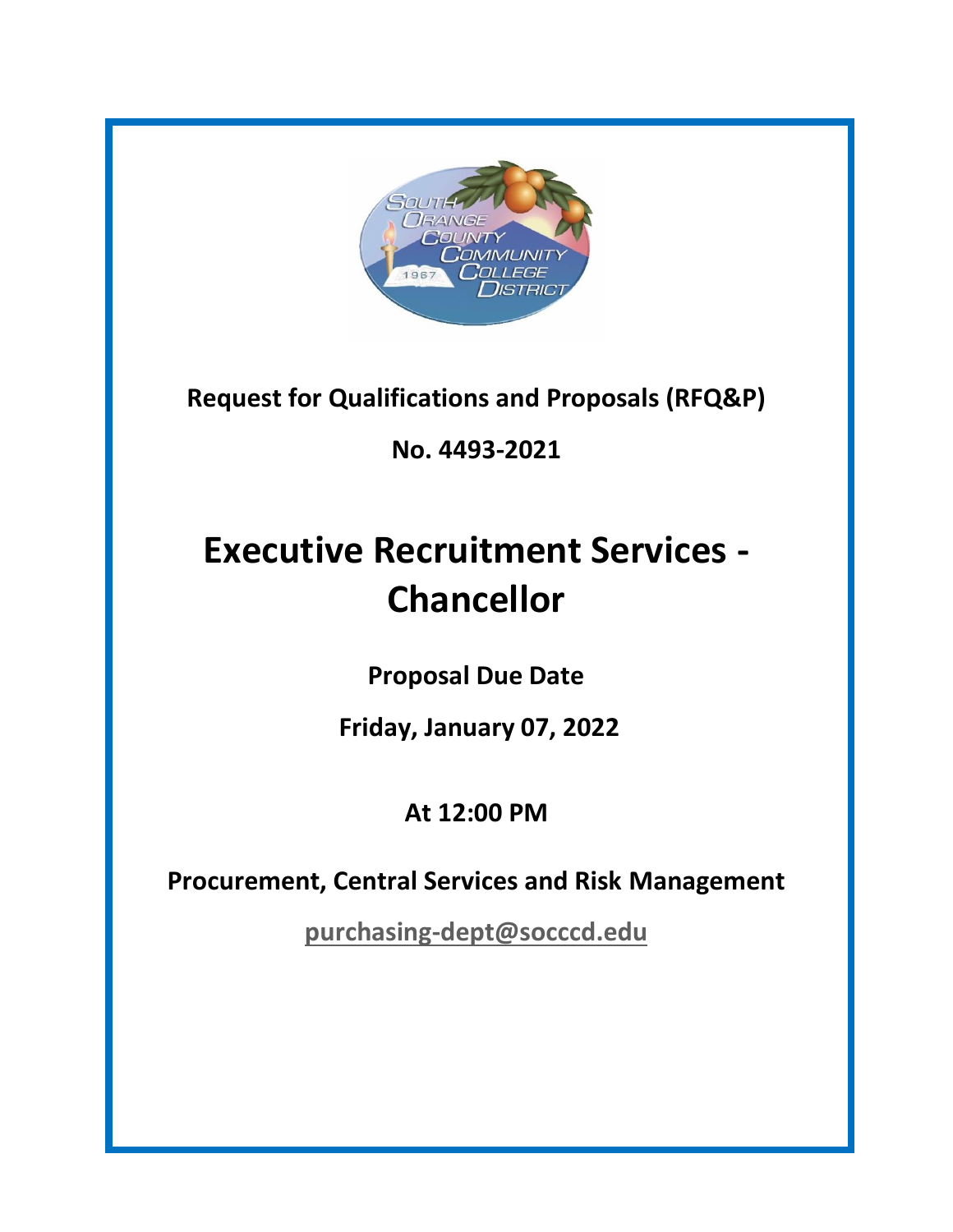Request for Qualifications and Proposals (RFQ&P)

No. 4493-2021

# Executive Recruitment Services - Chancellor

**Proposal Due Date**

**Friday, January 07, 2022**

**At 12:00 PM**

**Procurement, Central Services and Risk Management**

purchasing-dept@socccd.edu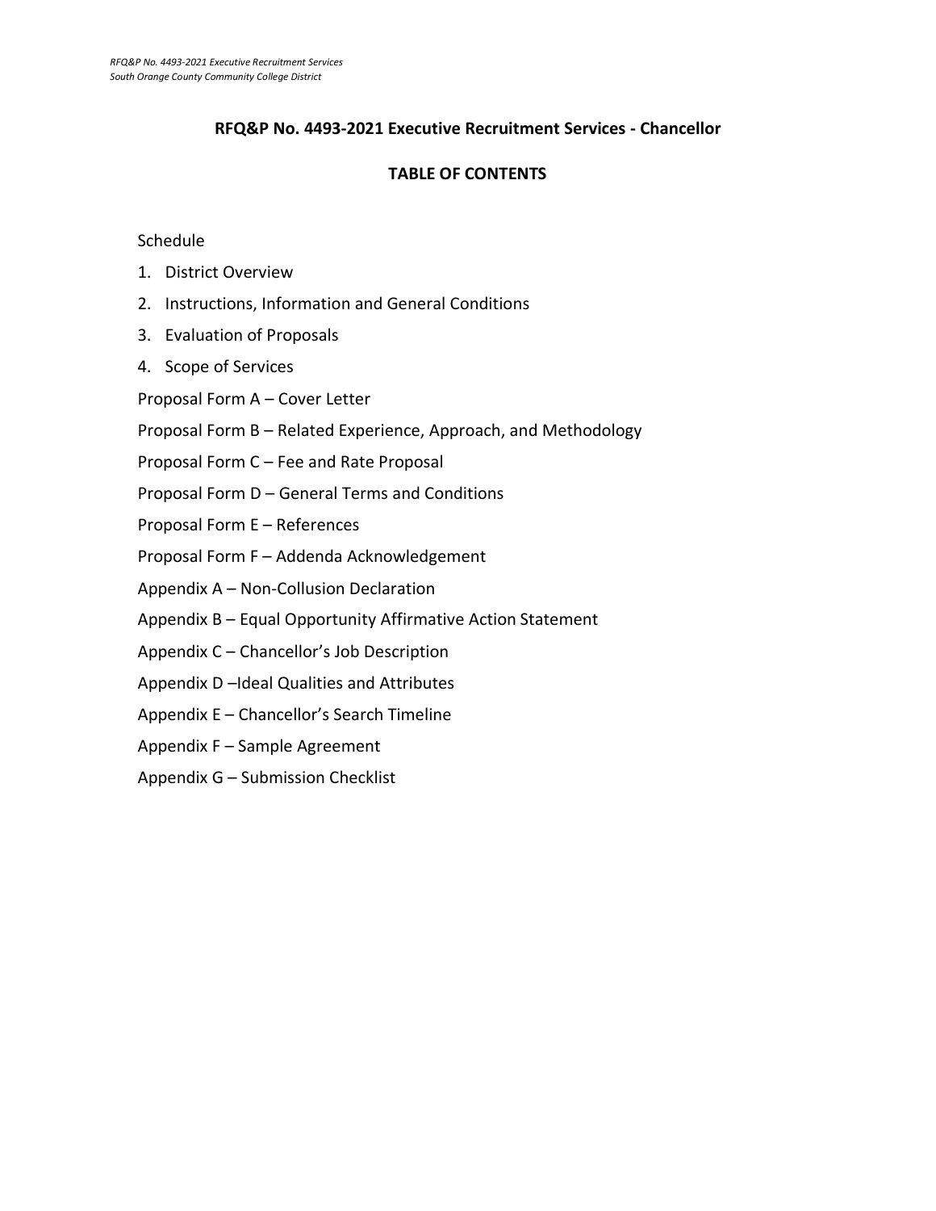## RFQ&P No. 4493-2021 Executive Recruitment Services - Chancellor

## TABLE OF CONTENTS

Schedule

1. District Overview
2. Instructions, Information and General Conditions
3. Evaluation of Proposals
4. Scope of Services

Proposal Form A – Cover Letter

Proposal Form B – Related Experience, Approach, and Methodology

Proposal Form C – Fee and Rate Proposal

Proposal Form D – General Terms and Conditions

Proposal Form E – References

Proposal Form F – Addenda Acknowledgement

Appendix A – Non-Collusion Declaration

Appendix B – Equal Opportunity Affirmative Action Statement

Appendix C – Chancellor's Job Description

Appendix D –Ideal Qualities and Attributes

Appendix E – Chancellor's Search Timeline

Appendix F – Sample Agreement

Appendix G – Submission Checklist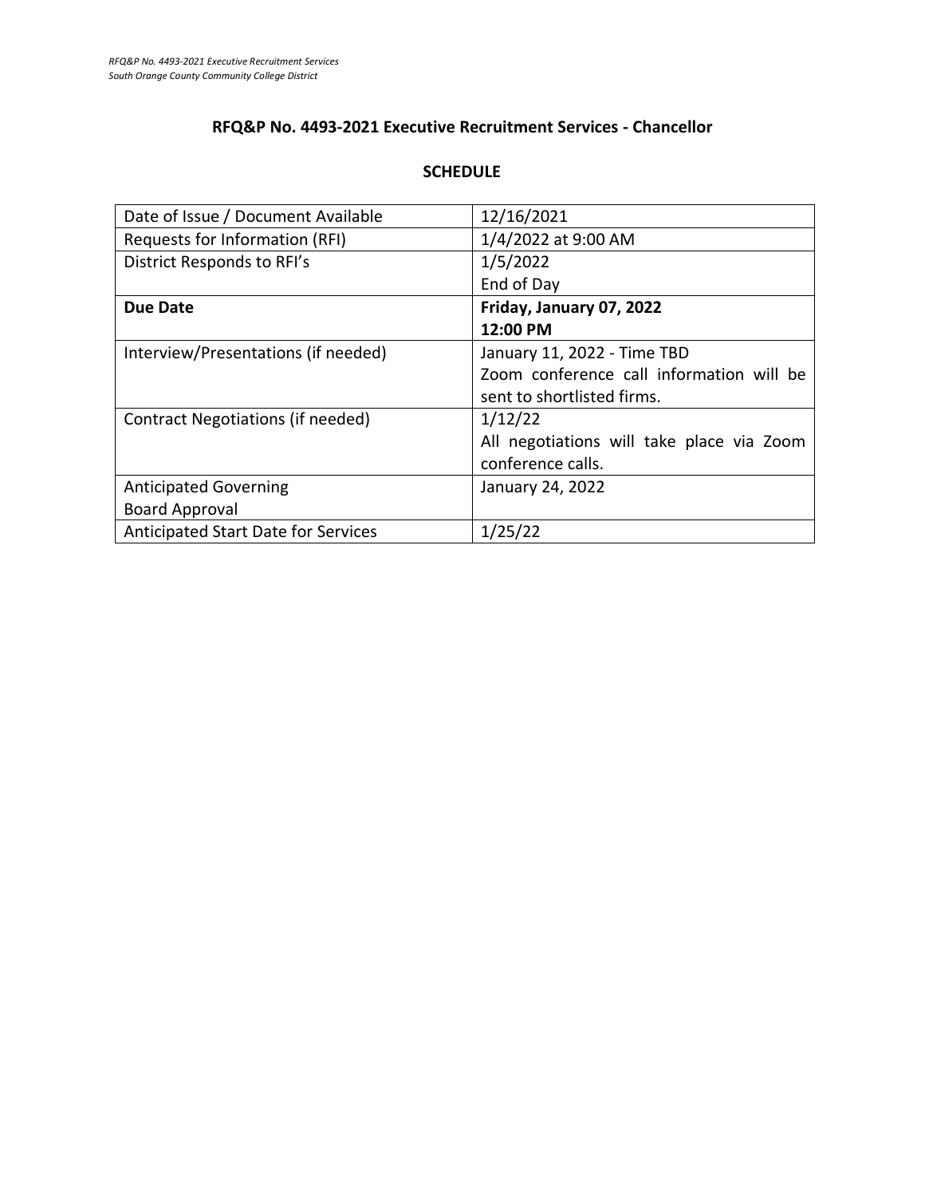## RFQ&P No. 4493-2021 Executive Recruitment Services - Chancellor

### SCHEDULE

| | |
|---|---|
| Date of Issue / Document Available | 12/16/2021 |
| Requests for Information (RFI) | 1/4/2022 at 9:00 AM |
| District Responds to RFI's | 1/5/2022<br>End of Day |
| **Due Date** | **Friday, January 07, 2022**<br>**12:00 PM** |
| Interview/Presentations (if needed) | January 11, 2022 - Time TBD<br>Zoom conference call information will be sent to shortlisted firms. |
| Contract Negotiations (if needed) | 1/12/22<br>All negotiations will take place via Zoom conference calls. |
| Anticipated Governing Board Approval | January 24, 2022 |
| Anticipated Start Date for Services | 1/25/22 |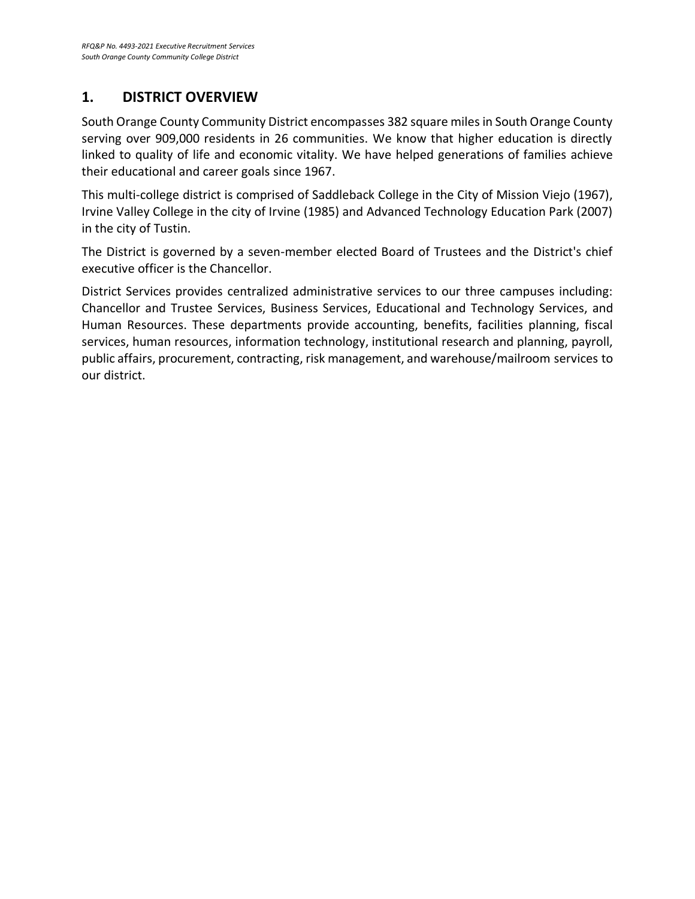## 1. DISTRICT OVERVIEW

South Orange County Community District encompasses 382 square miles in South Orange County serving over 909,000 residents in 26 communities. We know that higher education is directly linked to quality of life and economic vitality. We have helped generations of families achieve their educational and career goals since 1967.

This multi-college district is comprised of Saddleback College in the City of Mission Viejo (1967), Irvine Valley College in the city of Irvine (1985) and Advanced Technology Education Park (2007) in the city of Tustin.

The District is governed by a seven-member elected Board of Trustees and the District's chief executive officer is the Chancellor.

District Services provides centralized administrative services to our three campuses including: Chancellor and Trustee Services, Business Services, Educational and Technology Services, and Human Resources. These departments provide accounting, benefits, facilities planning, fiscal services, human resources, information technology, institutional research and planning, payroll, public affairs, procurement, contracting, risk management, and warehouse/mailroom services to our district.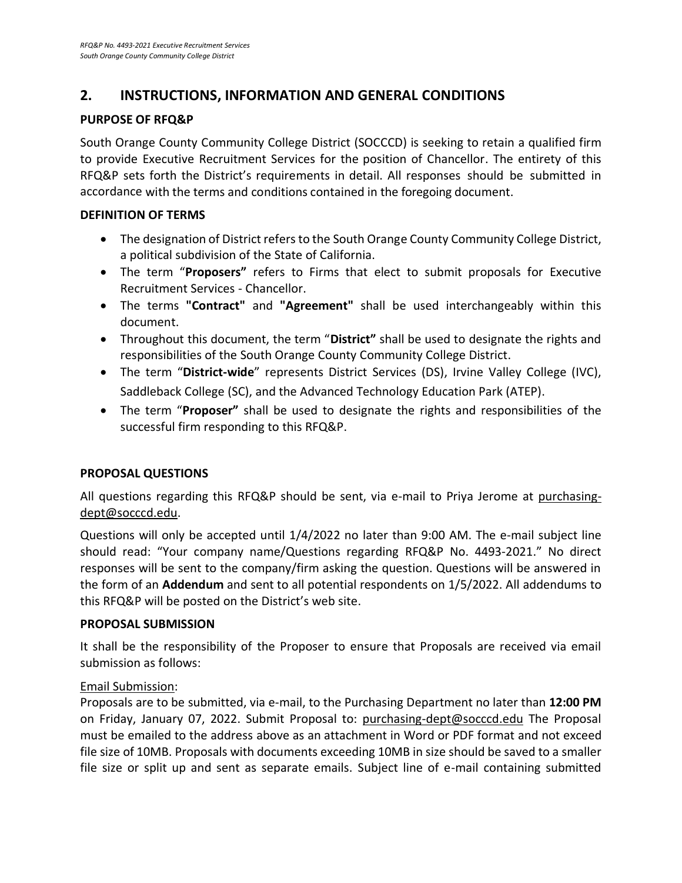## 2. INSTRUCTIONS, INFORMATION AND GENERAL CONDITIONS

### PURPOSE OF RFQ&P

South Orange County Community College District (SOCCCD) is seeking to retain a qualified firm to provide Executive Recruitment Services for the position of Chancellor. The entirety of this RFQ&P sets forth the District's requirements in detail. All responses should be submitted in accordance with the terms and conditions contained in the foregoing document.

### DEFINITION OF TERMS

- The designation of District refers to the South Orange County Community College District, a political subdivision of the State of California.
- The term "**Proposers"** refers to Firms that elect to submit proposals for Executive Recruitment Services - Chancellor.
- The terms **"Contract"** and **"Agreement"** shall be used interchangeably within this document.
- Throughout this document, the term "**District"** shall be used to designate the rights and responsibilities of the South Orange County Community College District.
- The term "**District-wide**" represents District Services (DS), Irvine Valley College (IVC), Saddleback College (SC), and the Advanced Technology Education Park (ATEP).
- The term "**Proposer"** shall be used to designate the rights and responsibilities of the successful firm responding to this RFQ&P.

### PROPOSAL QUESTIONS

All questions regarding this RFQ&P should be sent, via e-mail to Priya Jerome at purchasing-dept@socccd.edu.

Questions will only be accepted until 1/4/2022 no later than 9:00 AM. The e-mail subject line should read: "Your company name/Questions regarding RFQ&P No. 4493-2021." No direct responses will be sent to the company/firm asking the question. Questions will be answered in the form of an **Addendum** and sent to all potential respondents on 1/5/2022. All addendums to this RFQ&P will be posted on the District's web site.

### PROPOSAL SUBMISSION

It shall be the responsibility of the Proposer to ensure that Proposals are received via email submission as follows:

Email Submission:

Proposals are to be submitted, via e-mail, to the Purchasing Department no later than **12:00 PM** on Friday, January 07, 2022. Submit Proposal to: purchasing-dept@socccd.edu The Proposal must be emailed to the address above as an attachment in Word or PDF format and not exceed file size of 10MB. Proposals with documents exceeding 10MB in size should be saved to a smaller file size or split up and sent as separate emails. Subject line of e-mail containing submitted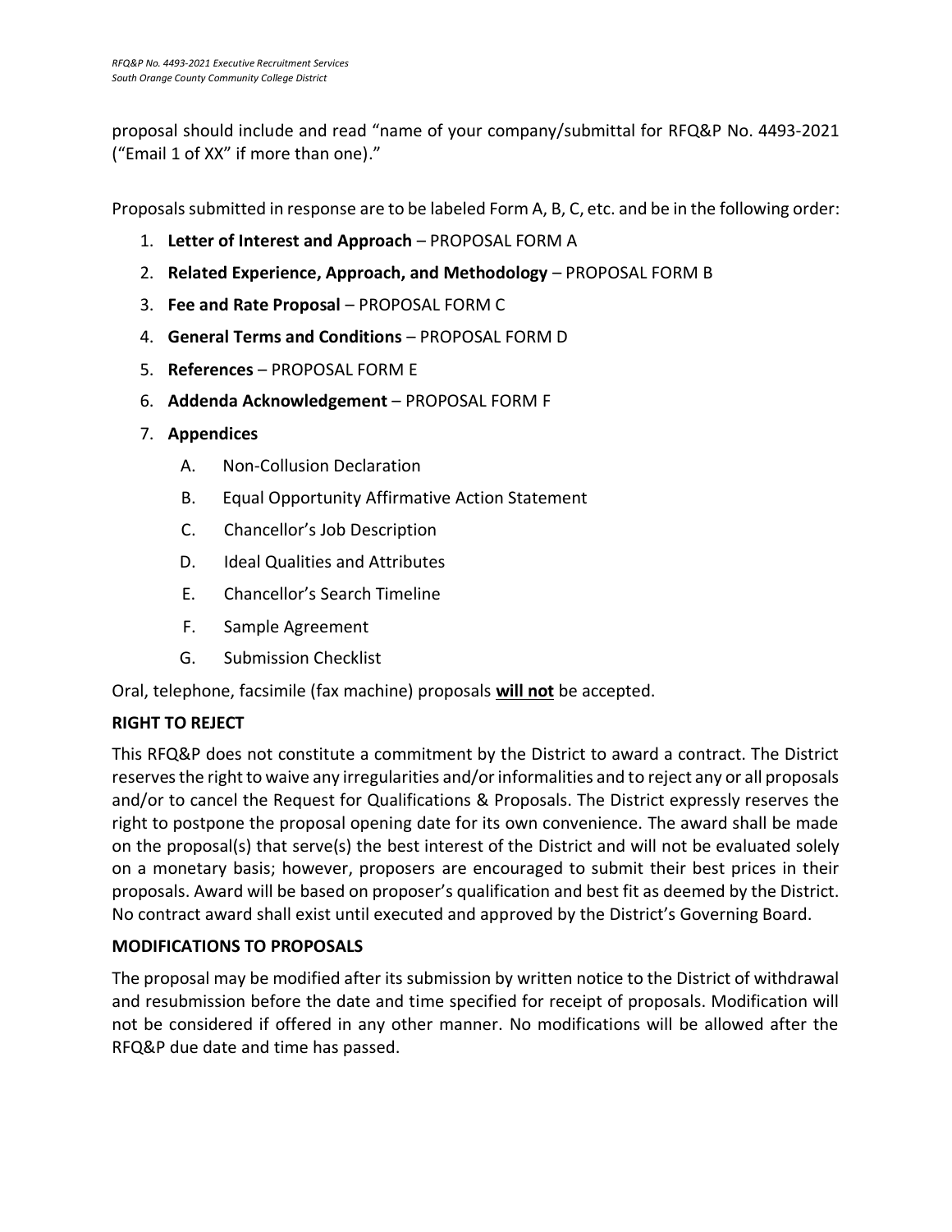proposal should include and read "name of your company/submittal for RFQ&P No. 4493-2021 ("Email 1 of XX" if more than one)."

Proposals submitted in response are to be labeled Form A, B, C, etc. and be in the following order:

1. **Letter of Interest and Approach** – PROPOSAL FORM A
2. **Related Experience, Approach, and Methodology** – PROPOSAL FORM B
3. **Fee and Rate Proposal** – PROPOSAL FORM C
4. **General Terms and Conditions** – PROPOSAL FORM D
5. **References** – PROPOSAL FORM E
6. **Addenda Acknowledgement** – PROPOSAL FORM F
7. **Appendices**
   - A. Non-Collusion Declaration
   - B. Equal Opportunity Affirmative Action Statement
   - C. Chancellor's Job Description
   - D. Ideal Qualities and Attributes
   - E. Chancellor's Search Timeline
   - F. Sample Agreement
   - G. Submission Checklist

Oral, telephone, facsimile (fax machine) proposals **will not** be accepted.

**RIGHT TO REJECT**

This RFQ&P does not constitute a commitment by the District to award a contract. The District reserves the right to waive any irregularities and/or informalities and to reject any or all proposals and/or to cancel the Request for Qualifications & Proposals. The District expressly reserves the right to postpone the proposal opening date for its own convenience. The award shall be made on the proposal(s) that serve(s) the best interest of the District and will not be evaluated solely on a monetary basis; however, proposers are encouraged to submit their best prices in their proposals. Award will be based on proposer's qualification and best fit as deemed by the District. No contract award shall exist until executed and approved by the District's Governing Board.

**MODIFICATIONS TO PROPOSALS**

The proposal may be modified after its submission by written notice to the District of withdrawal and resubmission before the date and time specified for receipt of proposals. Modification will not be considered if offered in any other manner. No modifications will be allowed after the RFQ&P due date and time has passed.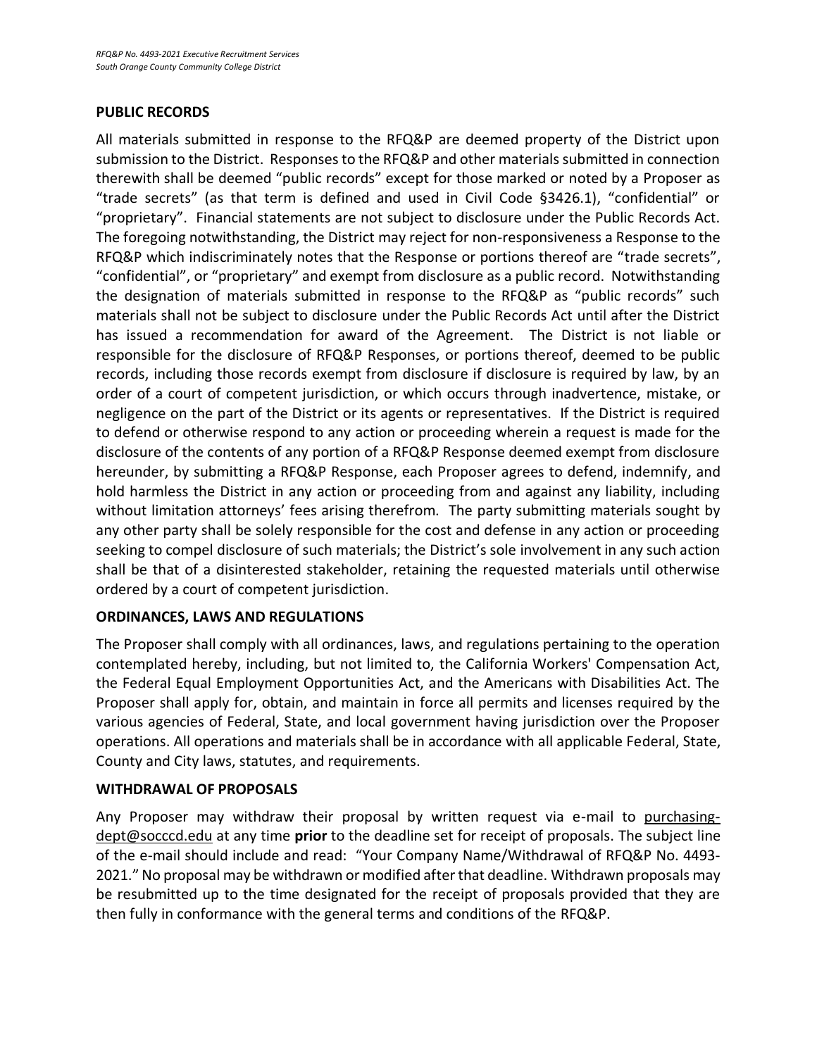## PUBLIC RECORDS

All materials submitted in response to the RFQ&P are deemed property of the District upon submission to the District. Responses to the RFQ&P and other materials submitted in connection therewith shall be deemed "public records" except for those marked or noted by a Proposer as "trade secrets" (as that term is defined and used in Civil Code §3426.1), "confidential" or "proprietary". Financial statements are not subject to disclosure under the Public Records Act. The foregoing notwithstanding, the District may reject for non-responsiveness a Response to the RFQ&P which indiscriminately notes that the Response or portions thereof are "trade secrets", "confidential", or "proprietary" and exempt from disclosure as a public record. Notwithstanding the designation of materials submitted in response to the RFQ&P as "public records" such materials shall not be subject to disclosure under the Public Records Act until after the District has issued a recommendation for award of the Agreement. The District is not liable or responsible for the disclosure of RFQ&P Responses, or portions thereof, deemed to be public records, including those records exempt from disclosure if disclosure is required by law, by an order of a court of competent jurisdiction, or which occurs through inadvertence, mistake, or negligence on the part of the District or its agents or representatives. If the District is required to defend or otherwise respond to any action or proceeding wherein a request is made for the disclosure of the contents of any portion of a RFQ&P Response deemed exempt from disclosure hereunder, by submitting a RFQ&P Response, each Proposer agrees to defend, indemnify, and hold harmless the District in any action or proceeding from and against any liability, including without limitation attorneys' fees arising therefrom. The party submitting materials sought by any other party shall be solely responsible for the cost and defense in any action or proceeding seeking to compel disclosure of such materials; the District's sole involvement in any such action shall be that of a disinterested stakeholder, retaining the requested materials until otherwise ordered by a court of competent jurisdiction.

## ORDINANCES, LAWS AND REGULATIONS

The Proposer shall comply with all ordinances, laws, and regulations pertaining to the operation contemplated hereby, including, but not limited to, the California Workers' Compensation Act, the Federal Equal Employment Opportunities Act, and the Americans with Disabilities Act. The Proposer shall apply for, obtain, and maintain in force all permits and licenses required by the various agencies of Federal, State, and local government having jurisdiction over the Proposer operations. All operations and materials shall be in accordance with all applicable Federal, State, County and City laws, statutes, and requirements.

## WITHDRAWAL OF PROPOSALS

Any Proposer may withdraw their proposal by written request via e-mail to purchasing-dept@socccd.edu at any time **prior** to the deadline set for receipt of proposals. The subject line of the e-mail should include and read: "Your Company Name/Withdrawal of RFQ&P No. 4493-2021." No proposal may be withdrawn or modified after that deadline. Withdrawn proposals may be resubmitted up to the time designated for the receipt of proposals provided that they are then fully in conformance with the general terms and conditions of the RFQ&P.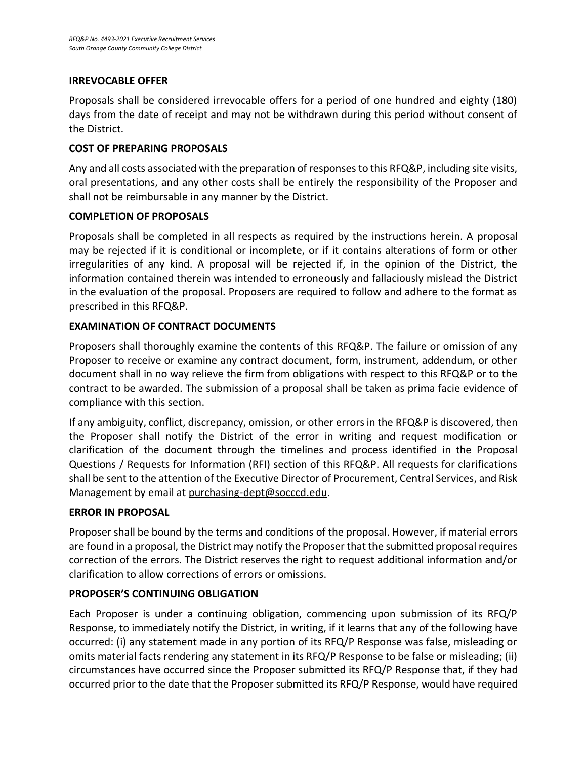### IRREVOCABLE OFFER

Proposals shall be considered irrevocable offers for a period of one hundred and eighty (180) days from the date of receipt and may not be withdrawn during this period without consent of the District.

### COST OF PREPARING PROPOSALS

Any and all costs associated with the preparation of responses to this RFQ&P, including site visits, oral presentations, and any other costs shall be entirely the responsibility of the Proposer and shall not be reimbursable in any manner by the District.

### COMPLETION OF PROPOSALS

Proposals shall be completed in all respects as required by the instructions herein. A proposal may be rejected if it is conditional or incomplete, or if it contains alterations of form or other irregularities of any kind. A proposal will be rejected if, in the opinion of the District, the information contained therein was intended to erroneously and fallaciously mislead the District in the evaluation of the proposal. Proposers are required to follow and adhere to the format as prescribed in this RFQ&P.

### EXAMINATION OF CONTRACT DOCUMENTS

Proposers shall thoroughly examine the contents of this RFQ&P. The failure or omission of any Proposer to receive or examine any contract document, form, instrument, addendum, or other document shall in no way relieve the firm from obligations with respect to this RFQ&P or to the contract to be awarded. The submission of a proposal shall be taken as prima facie evidence of compliance with this section.

If any ambiguity, conflict, discrepancy, omission, or other errors in the RFQ&P is discovered, then the Proposer shall notify the District of the error in writing and request modification or clarification of the document through the timelines and process identified in the Proposal Questions / Requests for Information (RFI) section of this RFQ&P. All requests for clarifications shall be sent to the attention of the Executive Director of Procurement, Central Services, and Risk Management by email at purchasing-dept@socccd.edu.

### ERROR IN PROPOSAL

Proposer shall be bound by the terms and conditions of the proposal. However, if material errors are found in a proposal, the District may notify the Proposer that the submitted proposal requires correction of the errors. The District reserves the right to request additional information and/or clarification to allow corrections of errors or omissions.

### PROPOSER'S CONTINUING OBLIGATION

Each Proposer is under a continuing obligation, commencing upon submission of its RFQ/P Response, to immediately notify the District, in writing, if it learns that any of the following have occurred: (i) any statement made in any portion of its RFQ/P Response was false, misleading or omits material facts rendering any statement in its RFQ/P Response to be false or misleading; (ii) circumstances have occurred since the Proposer submitted its RFQ/P Response that, if they had occurred prior to the date that the Proposer submitted its RFQ/P Response, would have required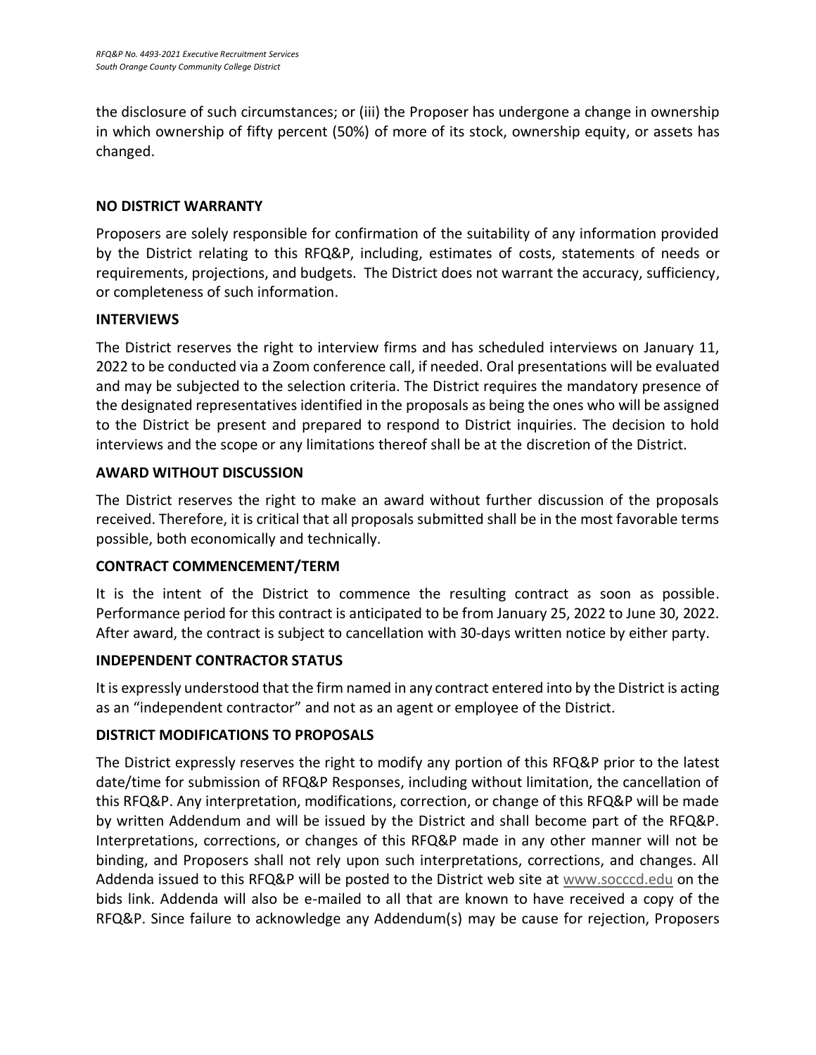the disclosure of such circumstances; or (iii) the Proposer has undergone a change in ownership in which ownership of fifty percent (50%) of more of its stock, ownership equity, or assets has changed.

**NO DISTRICT WARRANTY**

Proposers are solely responsible for confirmation of the suitability of any information provided by the District relating to this RFQ&P, including, estimates of costs, statements of needs or requirements, projections, and budgets. The District does not warrant the accuracy, sufficiency, or completeness of such information.

**INTERVIEWS**

The District reserves the right to interview firms and has scheduled interviews on January 11, 2022 to be conducted via a Zoom conference call, if needed. Oral presentations will be evaluated and may be subjected to the selection criteria. The District requires the mandatory presence of the designated representatives identified in the proposals as being the ones who will be assigned to the District be present and prepared to respond to District inquiries. The decision to hold interviews and the scope or any limitations thereof shall be at the discretion of the District.

**AWARD WITHOUT DISCUSSION**

The District reserves the right to make an award without further discussion of the proposals received. Therefore, it is critical that all proposals submitted shall be in the most favorable terms possible, both economically and technically.

**CONTRACT COMMENCEMENT/TERM**

It is the intent of the District to commence the resulting contract as soon as possible. Performance period for this contract is anticipated to be from January 25, 2022 to June 30, 2022. After award, the contract is subject to cancellation with 30-days written notice by either party.

**INDEPENDENT CONTRACTOR STATUS**

It is expressly understood that the firm named in any contract entered into by the District is acting as an "independent contractor" and not as an agent or employee of the District.

**DISTRICT MODIFICATIONS TO PROPOSALS**

The District expressly reserves the right to modify any portion of this RFQ&P prior to the latest date/time for submission of RFQ&P Responses, including without limitation, the cancellation of this RFQ&P. Any interpretation, modifications, correction, or change of this RFQ&P will be made by written Addendum and will be issued by the District and shall become part of the RFQ&P. Interpretations, corrections, or changes of this RFQ&P made in any other manner will not be binding, and Proposers shall not rely upon such interpretations, corrections, and changes. All Addenda issued to this RFQ&P will be posted to the District web site at www.socccd.edu on the bids link. Addenda will also be e-mailed to all that are known to have received a copy of the RFQ&P. Since failure to acknowledge any Addendum(s) may be cause for rejection, Proposers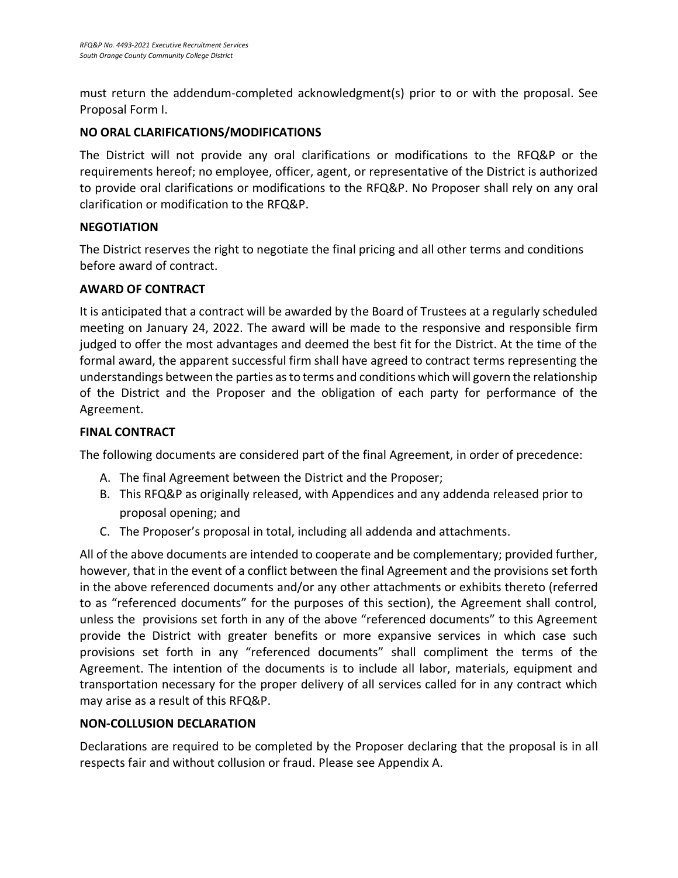must return the addendum-completed acknowledgment(s) prior to or with the proposal. See Proposal Form I.

**NO ORAL CLARIFICATIONS/MODIFICATIONS**

The District will not provide any oral clarifications or modifications to the RFQ&P or the requirements hereof; no employee, officer, agent, or representative of the District is authorized to provide oral clarifications or modifications to the RFQ&P. No Proposer shall rely on any oral clarification or modification to the RFQ&P.

**NEGOTIATION**

The District reserves the right to negotiate the final pricing and all other terms and conditions before award of contract.

**AWARD OF CONTRACT**

It is anticipated that a contract will be awarded by the Board of Trustees at a regularly scheduled meeting on January 24, 2022. The award will be made to the responsive and responsible firm judged to offer the most advantages and deemed the best fit for the District. At the time of the formal award, the apparent successful firm shall have agreed to contract terms representing the understandings between the parties as to terms and conditions which will govern the relationship of the District and the Proposer and the obligation of each party for performance of the Agreement.

**FINAL CONTRACT**

The following documents are considered part of the final Agreement, in order of precedence:

A. The final Agreement between the District and the Proposer;
B. This RFQ&P as originally released, with Appendices and any addenda released prior to proposal opening; and
C. The Proposer's proposal in total, including all addenda and attachments.

All of the above documents are intended to cooperate and be complementary; provided further, however, that in the event of a conflict between the final Agreement and the provisions set forth in the above referenced documents and/or any other attachments or exhibits thereto (referred to as "referenced documents" for the purposes of this section), the Agreement shall control, unless the provisions set forth in any of the above "referenced documents" to this Agreement provide the District with greater benefits or more expansive services in which case such provisions set forth in any "referenced documents" shall compliment the terms of the Agreement. The intention of the documents is to include all labor, materials, equipment and transportation necessary for the proper delivery of all services called for in any contract which may arise as a result of this RFQ&P.

**NON-COLLUSION DECLARATION**

Declarations are required to be completed by the Proposer declaring that the proposal is in all respects fair and without collusion or fraud. Please see Appendix A.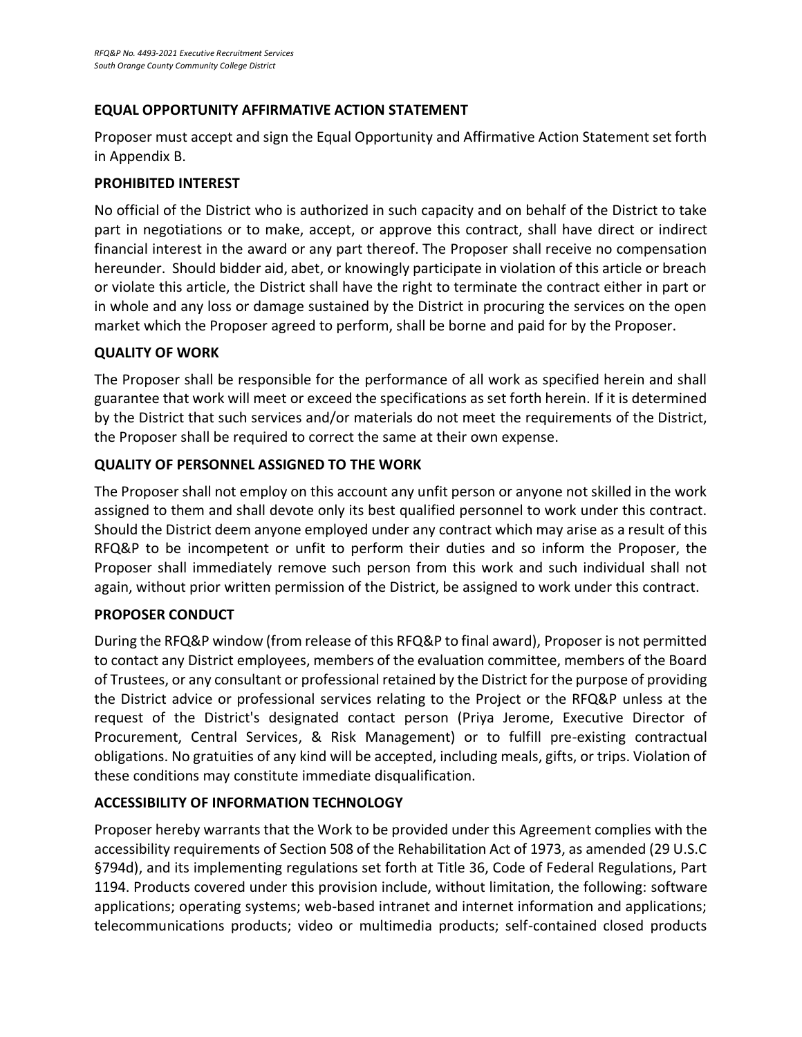## EQUAL OPPORTUNITY AFFIRMATIVE ACTION STATEMENT

Proposer must accept and sign the Equal Opportunity and Affirmative Action Statement set forth in Appendix B.

## PROHIBITED INTEREST

No official of the District who is authorized in such capacity and on behalf of the District to take part in negotiations or to make, accept, or approve this contract, shall have direct or indirect financial interest in the award or any part thereof. The Proposer shall receive no compensation hereunder. Should bidder aid, abet, or knowingly participate in violation of this article or breach or violate this article, the District shall have the right to terminate the contract either in part or in whole and any loss or damage sustained by the District in procuring the services on the open market which the Proposer agreed to perform, shall be borne and paid for by the Proposer.

## QUALITY OF WORK

The Proposer shall be responsible for the performance of all work as specified herein and shall guarantee that work will meet or exceed the specifications as set forth herein. If it is determined by the District that such services and/or materials do not meet the requirements of the District, the Proposer shall be required to correct the same at their own expense.

## QUALITY OF PERSONNEL ASSIGNED TO THE WORK

The Proposer shall not employ on this account any unfit person or anyone not skilled in the work assigned to them and shall devote only its best qualified personnel to work under this contract. Should the District deem anyone employed under any contract which may arise as a result of this RFQ&P to be incompetent or unfit to perform their duties and so inform the Proposer, the Proposer shall immediately remove such person from this work and such individual shall not again, without prior written permission of the District, be assigned to work under this contract.

## PROPOSER CONDUCT

During the RFQ&P window (from release of this RFQ&P to final award), Proposer is not permitted to contact any District employees, members of the evaluation committee, members of the Board of Trustees, or any consultant or professional retained by the District for the purpose of providing the District advice or professional services relating to the Project or the RFQ&P unless at the request of the District's designated contact person (Priya Jerome, Executive Director of Procurement, Central Services, & Risk Management) or to fulfill pre-existing contractual obligations. No gratuities of any kind will be accepted, including meals, gifts, or trips. Violation of these conditions may constitute immediate disqualification.

## ACCESSIBILITY OF INFORMATION TECHNOLOGY

Proposer hereby warrants that the Work to be provided under this Agreement complies with the accessibility requirements of Section 508 of the Rehabilitation Act of 1973, as amended (29 U.S.C §794d), and its implementing regulations set forth at Title 36, Code of Federal Regulations, Part 1194. Products covered under this provision include, without limitation, the following: software applications; operating systems; web-based intranet and internet information and applications; telecommunications products; video or multimedia products; self-contained closed products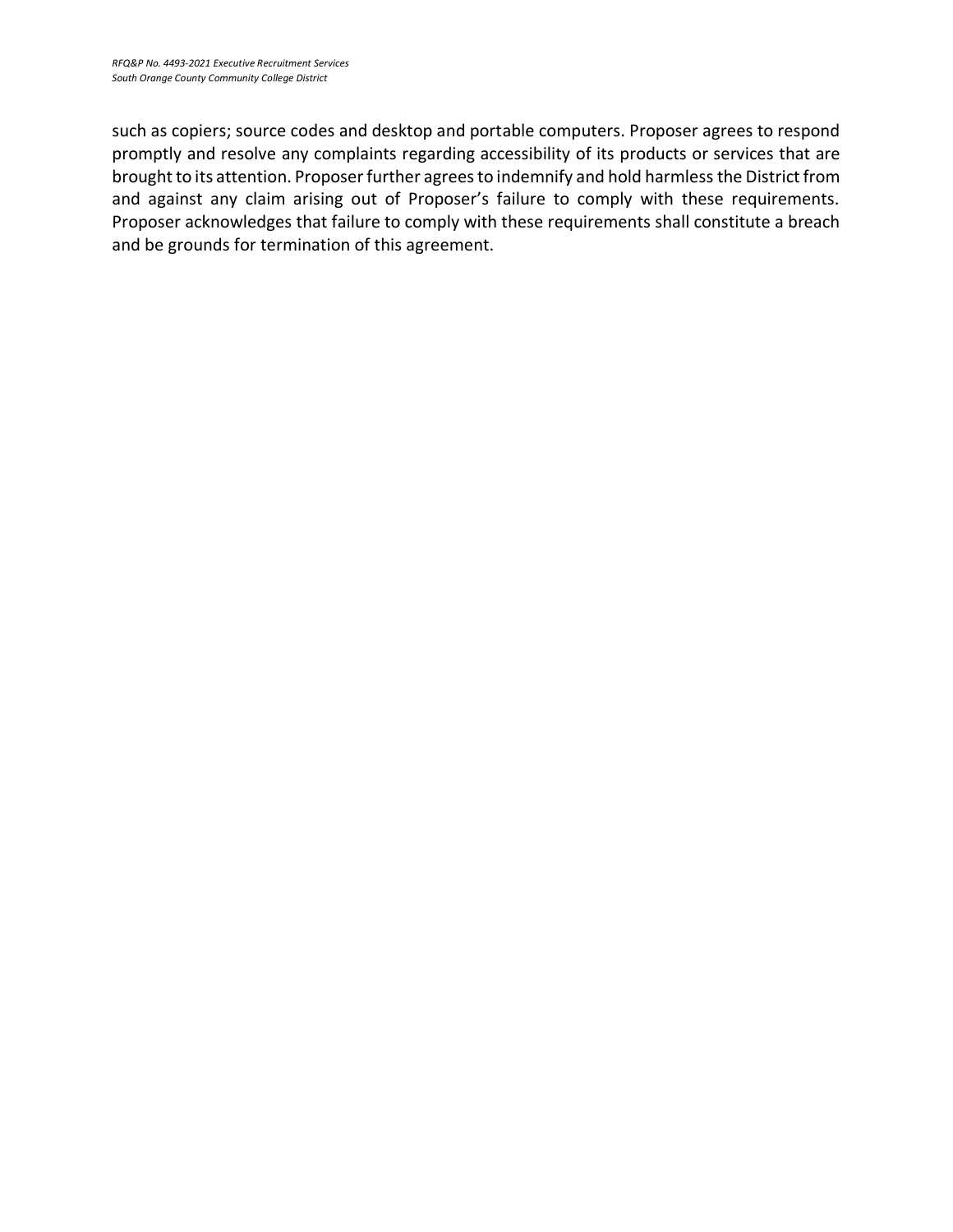such as copiers; source codes and desktop and portable computers. Proposer agrees to respond promptly and resolve any complaints regarding accessibility of its products or services that are brought to its attention. Proposer further agrees to indemnify and hold harmless the District from and against any claim arising out of Proposer's failure to comply with these requirements. Proposer acknowledges that failure to comply with these requirements shall constitute a breach and be grounds for termination of this agreement.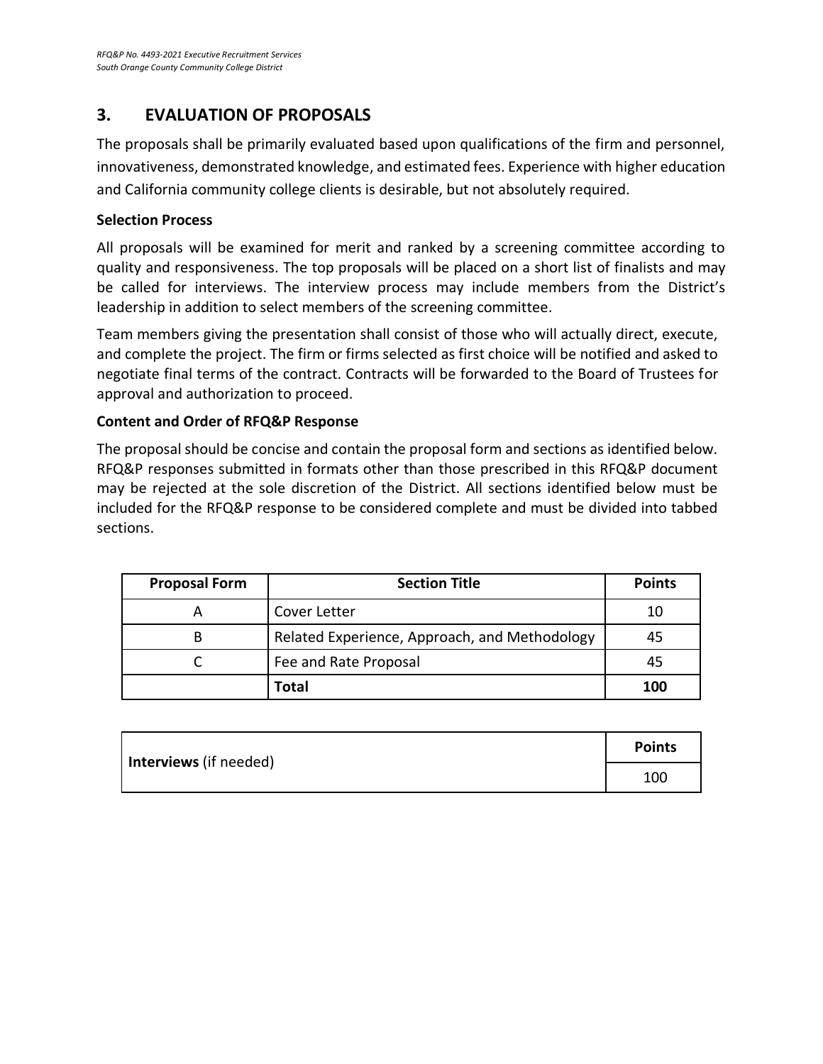## 3. EVALUATION OF PROPOSALS

The proposals shall be primarily evaluated based upon qualifications of the firm and personnel, innovativeness, demonstrated knowledge, and estimated fees. Experience with higher education and California community college clients is desirable, but not absolutely required.

**Selection Process**

All proposals will be examined for merit and ranked by a screening committee according to quality and responsiveness. The top proposals will be placed on a short list of finalists and may be called for interviews. The interview process may include members from the District's leadership in addition to select members of the screening committee.

Team members giving the presentation shall consist of those who will actually direct, execute, and complete the project. The firm or firms selected as first choice will be notified and asked to negotiate final terms of the contract. Contracts will be forwarded to the Board of Trustees for approval and authorization to proceed.

**Content and Order of RFQ&P Response**

The proposal should be concise and contain the proposal form and sections as identified below. RFQ&P responses submitted in formats other than those prescribed in this RFQ&P document may be rejected at the sole discretion of the District. All sections identified below must be included for the RFQ&P response to be considered complete and must be divided into tabbed sections.

| Proposal Form | Section Title | Points |
|---|---|---|
| A | Cover Letter | 10 |
| B | Related Experience, Approach, and Methodology | 45 |
| C | Fee and Rate Proposal | 45 |
| | **Total** | **100** |

| | Points |
|---|---|
| **Interviews** (if needed) | 100 |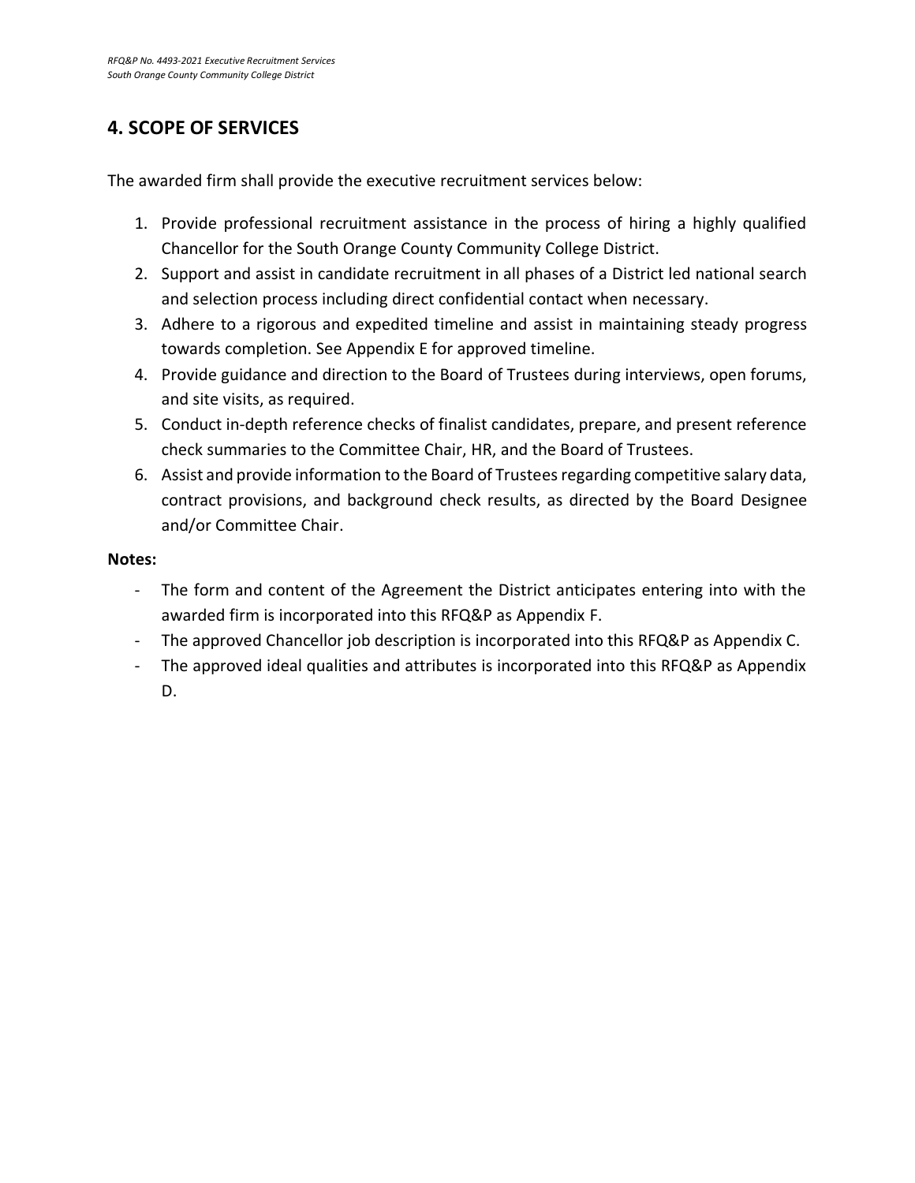## 4. SCOPE OF SERVICES

The awarded firm shall provide the executive recruitment services below:

1. Provide professional recruitment assistance in the process of hiring a highly qualified Chancellor for the South Orange County Community College District.
2. Support and assist in candidate recruitment in all phases of a District led national search and selection process including direct confidential contact when necessary.
3. Adhere to a rigorous and expedited timeline and assist in maintaining steady progress towards completion. See Appendix E for approved timeline.
4. Provide guidance and direction to the Board of Trustees during interviews, open forums, and site visits, as required.
5. Conduct in-depth reference checks of finalist candidates, prepare, and present reference check summaries to the Committee Chair, HR, and the Board of Trustees.
6. Assist and provide information to the Board of Trustees regarding competitive salary data, contract provisions, and background check results, as directed by the Board Designee and/or Committee Chair.

**Notes:**

- The form and content of the Agreement the District anticipates entering into with the awarded firm is incorporated into this RFQ&P as Appendix F.
- The approved Chancellor job description is incorporated into this RFQ&P as Appendix C.
- The approved ideal qualities and attributes is incorporated into this RFQ&P as Appendix D.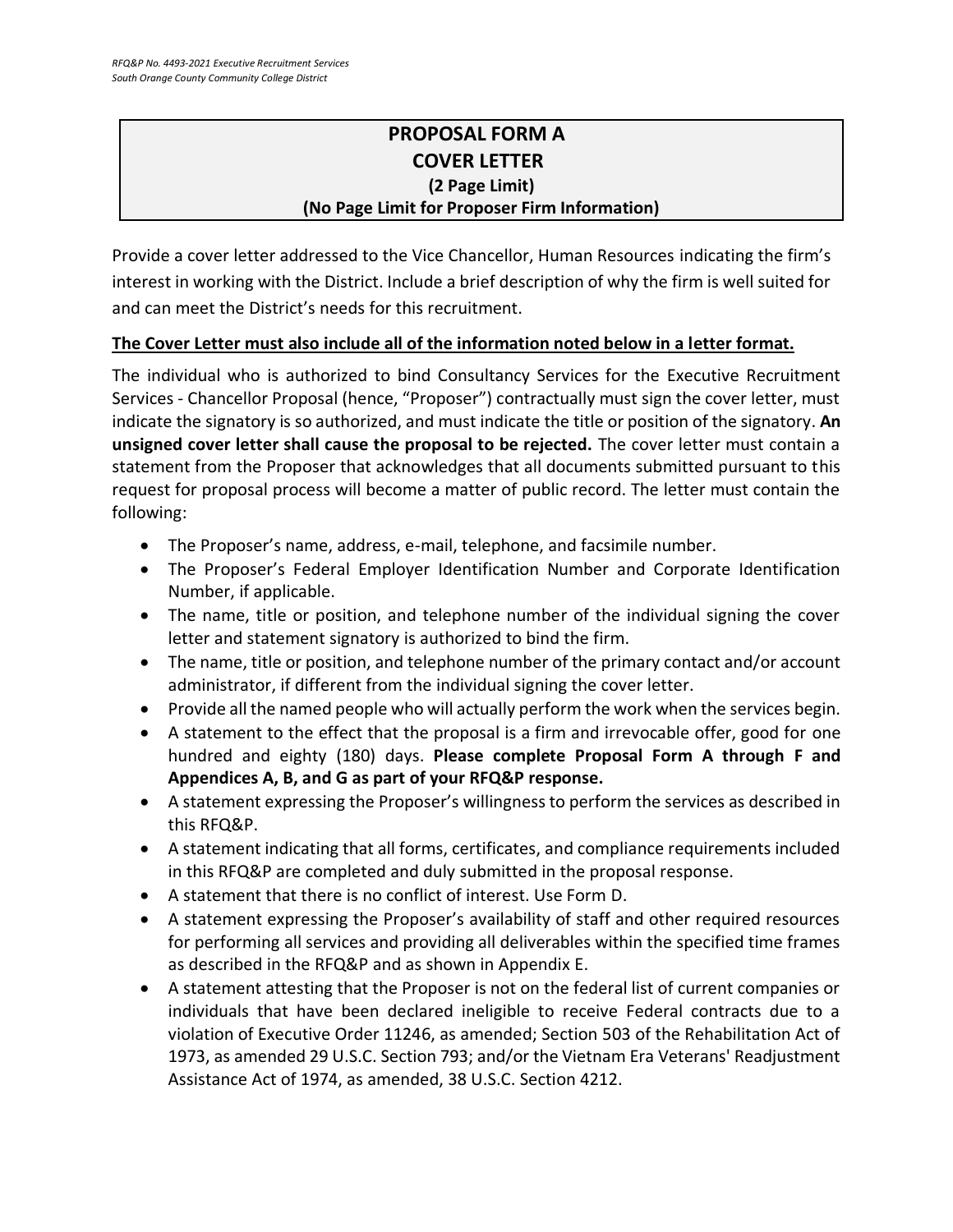## PROPOSAL FORM A
## COVER LETTER
### (2 Page Limit)
### (No Page Limit for Proposer Firm Information)

Provide a cover letter addressed to the Vice Chancellor, Human Resources indicating the firm's interest in working with the District. Include a brief description of why the firm is well suited for and can meet the District's needs for this recruitment.

**The Cover Letter must also include all of the information noted below in a letter format.**

The individual who is authorized to bind Consultancy Services for the Executive Recruitment Services - Chancellor Proposal (hence, "Proposer") contractually must sign the cover letter, must indicate the signatory is so authorized, and must indicate the title or position of the signatory. **An unsigned cover letter shall cause the proposal to be rejected.** The cover letter must contain a statement from the Proposer that acknowledges that all documents submitted pursuant to this request for proposal process will become a matter of public record. The letter must contain the following:

- The Proposer's name, address, e-mail, telephone, and facsimile number.
- The Proposer's Federal Employer Identification Number and Corporate Identification Number, if applicable.
- The name, title or position, and telephone number of the individual signing the cover letter and statement signatory is authorized to bind the firm.
- The name, title or position, and telephone number of the primary contact and/or account administrator, if different from the individual signing the cover letter.
- Provide all the named people who will actually perform the work when the services begin.
- A statement to the effect that the proposal is a firm and irrevocable offer, good for one hundred and eighty (180) days. **Please complete Proposal Form A through F and Appendices A, B, and G as part of your RFQ&P response.**
- A statement expressing the Proposer's willingness to perform the services as described in this RFQ&P.
- A statement indicating that all forms, certificates, and compliance requirements included in this RFQ&P are completed and duly submitted in the proposal response.
- A statement that there is no conflict of interest. Use Form D.
- A statement expressing the Proposer's availability of staff and other required resources for performing all services and providing all deliverables within the specified time frames as described in the RFQ&P and as shown in Appendix E.
- A statement attesting that the Proposer is not on the federal list of current companies or individuals that have been declared ineligible to receive Federal contracts due to a violation of Executive Order 11246, as amended; Section 503 of the Rehabilitation Act of 1973, as amended 29 U.S.C. Section 793; and/or the Vietnam Era Veterans' Readjustment Assistance Act of 1974, as amended, 38 U.S.C. Section 4212.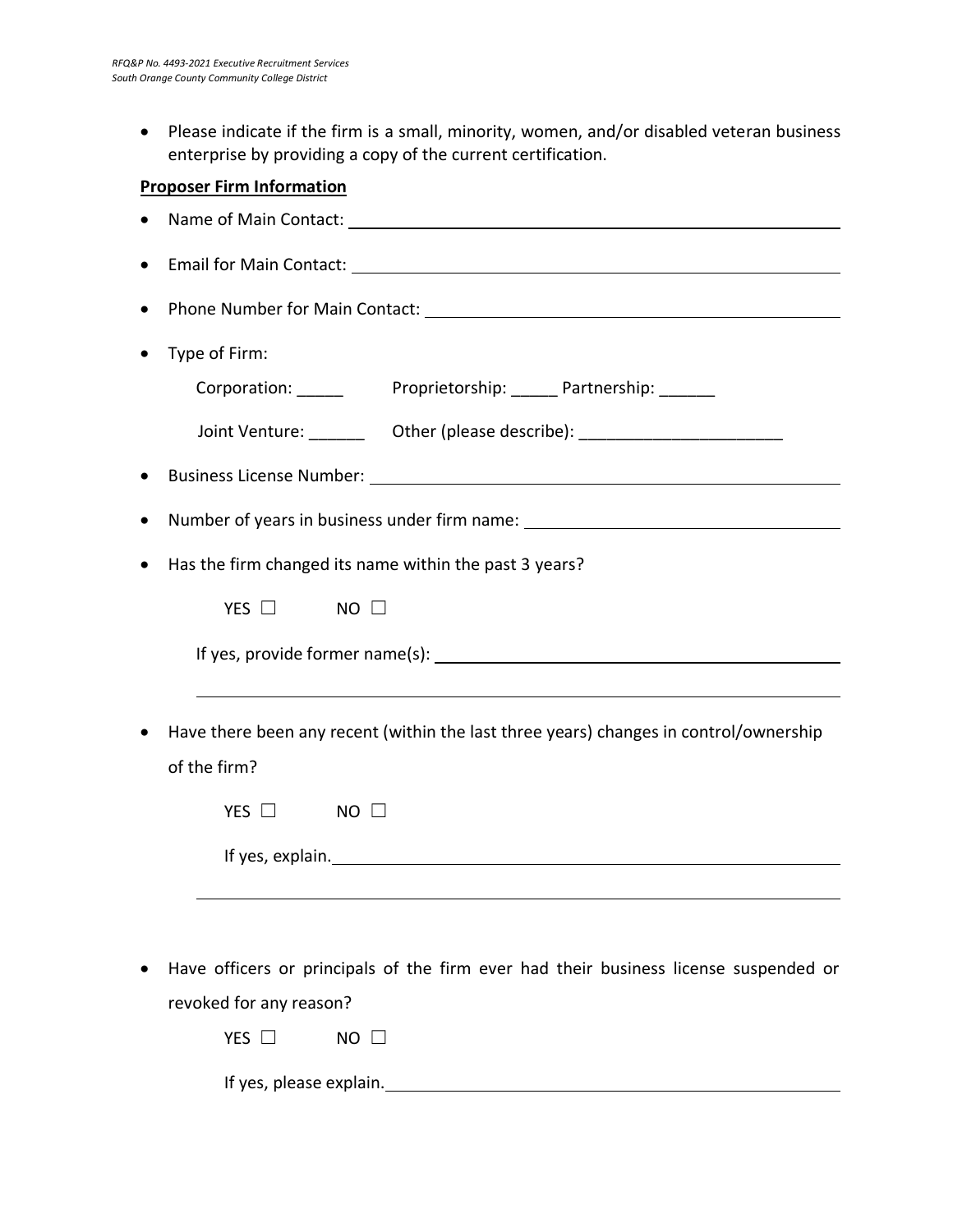- Please indicate if the firm is a small, minority, women, and/or disabled veteran business enterprise by providing a copy of the current certification.

**Proposer Firm Information**

- Name of Main Contact: ______________________________________________
- Email for Main Contact: ______________________________________________
- Phone Number for Main Contact: ______________________________________
- Type of Firm:

  Corporation: _____ Proprietorship: _____ Partnership: ______

  Joint Venture: ______ Other (please describe): ______________________

- Business License Number: ____________________________________________
- Number of years in business under firm name: ___________________________
- Has the firm changed its name within the past 3 years?

  YES ☐ NO ☐

  If yes, provide former name(s): ______________________________________

  ______________________________________________________________

- Have there been any recent (within the last three years) changes in control/ownership of the firm?

  YES ☐ NO ☐

  If yes, explain. ______________________________________________

  ______________________________________________________________

- Have officers or principals of the firm ever had their business license suspended or revoked for any reason?

  YES ☐ NO ☐

  If yes, please explain. ______________________________________________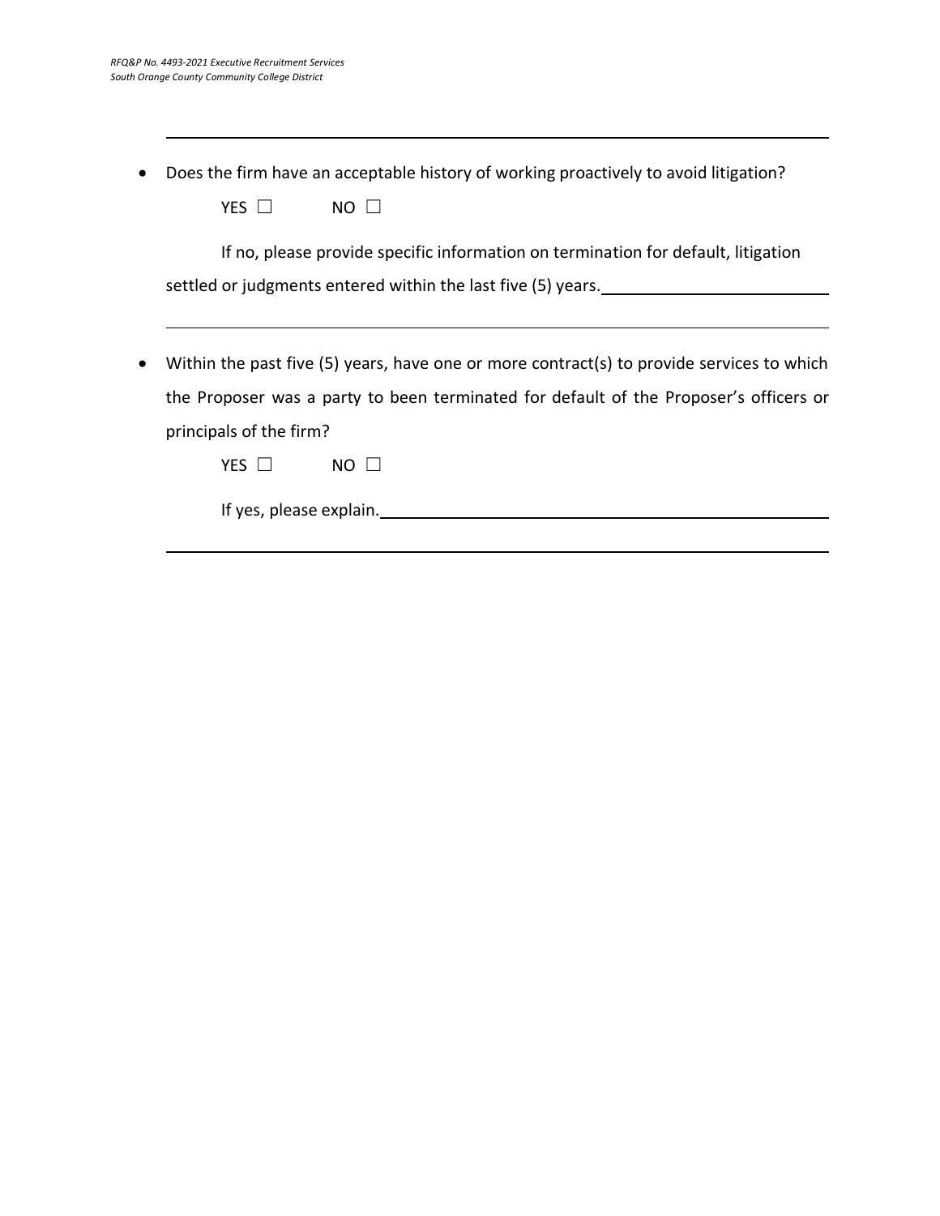- Does the firm have an acceptable history of working proactively to avoid litigation?

  YES ☐ NO ☐

  If no, please provide specific information on termination for default, litigation settled or judgments entered within the last five (5) years.\_\_\_\_\_\_\_\_\_\_\_\_\_\_\_\_\_\_\_\_\_\_\_\_

  \_\_\_\_\_\_\_\_\_\_\_\_\_\_\_\_\_\_\_\_\_\_\_\_\_\_\_\_\_\_\_\_\_\_\_\_\_\_\_\_\_\_\_\_\_\_\_\_\_\_\_\_\_\_\_\_\_\_\_\_\_\_

- Within the past five (5) years, have one or more contract(s) to provide services to which the Proposer was a party to been terminated for default of the Proposer's officers or principals of the firm?

  YES ☐ NO ☐

  If yes, please explain.\_\_\_\_\_\_\_\_\_\_\_\_\_\_\_\_\_\_\_\_\_\_\_\_\_\_\_\_\_\_\_\_\_\_\_\_\_\_\_\_\_\_\_\_\_\_

  \_\_\_\_\_\_\_\_\_\_\_\_\_\_\_\_\_\_\_\_\_\_\_\_\_\_\_\_\_\_\_\_\_\_\_\_\_\_\_\_\_\_\_\_\_\_\_\_\_\_\_\_\_\_\_\_\_\_\_\_\_\_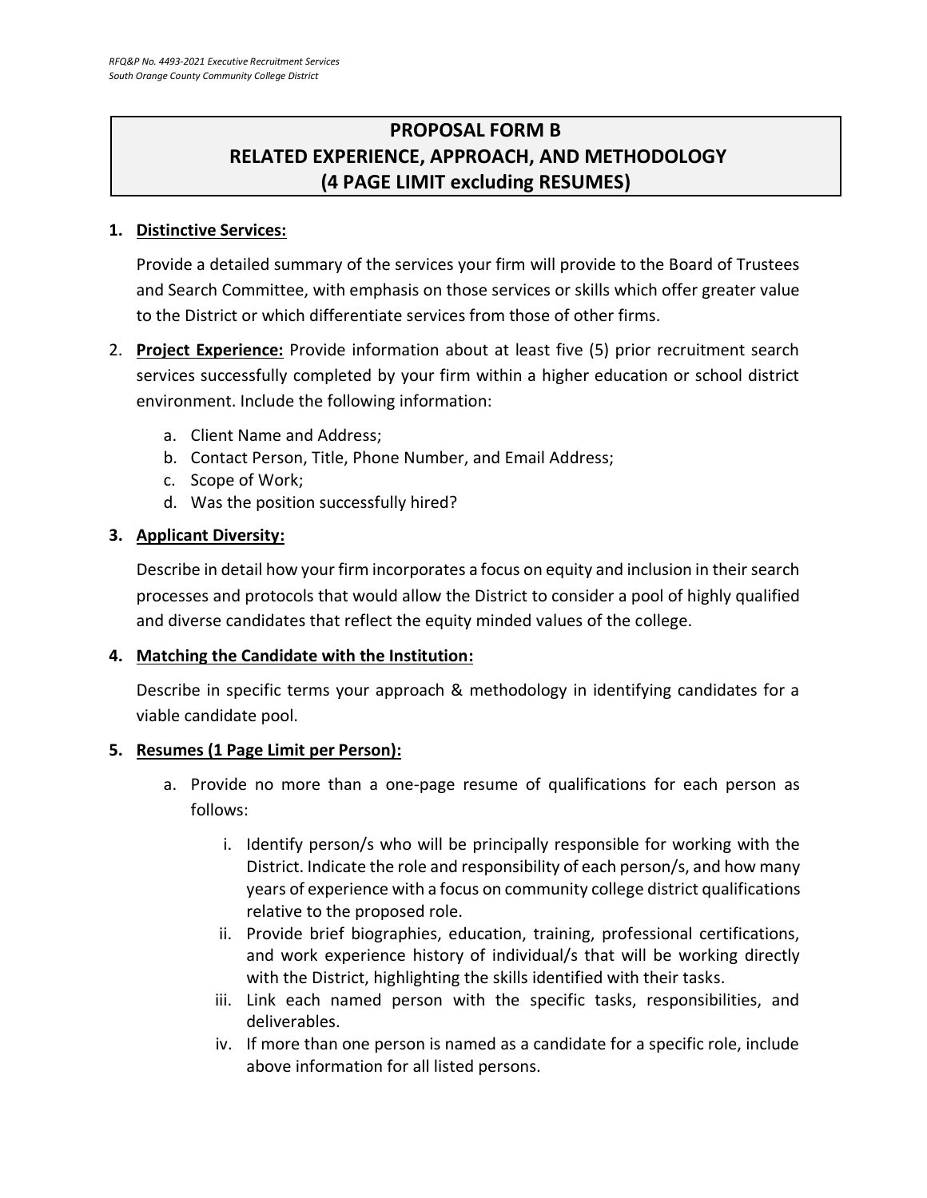## PROPOSAL FORM B
## RELATED EXPERIENCE, APPROACH, AND METHODOLOGY
## (4 PAGE LIMIT excluding RESUMES)

1. **Distinctive Services:**

   Provide a detailed summary of the services your firm will provide to the Board of Trustees and Search Committee, with emphasis on those services or skills which offer greater value to the District or which differentiate services from those of other firms.

2. **Project Experience:** Provide information about at least five (5) prior recruitment search services successfully completed by your firm within a higher education or school district environment. Include the following information:

   a. Client Name and Address;
   b. Contact Person, Title, Phone Number, and Email Address;
   c. Scope of Work;
   d. Was the position successfully hired?

3. **Applicant Diversity:**

   Describe in detail how your firm incorporates a focus on equity and inclusion in their search processes and protocols that would allow the District to consider a pool of highly qualified and diverse candidates that reflect the equity minded values of the college.

4. **Matching the Candidate with the Institution:**

   Describe in specific terms your approach & methodology in identifying candidates for a viable candidate pool.

5. **Resumes (1 Page Limit per Person):**

   a. Provide no more than a one-page resume of qualifications for each person as follows:

      i. Identify person/s who will be principally responsible for working with the District. Indicate the role and responsibility of each person/s, and how many years of experience with a focus on community college district qualifications relative to the proposed role.
      ii. Provide brief biographies, education, training, professional certifications, and work experience history of individual/s that will be working directly with the District, highlighting the skills identified with their tasks.
      iii. Link each named person with the specific tasks, responsibilities, and deliverables.
      iv. If more than one person is named as a candidate for a specific role, include above information for all listed persons.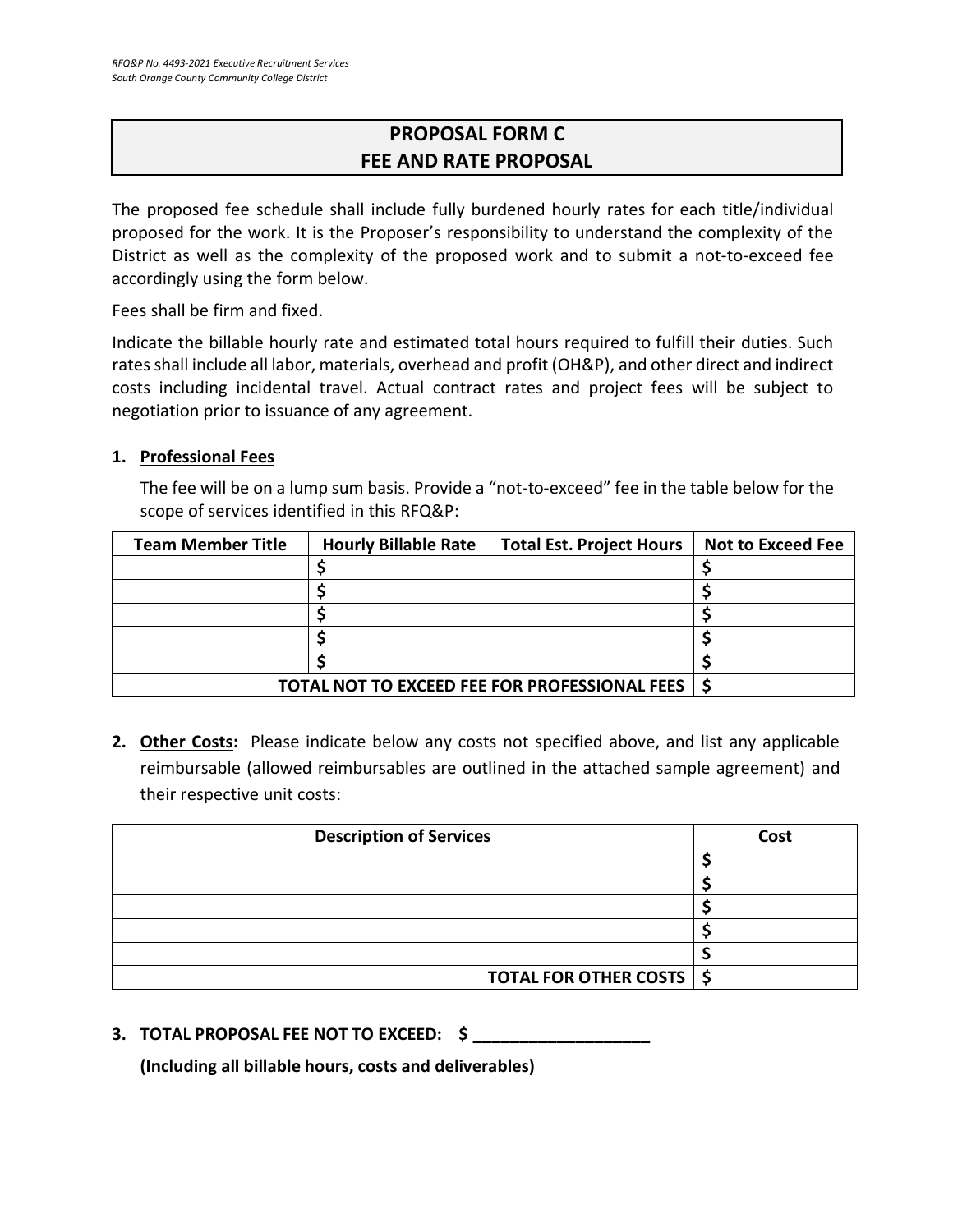# PROPOSAL FORM C
# FEE AND RATE PROPOSAL

The proposed fee schedule shall include fully burdened hourly rates for each title/individual proposed for the work. It is the Proposer's responsibility to understand the complexity of the District as well as the complexity of the proposed work and to submit a not-to-exceed fee accordingly using the form below.

Fees shall be firm and fixed.

Indicate the billable hourly rate and estimated total hours required to fulfill their duties. Such rates shall include all labor, materials, overhead and profit (OH&P), and other direct and indirect costs including incidental travel. Actual contract rates and project fees will be subject to negotiation prior to issuance of any agreement.

**1. Professional Fees**

The fee will be on a lump sum basis. Provide a "not-to-exceed" fee in the table below for the scope of services identified in this RFQ&P:

| Team Member Title | Hourly Billable Rate | Total Est. Project Hours | Not to Exceed Fee |
|---|---|---|---|
| | $ | | $ |
| | $ | | $ |
| | $ | | $ |
| | $ | | $ |
| | $ | | $ |
| | | **TOTAL NOT TO EXCEED FEE FOR PROFESSIONAL FEES** | $ |

**2. Other Costs:** Please indicate below any costs not specified above, and list any applicable reimbursable (allowed reimbursables are outlined in the attached sample agreement) and their respective unit costs:

| Description of Services | Cost |
|---|---|
| | $ |
| | $ |
| | $ |
| | $ |
| | $ |
| **TOTAL FOR OTHER COSTS** | $ |

**3. TOTAL PROPOSAL FEE NOT TO EXCEED: $ ___________________**

**(Including all billable hours, costs and deliverables)**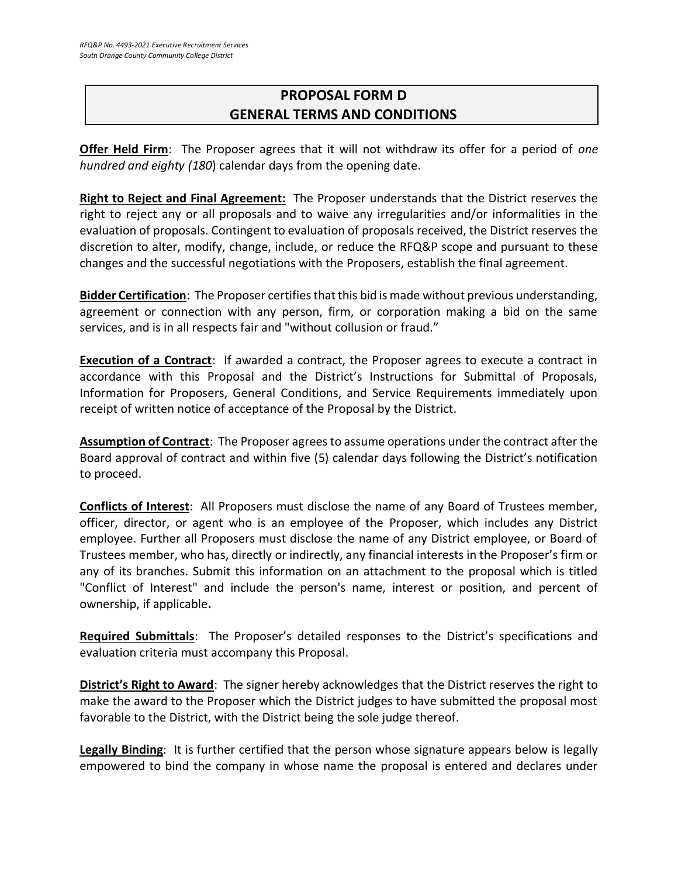## PROPOSAL FORM D
## GENERAL TERMS AND CONDITIONS

**Offer Held Firm**: The Proposer agrees that it will not withdraw its offer for a period of *one hundred and eighty (180*) calendar days from the opening date.

**Right to Reject and Final Agreement:** The Proposer understands that the District reserves the right to reject any or all proposals and to waive any irregularities and/or informalities in the evaluation of proposals. Contingent to evaluation of proposals received, the District reserves the discretion to alter, modify, change, include, or reduce the RFQ&P scope and pursuant to these changes and the successful negotiations with the Proposers, establish the final agreement.

**Bidder Certification**: The Proposer certifies that this bid is made without previous understanding, agreement or connection with any person, firm, or corporation making a bid on the same services, and is in all respects fair and "without collusion or fraud."

**Execution of a Contract**: If awarded a contract, the Proposer agrees to execute a contract in accordance with this Proposal and the District's Instructions for Submittal of Proposals, Information for Proposers, General Conditions, and Service Requirements immediately upon receipt of written notice of acceptance of the Proposal by the District.

**Assumption of Contract**: The Proposer agrees to assume operations under the contract after the Board approval of contract and within five (5) calendar days following the District's notification to proceed.

**Conflicts of Interest**: All Proposers must disclose the name of any Board of Trustees member, officer, director, or agent who is an employee of the Proposer, which includes any District employee. Further all Proposers must disclose the name of any District employee, or Board of Trustees member, who has, directly or indirectly, any financial interests in the Proposer's firm or any of its branches. Submit this information on an attachment to the proposal which is titled "Conflict of Interest" and include the person's name, interest or position, and percent of ownership, if applicable**.**

**Required Submittals**: The Proposer's detailed responses to the District's specifications and evaluation criteria must accompany this Proposal.

**District's Right to Award**: The signer hereby acknowledges that the District reserves the right to make the award to the Proposer which the District judges to have submitted the proposal most favorable to the District, with the District being the sole judge thereof.

**Legally Binding**: It is further certified that the person whose signature appears below is legally empowered to bind the company in whose name the proposal is entered and declares under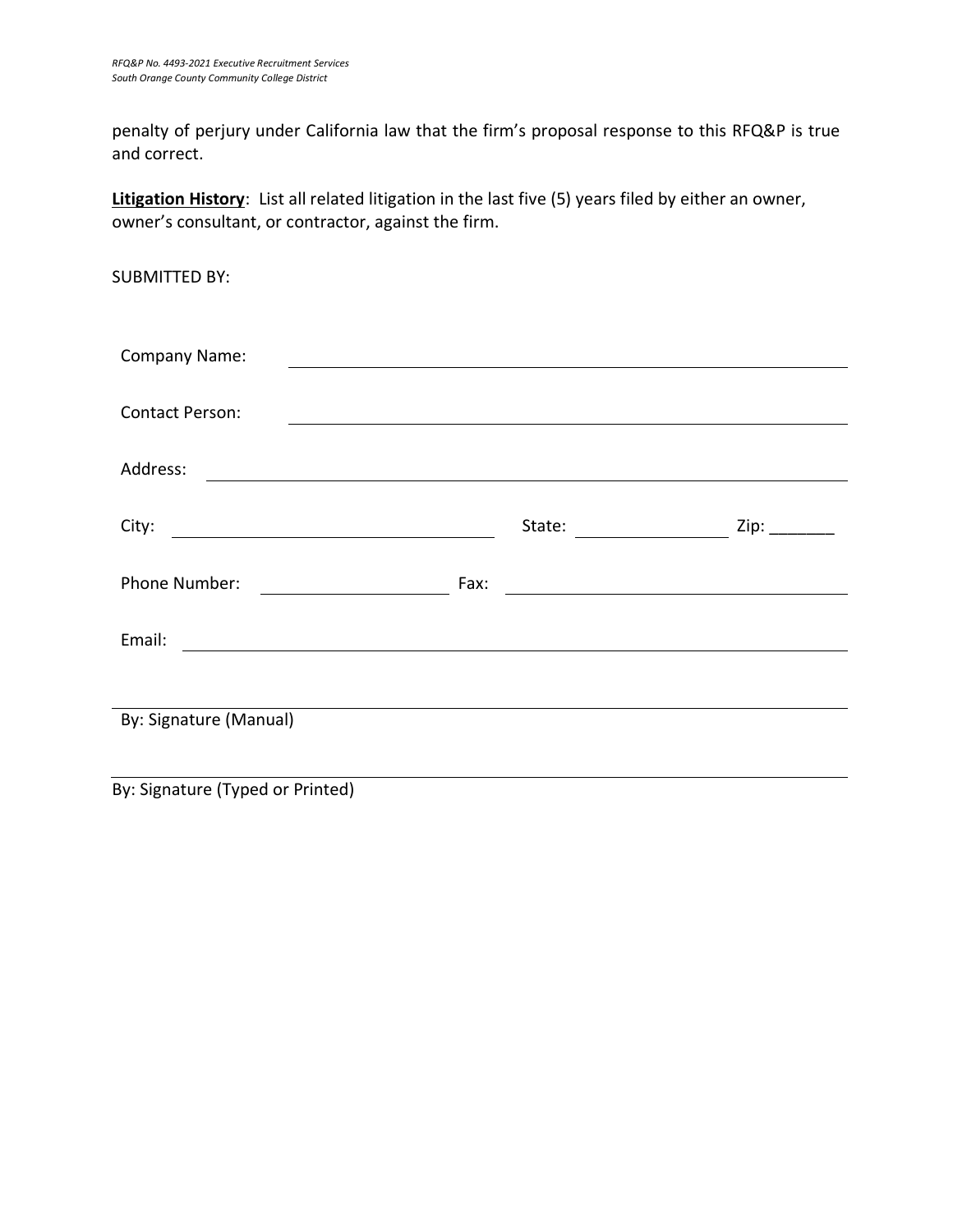penalty of perjury under California law that the firm's proposal response to this RFQ&P is true and correct.

**Litigation History**: List all related litigation in the last five (5) years filed by either an owner, owner's consultant, or contractor, against the firm.

SUBMITTED BY:

Company Name: ______________________________________________

Contact Person: ______________________________________________

Address: ______________________________________________

City: ______________________ State: ____________ Zip: _______

Phone Number: ______________ Fax: ______________________

Email: ______________________________________________

______________________________________________
By: Signature (Manual)

______________________________________________
By: Signature (Typed or Printed)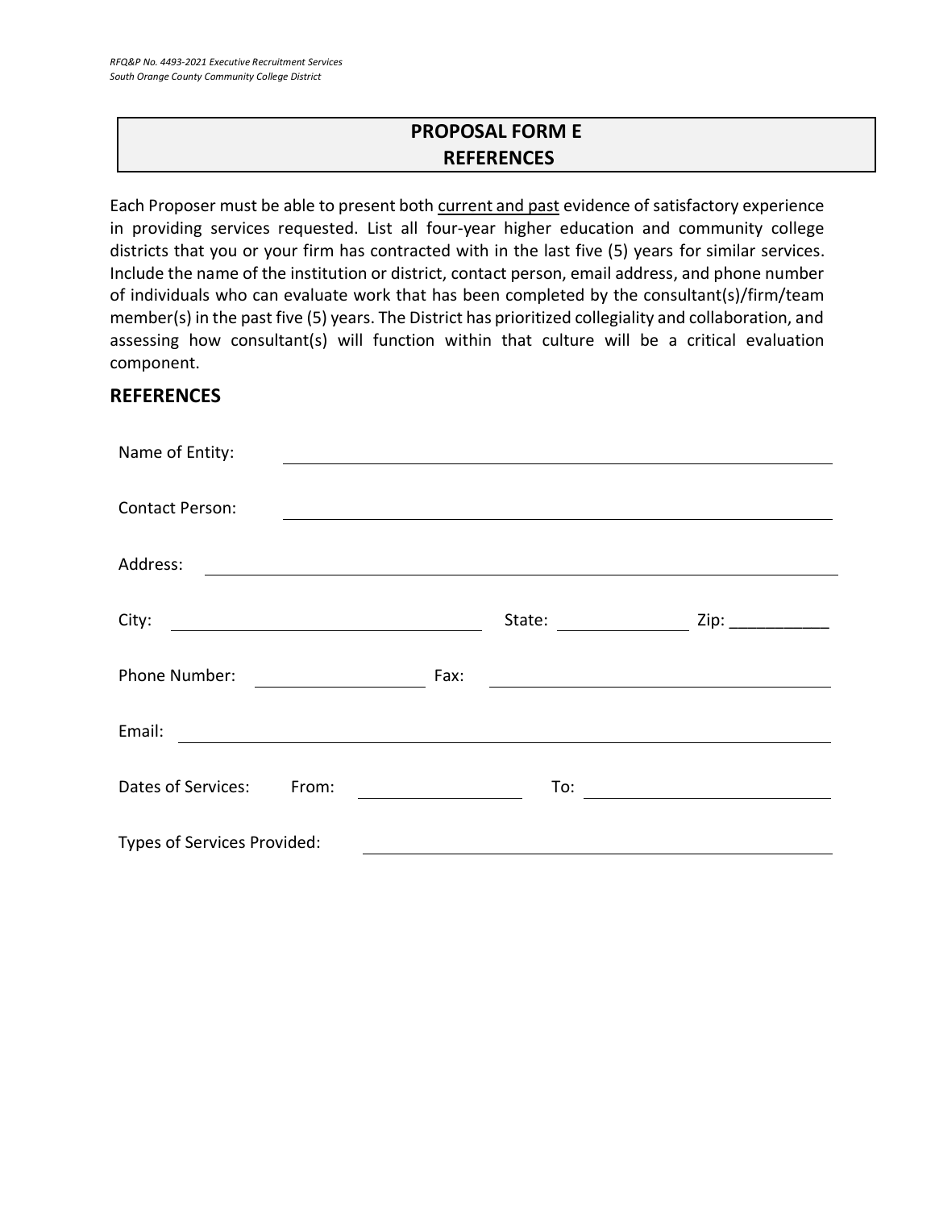# PROPOSAL FORM E
# REFERENCES

Each Proposer must be able to present both current and past evidence of satisfactory experience in providing services requested. List all four-year higher education and community college districts that you or your firm has contracted with in the last five (5) years for similar services. Include the name of the institution or district, contact person, email address, and phone number of individuals who can evaluate work that has been completed by the consultant(s)/firm/team member(s) in the past five (5) years. The District has prioritized collegiality and collaboration, and assessing how consultant(s) will function within that culture will be a critical evaluation component.

## REFERENCES

Name of Entity: ______________________________________________

Contact Person: ______________________________________________

Address: ______________________________________________

City: ______________________ State: ____________ Zip: ___________

Phone Number: ______________ Fax: ______________________________

Email: ______________________________________________

Dates of Services: From: ______________ To: ______________________

Types of Services Provided: ______________________________________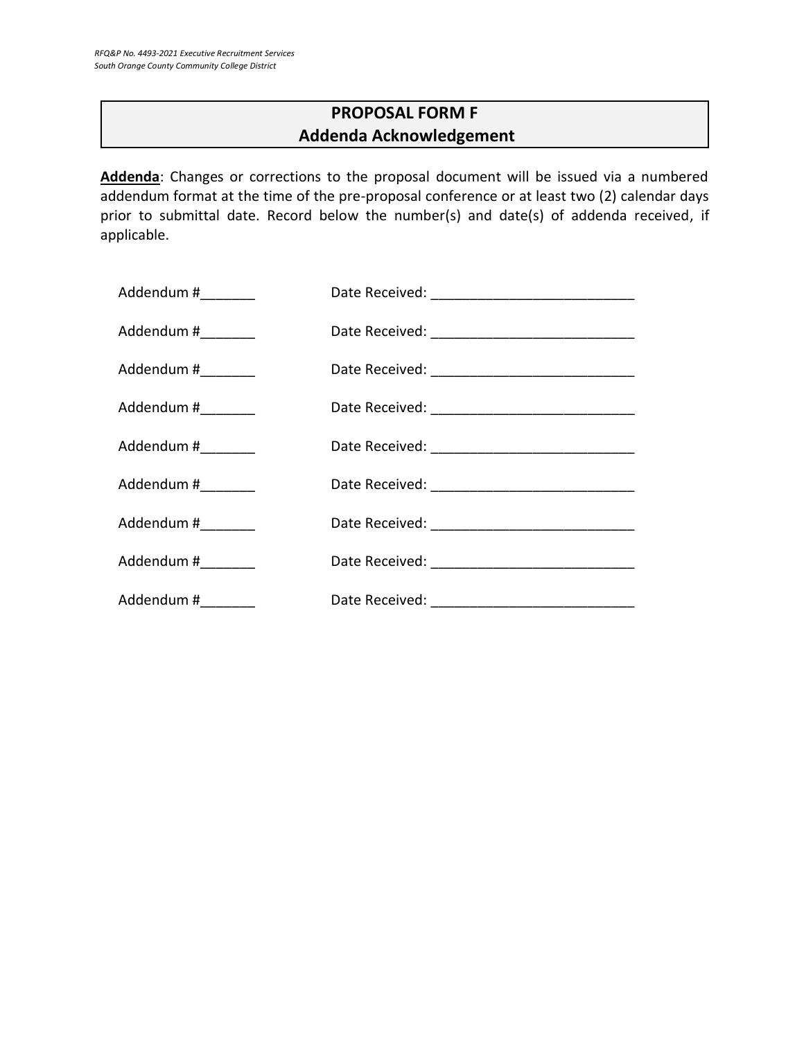## PROPOSAL FORM F
## Addenda Acknowledgement

**Addenda**: Changes or corrections to the proposal document will be issued via a numbered addendum format at the time of the pre-proposal conference or at least two (2) calendar days prior to submittal date. Record below the number(s) and date(s) of addenda received, if applicable.

Addendum #_______ Date Received: __________________________

Addendum #_______ Date Received: __________________________

Addendum #_______ Date Received: __________________________

Addendum #_______ Date Received: __________________________

Addendum #_______ Date Received: __________________________

Addendum #_______ Date Received: __________________________

Addendum #_______ Date Received: __________________________

Addendum #_______ Date Received: __________________________

Addendum #_______ Date Received: __________________________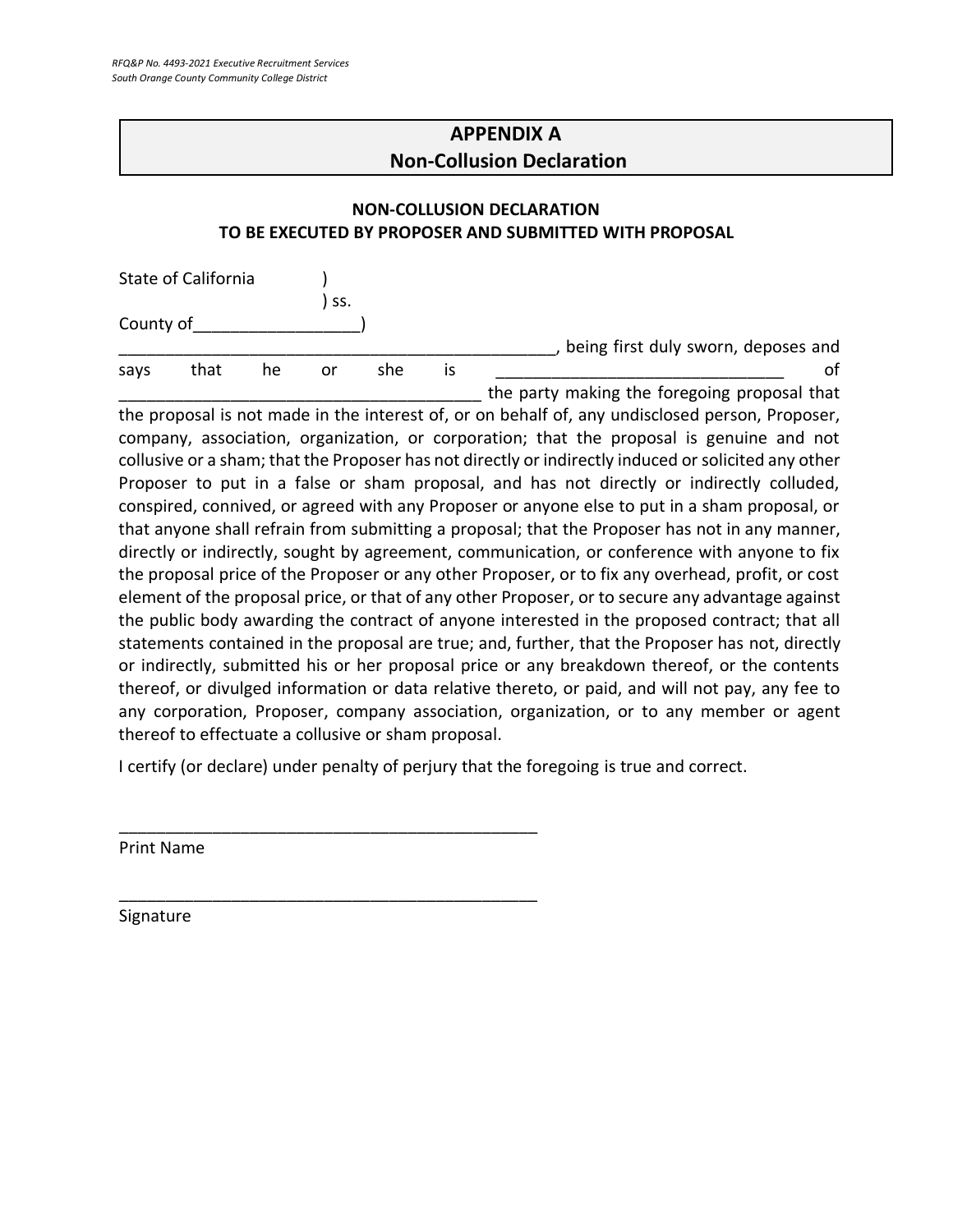## APPENDIX A
## Non-Collusion Declaration

**NON-COLLUSION DECLARATION**
**TO BE EXECUTED BY PROPOSER AND SUBMITTED WITH PROPOSAL**

State of California )
) ss.
County of_________________)

_______________________________________________, being first duly sworn, deposes and says that he or she is ______________________________ of _______________________________________ the party making the foregoing proposal that the proposal is not made in the interest of, or on behalf of, any undisclosed person, Proposer, company, association, organization, or corporation; that the proposal is genuine and not collusive or a sham; that the Proposer has not directly or indirectly induced or solicited any other Proposer to put in a false or sham proposal, and has not directly or indirectly colluded, conspired, connived, or agreed with any Proposer or anyone else to put in a sham proposal, or that anyone shall refrain from submitting a proposal; that the Proposer has not in any manner, directly or indirectly, sought by agreement, communication, or conference with anyone to fix the proposal price of the Proposer or any other Proposer, or to fix any overhead, profit, or cost element of the proposal price, or that of any other Proposer, or to secure any advantage against the public body awarding the contract of anyone interested in the proposed contract; that all statements contained in the proposal are true; and, further, that the Proposer has not, directly or indirectly, submitted his or her proposal price or any breakdown thereof, or the contents thereof, or divulged information or data relative thereto, or paid, and will not pay, any fee to any corporation, Proposer, company association, organization, or to any member or agent thereof to effectuate a collusive or sham proposal.

I certify (or declare) under penalty of perjury that the foregoing is true and correct.

______________________________________________
Print Name

______________________________________________
Signature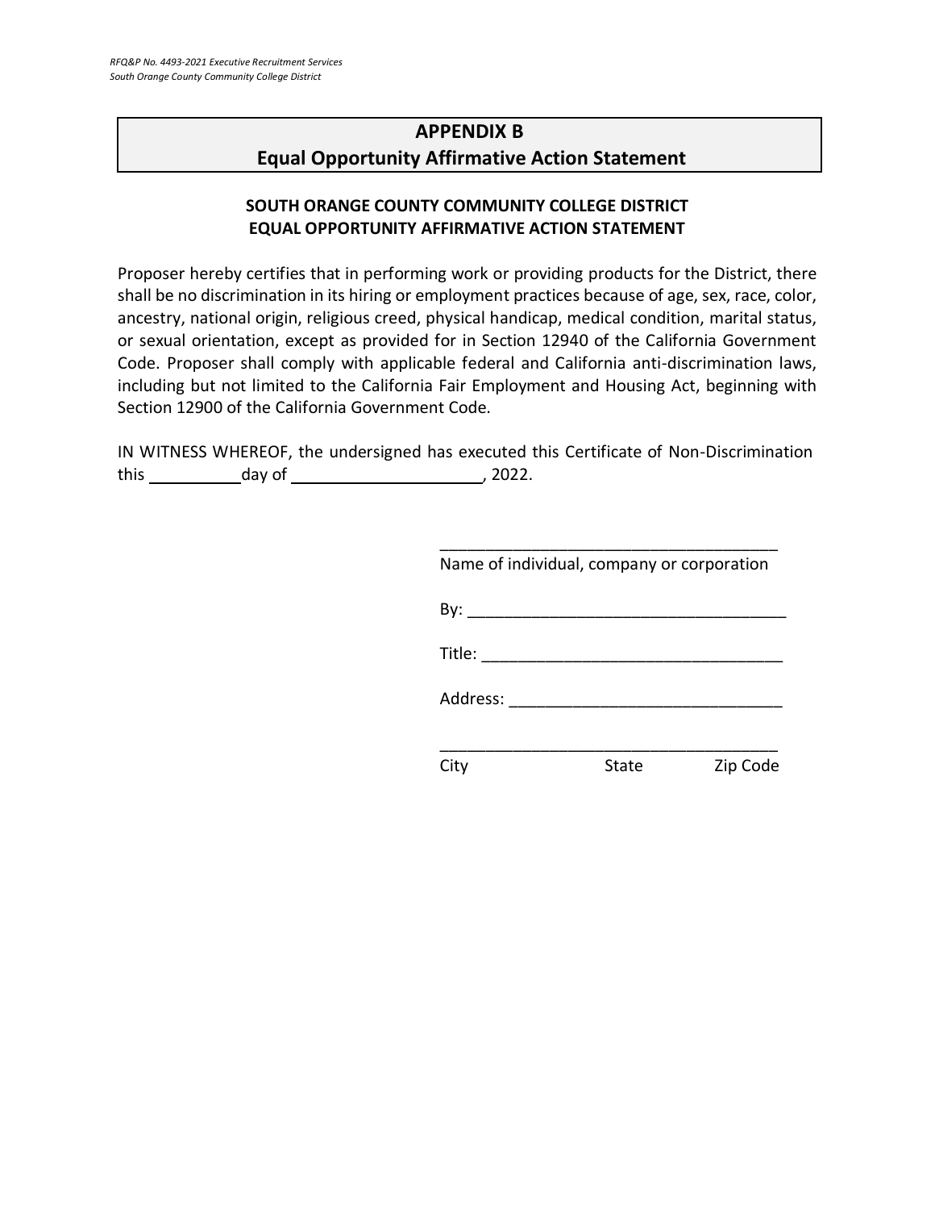## APPENDIX B
## Equal Opportunity Affirmative Action Statement

**SOUTH ORANGE COUNTY COMMUNITY COLLEGE DISTRICT**
**EQUAL OPPORTUNITY AFFIRMATIVE ACTION STATEMENT**

Proposer hereby certifies that in performing work or providing products for the District, there shall be no discrimination in its hiring or employment practices because of age, sex, race, color, ancestry, national origin, religious creed, physical handicap, medical condition, marital status, or sexual orientation, except as provided for in Section 12940 of the California Government Code. Proposer shall comply with applicable federal and California anti-discrimination laws, including but not limited to the California Fair Employment and Housing Act, beginning with Section 12900 of the California Government Code.

IN WITNESS WHEREOF, the undersigned has executed this Certificate of Non-Discrimination this __________ day of ____________________, 2022.

_____________________________________
Name of individual, company or corporation

By: _________________________________

Title: _______________________________

Address: _____________________________

_____________________________________
City State Zip Code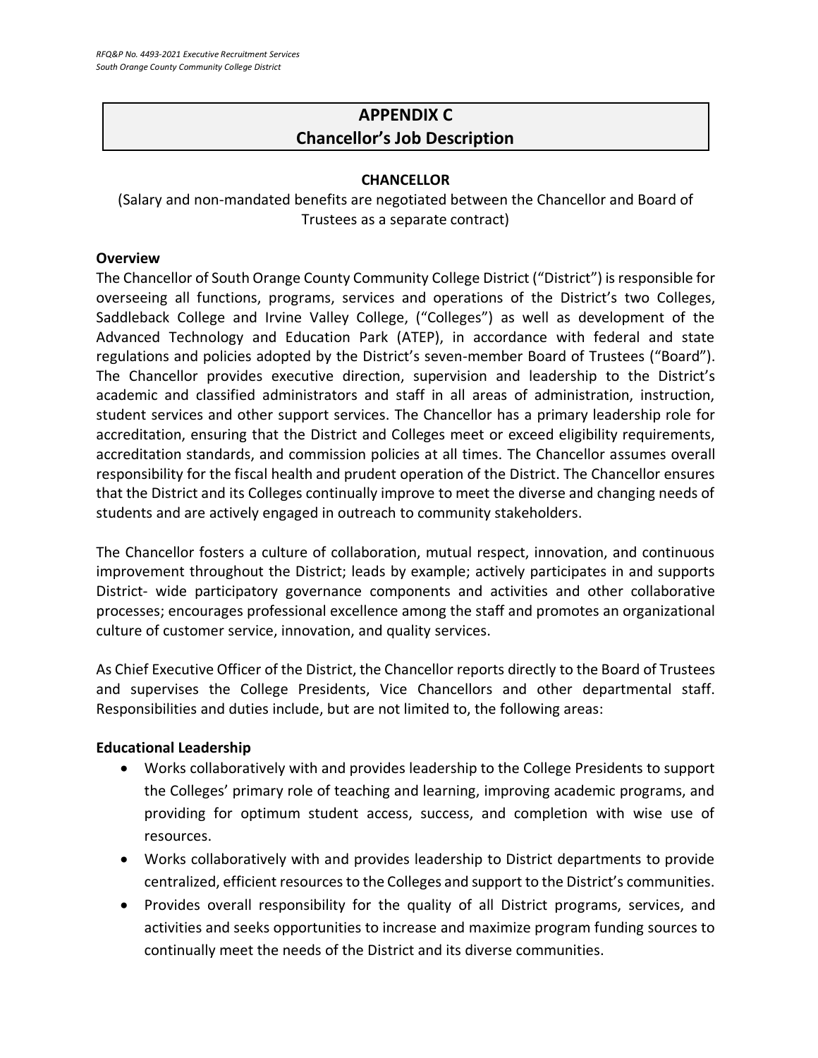# APPENDIX C
# Chancellor's Job Description

**CHANCELLOR**

(Salary and non-mandated benefits are negotiated between the Chancellor and Board of Trustees as a separate contract)

**Overview**

The Chancellor of South Orange County Community College District ("District") is responsible for overseeing all functions, programs, services and operations of the District's two Colleges, Saddleback College and Irvine Valley College, ("Colleges") as well as development of the Advanced Technology and Education Park (ATEP), in accordance with federal and state regulations and policies adopted by the District's seven-member Board of Trustees ("Board"). The Chancellor provides executive direction, supervision and leadership to the District's academic and classified administrators and staff in all areas of administration, instruction, student services and other support services. The Chancellor has a primary leadership role for accreditation, ensuring that the District and Colleges meet or exceed eligibility requirements, accreditation standards, and commission policies at all times. The Chancellor assumes overall responsibility for the fiscal health and prudent operation of the District. The Chancellor ensures that the District and its Colleges continually improve to meet the diverse and changing needs of students and are actively engaged in outreach to community stakeholders.

The Chancellor fosters a culture of collaboration, mutual respect, innovation, and continuous improvement throughout the District; leads by example; actively participates in and supports District- wide participatory governance components and activities and other collaborative processes; encourages professional excellence among the staff and promotes an organizational culture of customer service, innovation, and quality services.

As Chief Executive Officer of the District, the Chancellor reports directly to the Board of Trustees and supervises the College Presidents, Vice Chancellors and other departmental staff. Responsibilities and duties include, but are not limited to, the following areas:

**Educational Leadership**

- Works collaboratively with and provides leadership to the College Presidents to support the Colleges' primary role of teaching and learning, improving academic programs, and providing for optimum student access, success, and completion with wise use of resources.
- Works collaboratively with and provides leadership to District departments to provide centralized, efficient resources to the Colleges and support to the District's communities.
- Provides overall responsibility for the quality of all District programs, services, and activities and seeks opportunities to increase and maximize program funding sources to continually meet the needs of the District and its diverse communities.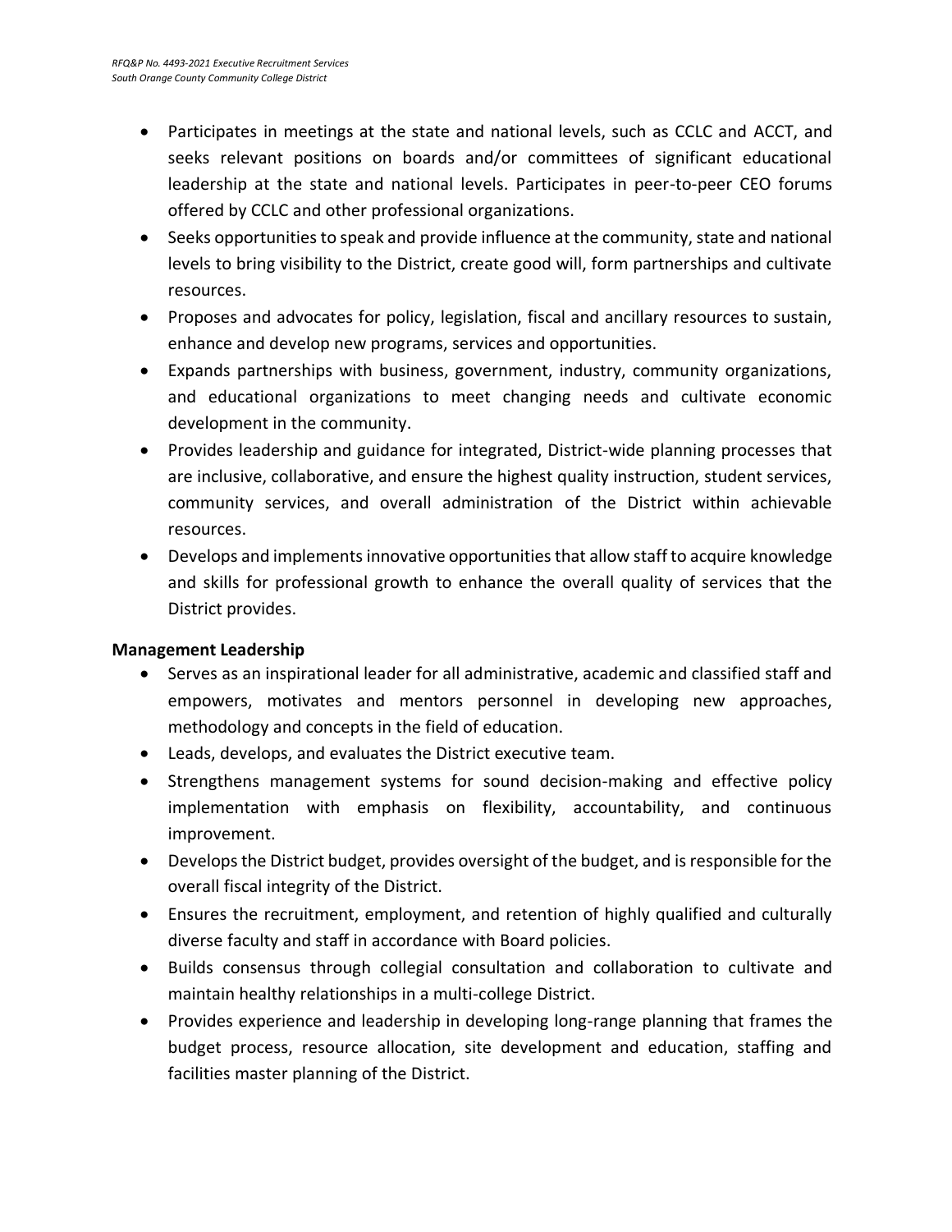- Participates in meetings at the state and national levels, such as CCLC and ACCT, and seeks relevant positions on boards and/or committees of significant educational leadership at the state and national levels. Participates in peer-to-peer CEO forums offered by CCLC and other professional organizations.
- Seeks opportunities to speak and provide influence at the community, state and national levels to bring visibility to the District, create good will, form partnerships and cultivate resources.
- Proposes and advocates for policy, legislation, fiscal and ancillary resources to sustain, enhance and develop new programs, services and opportunities.
- Expands partnerships with business, government, industry, community organizations, and educational organizations to meet changing needs and cultivate economic development in the community.
- Provides leadership and guidance for integrated, District-wide planning processes that are inclusive, collaborative, and ensure the highest quality instruction, student services, community services, and overall administration of the District within achievable resources.
- Develops and implements innovative opportunities that allow staff to acquire knowledge and skills for professional growth to enhance the overall quality of services that the District provides.

**Management Leadership**

- Serves as an inspirational leader for all administrative, academic and classified staff and empowers, motivates and mentors personnel in developing new approaches, methodology and concepts in the field of education.
- Leads, develops, and evaluates the District executive team.
- Strengthens management systems for sound decision-making and effective policy implementation with emphasis on flexibility, accountability, and continuous improvement.
- Develops the District budget, provides oversight of the budget, and is responsible for the overall fiscal integrity of the District.
- Ensures the recruitment, employment, and retention of highly qualified and culturally diverse faculty and staff in accordance with Board policies.
- Builds consensus through collegial consultation and collaboration to cultivate and maintain healthy relationships in a multi-college District.
- Provides experience and leadership in developing long-range planning that frames the budget process, resource allocation, site development and education, staffing and facilities master planning of the District.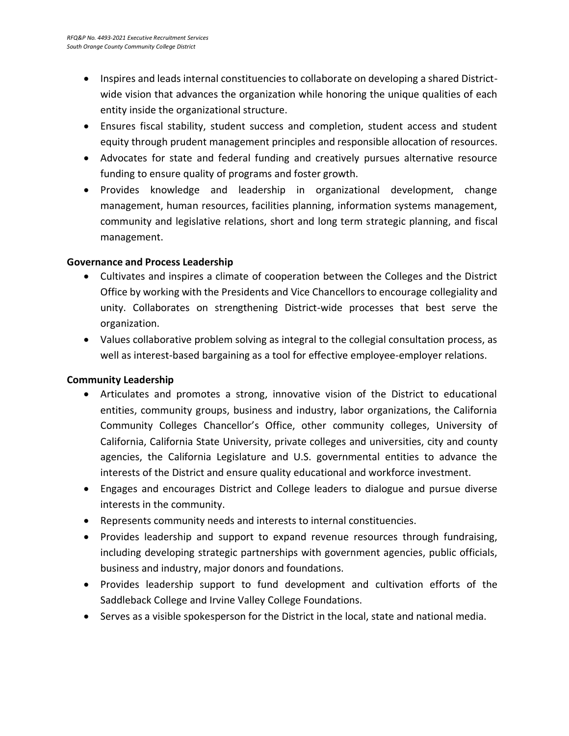- Inspires and leads internal constituencies to collaborate on developing a shared District-wide vision that advances the organization while honoring the unique qualities of each entity inside the organizational structure.
- Ensures fiscal stability, student success and completion, student access and student equity through prudent management principles and responsible allocation of resources.
- Advocates for state and federal funding and creatively pursues alternative resource funding to ensure quality of programs and foster growth.
- Provides knowledge and leadership in organizational development, change management, human resources, facilities planning, information systems management, community and legislative relations, short and long term strategic planning, and fiscal management.

**Governance and Process Leadership**

- Cultivates and inspires a climate of cooperation between the Colleges and the District Office by working with the Presidents and Vice Chancellors to encourage collegiality and unity. Collaborates on strengthening District-wide processes that best serve the organization.
- Values collaborative problem solving as integral to the collegial consultation process, as well as interest-based bargaining as a tool for effective employee-employer relations.

**Community Leadership**

- Articulates and promotes a strong, innovative vision of the District to educational entities, community groups, business and industry, labor organizations, the California Community Colleges Chancellor's Office, other community colleges, University of California, California State University, private colleges and universities, city and county agencies, the California Legislature and U.S. governmental entities to advance the interests of the District and ensure quality educational and workforce investment.
- Engages and encourages District and College leaders to dialogue and pursue diverse interests in the community.
- Represents community needs and interests to internal constituencies.
- Provides leadership and support to expand revenue resources through fundraising, including developing strategic partnerships with government agencies, public officials, business and industry, major donors and foundations.
- Provides leadership support to fund development and cultivation efforts of the Saddleback College and Irvine Valley College Foundations.
- Serves as a visible spokesperson for the District in the local, state and national media.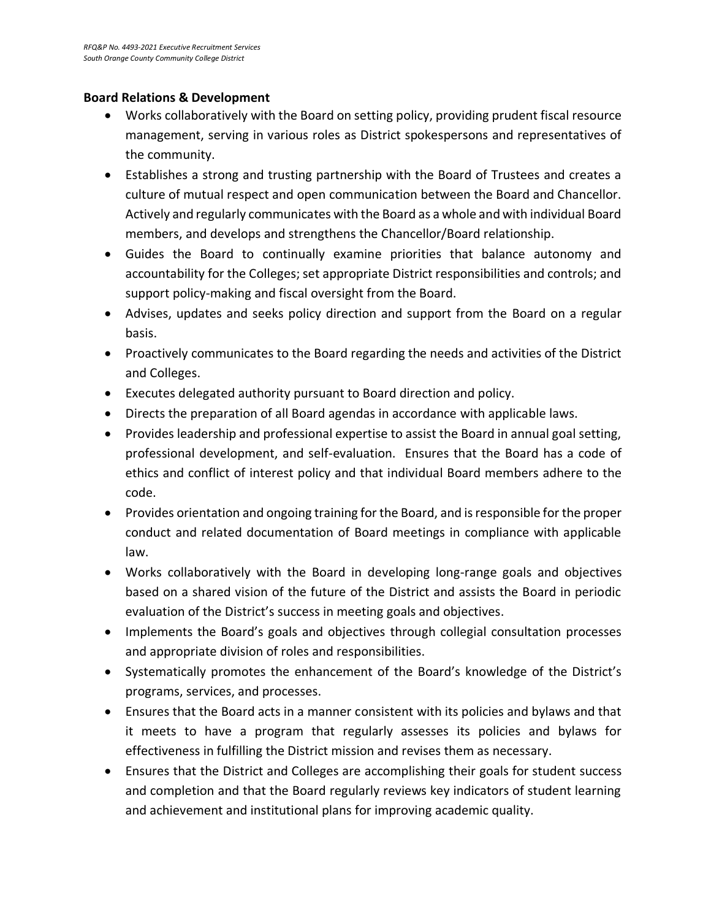**Board Relations & Development**

- Works collaboratively with the Board on setting policy, providing prudent fiscal resource management, serving in various roles as District spokespersons and representatives of the community.
- Establishes a strong and trusting partnership with the Board of Trustees and creates a culture of mutual respect and open communication between the Board and Chancellor. Actively and regularly communicates with the Board as a whole and with individual Board members, and develops and strengthens the Chancellor/Board relationship.
- Guides the Board to continually examine priorities that balance autonomy and accountability for the Colleges; set appropriate District responsibilities and controls; and support policy-making and fiscal oversight from the Board.
- Advises, updates and seeks policy direction and support from the Board on a regular basis.
- Proactively communicates to the Board regarding the needs and activities of the District and Colleges.
- Executes delegated authority pursuant to Board direction and policy.
- Directs the preparation of all Board agendas in accordance with applicable laws.
- Provides leadership and professional expertise to assist the Board in annual goal setting, professional development, and self-evaluation. Ensures that the Board has a code of ethics and conflict of interest policy and that individual Board members adhere to the code.
- Provides orientation and ongoing training for the Board, and is responsible for the proper conduct and related documentation of Board meetings in compliance with applicable law.
- Works collaboratively with the Board in developing long-range goals and objectives based on a shared vision of the future of the District and assists the Board in periodic evaluation of the District's success in meeting goals and objectives.
- Implements the Board's goals and objectives through collegial consultation processes and appropriate division of roles and responsibilities.
- Systematically promotes the enhancement of the Board's knowledge of the District's programs, services, and processes.
- Ensures that the Board acts in a manner consistent with its policies and bylaws and that it meets to have a program that regularly assesses its policies and bylaws for effectiveness in fulfilling the District mission and revises them as necessary.
- Ensures that the District and Colleges are accomplishing their goals for student success and completion and that the Board regularly reviews key indicators of student learning and achievement and institutional plans for improving academic quality.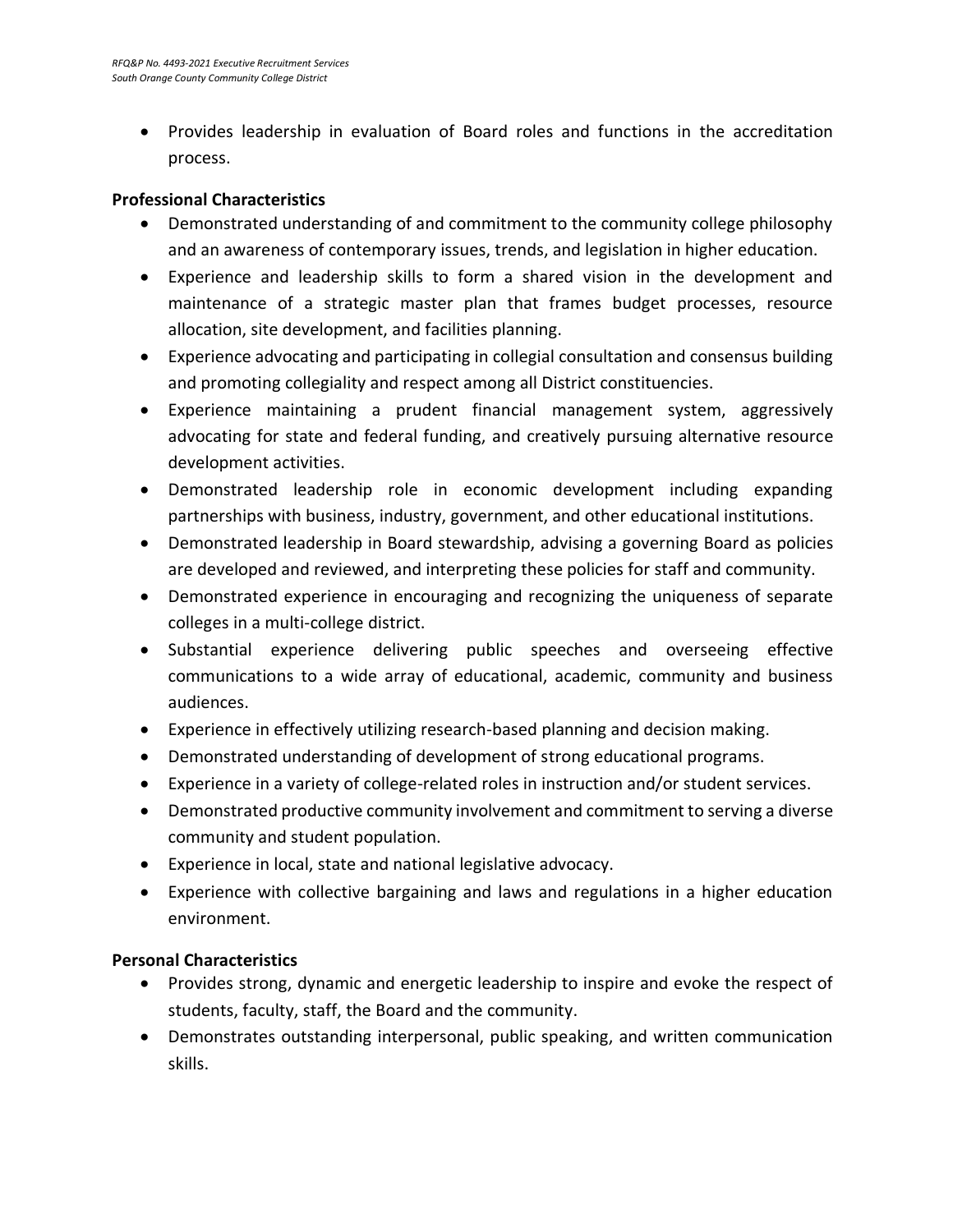- Provides leadership in evaluation of Board roles and functions in the accreditation process.

**Professional Characteristics**

- Demonstrated understanding of and commitment to the community college philosophy and an awareness of contemporary issues, trends, and legislation in higher education.
- Experience and leadership skills to form a shared vision in the development and maintenance of a strategic master plan that frames budget processes, resource allocation, site development, and facilities planning.
- Experience advocating and participating in collegial consultation and consensus building and promoting collegiality and respect among all District constituencies.
- Experience maintaining a prudent financial management system, aggressively advocating for state and federal funding, and creatively pursuing alternative resource development activities.
- Demonstrated leadership role in economic development including expanding partnerships with business, industry, government, and other educational institutions.
- Demonstrated leadership in Board stewardship, advising a governing Board as policies are developed and reviewed, and interpreting these policies for staff and community.
- Demonstrated experience in encouraging and recognizing the uniqueness of separate colleges in a multi-college district.
- Substantial experience delivering public speeches and overseeing effective communications to a wide array of educational, academic, community and business audiences.
- Experience in effectively utilizing research-based planning and decision making.
- Demonstrated understanding of development of strong educational programs.
- Experience in a variety of college-related roles in instruction and/or student services.
- Demonstrated productive community involvement and commitment to serving a diverse community and student population.
- Experience in local, state and national legislative advocacy.
- Experience with collective bargaining and laws and regulations in a higher education environment.

**Personal Characteristics**

- Provides strong, dynamic and energetic leadership to inspire and evoke the respect of students, faculty, staff, the Board and the community.
- Demonstrates outstanding interpersonal, public speaking, and written communication skills.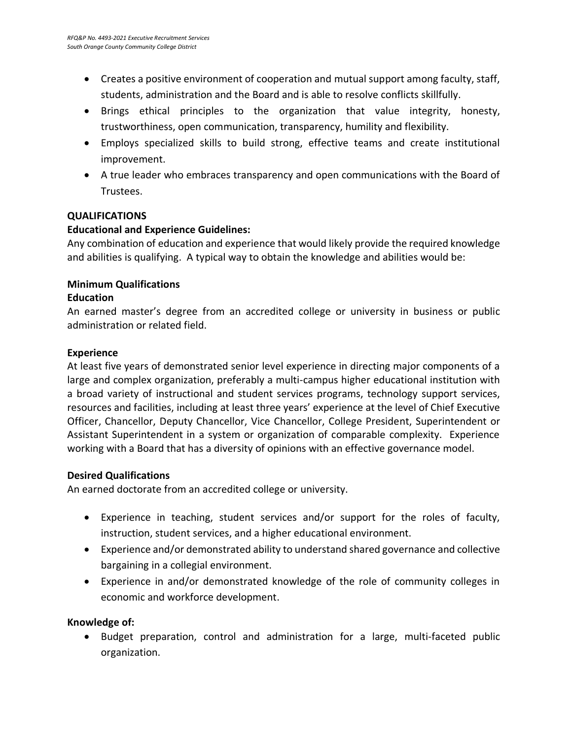- Creates a positive environment of cooperation and mutual support among faculty, staff, students, administration and the Board and is able to resolve conflicts skillfully.
- Brings ethical principles to the organization that value integrity, honesty, trustworthiness, open communication, transparency, humility and flexibility.
- Employs specialized skills to build strong, effective teams and create institutional improvement.
- A true leader who embraces transparency and open communications with the Board of Trustees.

**QUALIFICATIONS**

**Educational and Experience Guidelines:**

Any combination of education and experience that would likely provide the required knowledge and abilities is qualifying. A typical way to obtain the knowledge and abilities would be:

**Minimum Qualifications**

**Education**

An earned master's degree from an accredited college or university in business or public administration or related field.

**Experience**

At least five years of demonstrated senior level experience in directing major components of a large and complex organization, preferably a multi-campus higher educational institution with a broad variety of instructional and student services programs, technology support services, resources and facilities, including at least three years' experience at the level of Chief Executive Officer, Chancellor, Deputy Chancellor, Vice Chancellor, College President, Superintendent or Assistant Superintendent in a system or organization of comparable complexity. Experience working with a Board that has a diversity of opinions with an effective governance model.

**Desired Qualifications**

An earned doctorate from an accredited college or university.

- Experience in teaching, student services and/or support for the roles of faculty, instruction, student services, and a higher educational environment.
- Experience and/or demonstrated ability to understand shared governance and collective bargaining in a collegial environment.
- Experience in and/or demonstrated knowledge of the role of community colleges in economic and workforce development.

**Knowledge of:**

- Budget preparation, control and administration for a large, multi-faceted public organization.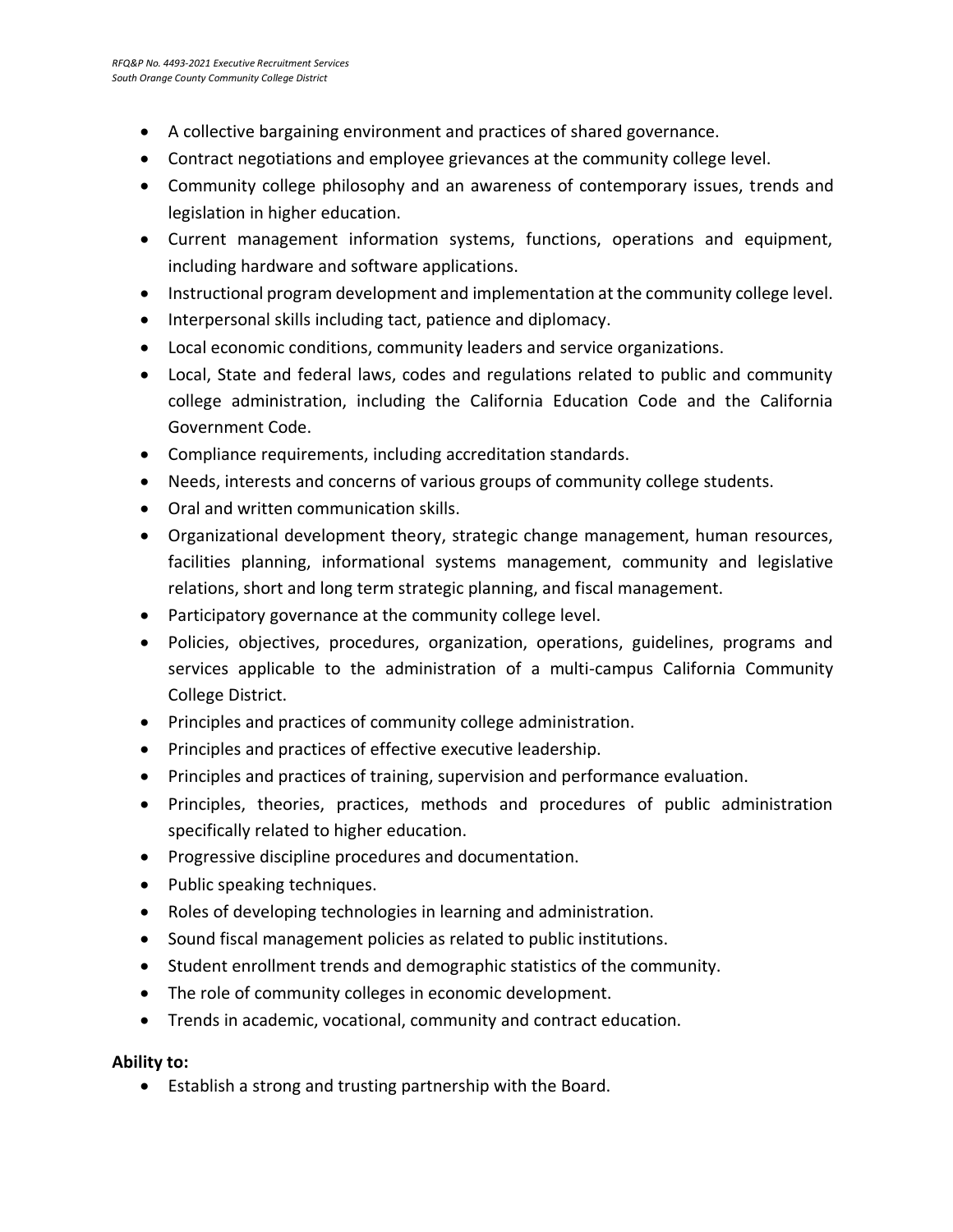- A collective bargaining environment and practices of shared governance.
- Contract negotiations and employee grievances at the community college level.
- Community college philosophy and an awareness of contemporary issues, trends and legislation in higher education.
- Current management information systems, functions, operations and equipment, including hardware and software applications.
- Instructional program development and implementation at the community college level.
- Interpersonal skills including tact, patience and diplomacy.
- Local economic conditions, community leaders and service organizations.
- Local, State and federal laws, codes and regulations related to public and community college administration, including the California Education Code and the California Government Code.
- Compliance requirements, including accreditation standards.
- Needs, interests and concerns of various groups of community college students.
- Oral and written communication skills.
- Organizational development theory, strategic change management, human resources, facilities planning, informational systems management, community and legislative relations, short and long term strategic planning, and fiscal management.
- Participatory governance at the community college level.
- Policies, objectives, procedures, organization, operations, guidelines, programs and services applicable to the administration of a multi-campus California Community College District.
- Principles and practices of community college administration.
- Principles and practices of effective executive leadership.
- Principles and practices of training, supervision and performance evaluation.
- Principles, theories, practices, methods and procedures of public administration specifically related to higher education.
- Progressive discipline procedures and documentation.
- Public speaking techniques.
- Roles of developing technologies in learning and administration.
- Sound fiscal management policies as related to public institutions.
- Student enrollment trends and demographic statistics of the community.
- The role of community colleges in economic development.
- Trends in academic, vocational, community and contract education.

**Ability to:**

- Establish a strong and trusting partnership with the Board.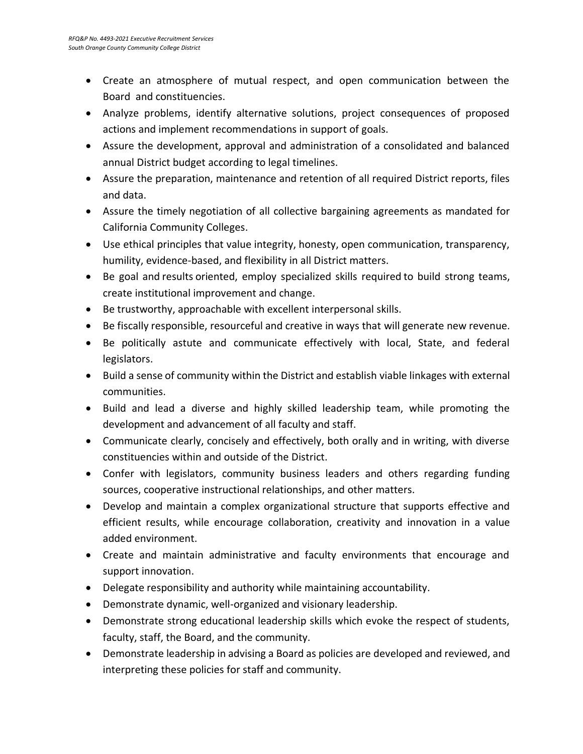- Create an atmosphere of mutual respect, and open communication between the Board and constituencies.
- Analyze problems, identify alternative solutions, project consequences of proposed actions and implement recommendations in support of goals.
- Assure the development, approval and administration of a consolidated and balanced annual District budget according to legal timelines.
- Assure the preparation, maintenance and retention of all required District reports, files and data.
- Assure the timely negotiation of all collective bargaining agreements as mandated for California Community Colleges.
- Use ethical principles that value integrity, honesty, open communication, transparency, humility, evidence-based, and flexibility in all District matters.
- Be goal and results oriented, employ specialized skills required to build strong teams, create institutional improvement and change.
- Be trustworthy, approachable with excellent interpersonal skills.
- Be fiscally responsible, resourceful and creative in ways that will generate new revenue.
- Be politically astute and communicate effectively with local, State, and federal legislators.
- Build a sense of community within the District and establish viable linkages with external communities.
- Build and lead a diverse and highly skilled leadership team, while promoting the development and advancement of all faculty and staff.
- Communicate clearly, concisely and effectively, both orally and in writing, with diverse constituencies within and outside of the District.
- Confer with legislators, community business leaders and others regarding funding sources, cooperative instructional relationships, and other matters.
- Develop and maintain a complex organizational structure that supports effective and efficient results, while encourage collaboration, creativity and innovation in a value added environment.
- Create and maintain administrative and faculty environments that encourage and support innovation.
- Delegate responsibility and authority while maintaining accountability.
- Demonstrate dynamic, well-organized and visionary leadership.
- Demonstrate strong educational leadership skills which evoke the respect of students, faculty, staff, the Board, and the community.
- Demonstrate leadership in advising a Board as policies are developed and reviewed, and interpreting these policies for staff and community.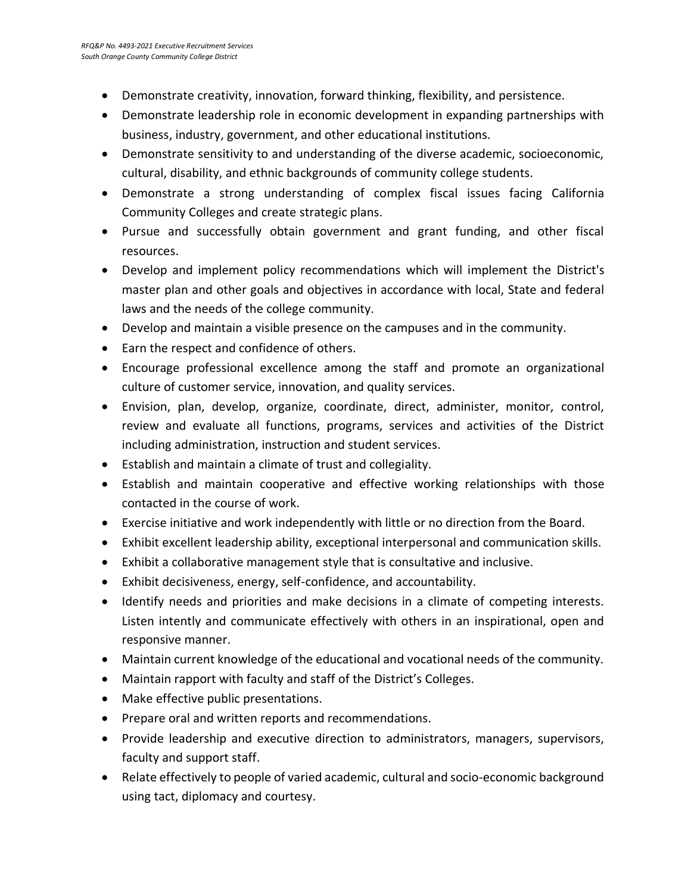- Demonstrate creativity, innovation, forward thinking, flexibility, and persistence.
- Demonstrate leadership role in economic development in expanding partnerships with business, industry, government, and other educational institutions.
- Demonstrate sensitivity to and understanding of the diverse academic, socioeconomic, cultural, disability, and ethnic backgrounds of community college students.
- Demonstrate a strong understanding of complex fiscal issues facing California Community Colleges and create strategic plans.
- Pursue and successfully obtain government and grant funding, and other fiscal resources.
- Develop and implement policy recommendations which will implement the District's master plan and other goals and objectives in accordance with local, State and federal laws and the needs of the college community.
- Develop and maintain a visible presence on the campuses and in the community.
- Earn the respect and confidence of others.
- Encourage professional excellence among the staff and promote an organizational culture of customer service, innovation, and quality services.
- Envision, plan, develop, organize, coordinate, direct, administer, monitor, control, review and evaluate all functions, programs, services and activities of the District including administration, instruction and student services.
- Establish and maintain a climate of trust and collegiality.
- Establish and maintain cooperative and effective working relationships with those contacted in the course of work.
- Exercise initiative and work independently with little or no direction from the Board.
- Exhibit excellent leadership ability, exceptional interpersonal and communication skills.
- Exhibit a collaborative management style that is consultative and inclusive.
- Exhibit decisiveness, energy, self-confidence, and accountability.
- Identify needs and priorities and make decisions in a climate of competing interests. Listen intently and communicate effectively with others in an inspirational, open and responsive manner.
- Maintain current knowledge of the educational and vocational needs of the community.
- Maintain rapport with faculty and staff of the District's Colleges.
- Make effective public presentations.
- Prepare oral and written reports and recommendations.
- Provide leadership and executive direction to administrators, managers, supervisors, faculty and support staff.
- Relate effectively to people of varied academic, cultural and socio-economic background using tact, diplomacy and courtesy.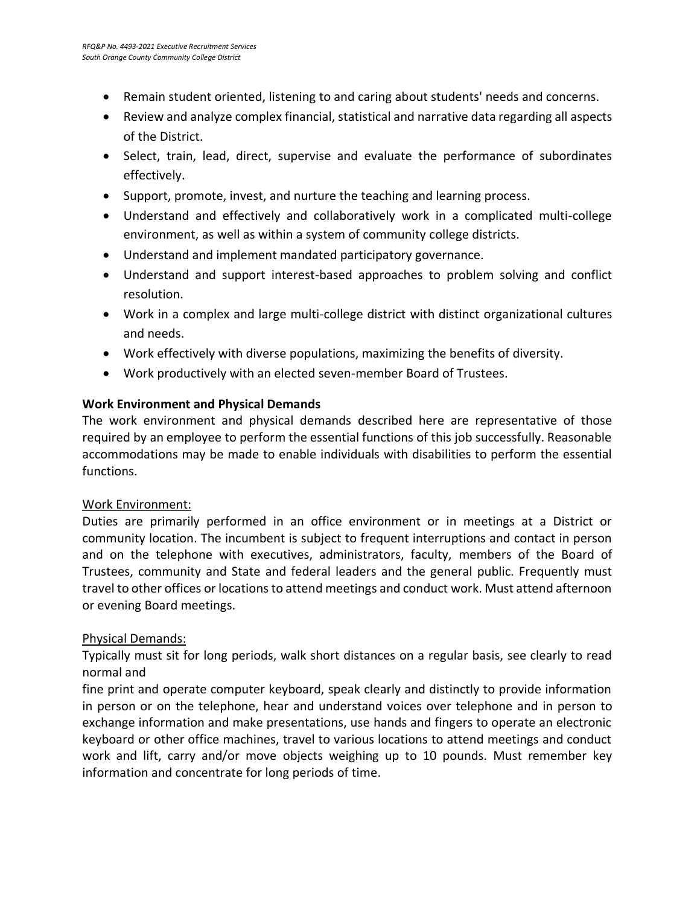- Remain student oriented, listening to and caring about students' needs and concerns.
- Review and analyze complex financial, statistical and narrative data regarding all aspects of the District.
- Select, train, lead, direct, supervise and evaluate the performance of subordinates effectively.
- Support, promote, invest, and nurture the teaching and learning process.
- Understand and effectively and collaboratively work in a complicated multi-college environment, as well as within a system of community college districts.
- Understand and implement mandated participatory governance.
- Understand and support interest-based approaches to problem solving and conflict resolution.
- Work in a complex and large multi-college district with distinct organizational cultures and needs.
- Work effectively with diverse populations, maximizing the benefits of diversity.
- Work productively with an elected seven-member Board of Trustees.

**Work Environment and Physical Demands**

The work environment and physical demands described here are representative of those required by an employee to perform the essential functions of this job successfully. Reasonable accommodations may be made to enable individuals with disabilities to perform the essential functions.

Work Environment:

Duties are primarily performed in an office environment or in meetings at a District or community location. The incumbent is subject to frequent interruptions and contact in person and on the telephone with executives, administrators, faculty, members of the Board of Trustees, community and State and federal leaders and the general public. Frequently must travel to other offices or locations to attend meetings and conduct work. Must attend afternoon or evening Board meetings.

Physical Demands:

Typically must sit for long periods, walk short distances on a regular basis, see clearly to read normal and fine print and operate computer keyboard, speak clearly and distinctly to provide information in person or on the telephone, hear and understand voices over telephone and in person to exchange information and make presentations, use hands and fingers to operate an electronic keyboard or other office machines, travel to various locations to attend meetings and conduct work and lift, carry and/or move objects weighing up to 10 pounds. Must remember key information and concentrate for long periods of time.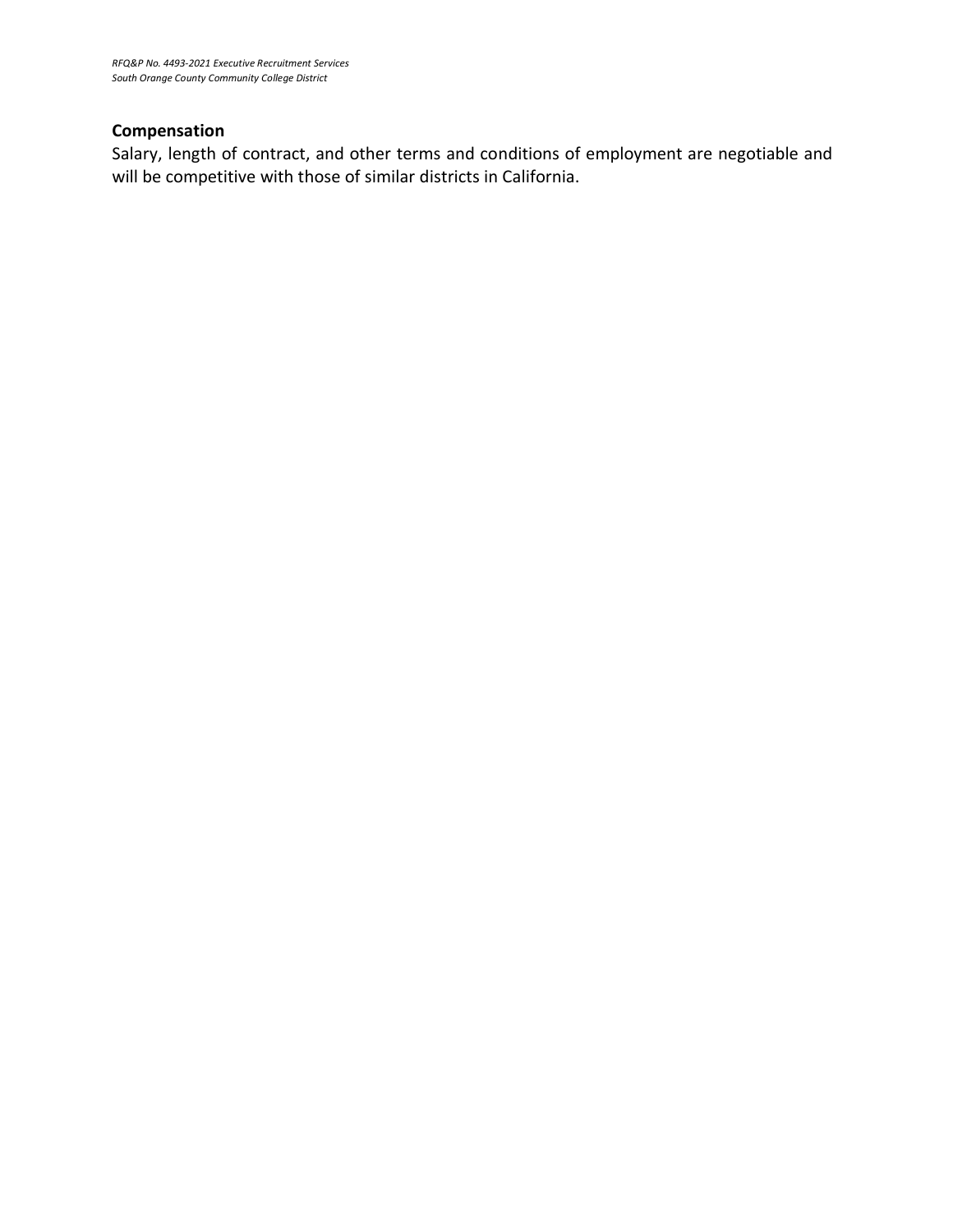**Compensation**

Salary, length of contract, and other terms and conditions of employment are negotiable and will be competitive with those of similar districts in California.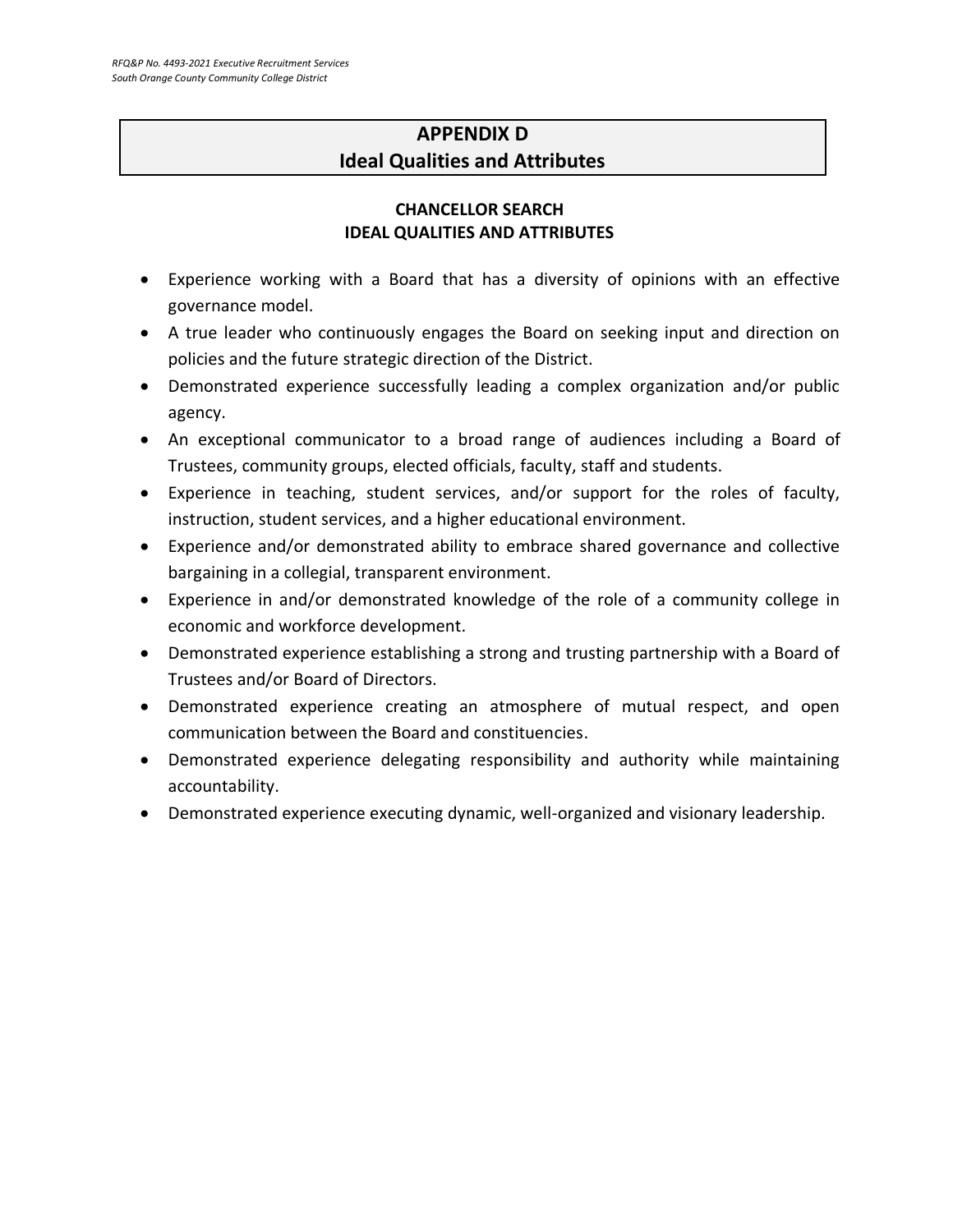# APPENDIX D
# Ideal Qualities and Attributes

## CHANCELLOR SEARCH
## IDEAL QUALITIES AND ATTRIBUTES

- Experience working with a Board that has a diversity of opinions with an effective governance model.
- A true leader who continuously engages the Board on seeking input and direction on policies and the future strategic direction of the District.
- Demonstrated experience successfully leading a complex organization and/or public agency.
- An exceptional communicator to a broad range of audiences including a Board of Trustees, community groups, elected officials, faculty, staff and students.
- Experience in teaching, student services, and/or support for the roles of faculty, instruction, student services, and a higher educational environment.
- Experience and/or demonstrated ability to embrace shared governance and collective bargaining in a collegial, transparent environment.
- Experience in and/or demonstrated knowledge of the role of a community college in economic and workforce development.
- Demonstrated experience establishing a strong and trusting partnership with a Board of Trustees and/or Board of Directors.
- Demonstrated experience creating an atmosphere of mutual respect, and open communication between the Board and constituencies.
- Demonstrated experience delegating responsibility and authority while maintaining accountability.
- Demonstrated experience executing dynamic, well-organized and visionary leadership.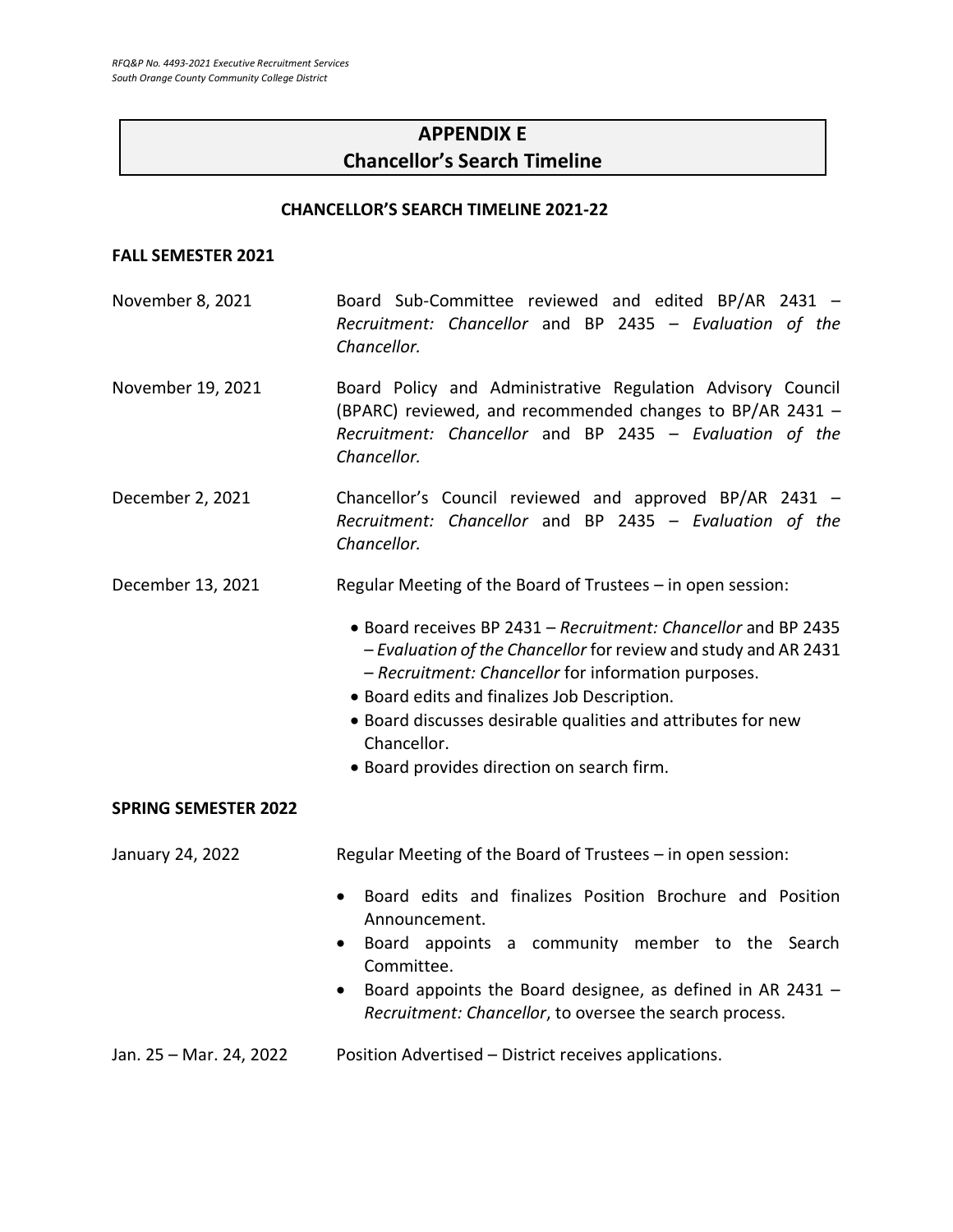# APPENDIX E
# Chancellor's Search Timeline

**CHANCELLOR'S SEARCH TIMELINE 2021-22**

**FALL SEMESTER 2021**

November 8, 2021 — Board Sub-Committee reviewed and edited BP/AR 2431 – *Recruitment: Chancellor* and BP 2435 – *Evaluation of the Chancellor.*

November 19, 2021 — Board Policy and Administrative Regulation Advisory Council (BPARC) reviewed, and recommended changes to BP/AR 2431 – *Recruitment: Chancellor* and BP 2435 – *Evaluation of the Chancellor.*

December 2, 2021 — Chancellor's Council reviewed and approved BP/AR 2431 – *Recruitment: Chancellor* and BP 2435 – *Evaluation of the Chancellor.*

December 13, 2021 — Regular Meeting of the Board of Trustees – in open session:

- Board receives BP 2431 – *Recruitment: Chancellor* and BP 2435 – *Evaluation of the Chancellor* for review and study and AR 2431 – *Recruitment: Chancellor* for information purposes.
- Board edits and finalizes Job Description.
- Board discusses desirable qualities and attributes for new Chancellor.
- Board provides direction on search firm.

**SPRING SEMESTER 2022**

January 24, 2022 — Regular Meeting of the Board of Trustees – in open session:

- Board edits and finalizes Position Brochure and Position Announcement.
- Board appoints a community member to the Search Committee.
- Board appoints the Board designee, as defined in AR 2431 – *Recruitment: Chancellor*, to oversee the search process.

Jan. 25 – Mar. 24, 2022 — Position Advertised – District receives applications.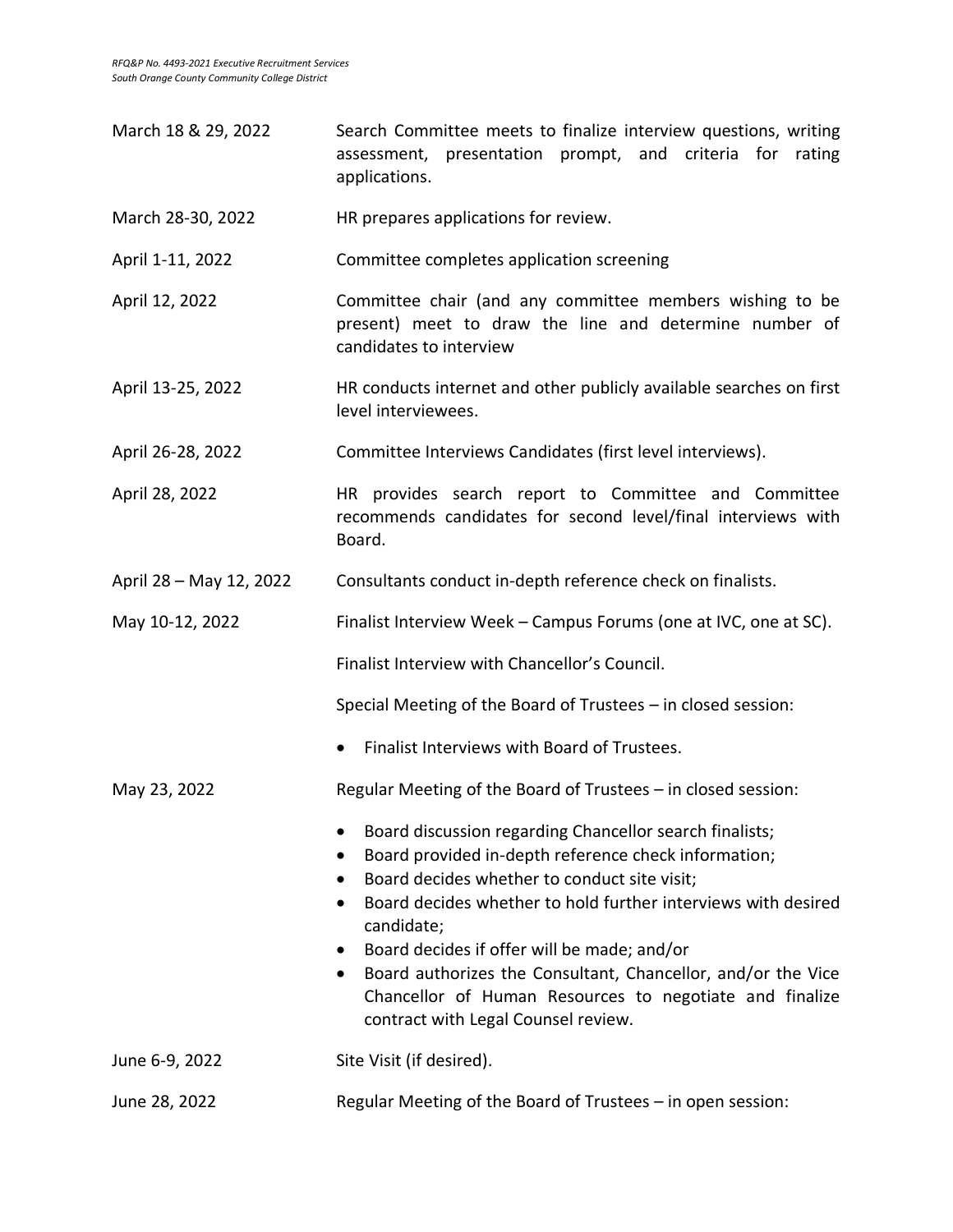| | |
|---|---|
| March 18 & 29, 2022 | Search Committee meets to finalize interview questions, writing assessment, presentation prompt, and criteria for rating applications. |
| March 28-30, 2022 | HR prepares applications for review. |
| April 1-11, 2022 | Committee completes application screening |
| April 12, 2022 | Committee chair (and any committee members wishing to be present) meet to draw the line and determine number of candidates to interview |
| April 13-25, 2022 | HR conducts internet and other publicly available searches on first level interviewees. |
| April 26-28, 2022 | Committee Interviews Candidates (first level interviews). |
| April 28, 2022 | HR provides search report to Committee and Committee recommends candidates for second level/final interviews with Board. |
| April 28 – May 12, 2022 | Consultants conduct in-depth reference check on finalists. |
| May 10-12, 2022 | Finalist Interview Week – Campus Forums (one at IVC, one at SC).<br><br>Finalist Interview with Chancellor's Council.<br><br>Special Meeting of the Board of Trustees – in closed session:<br>• Finalist Interviews with Board of Trustees. |
| May 23, 2022 | Regular Meeting of the Board of Trustees – in closed session:<br>• Board discussion regarding Chancellor search finalists;<br>• Board provided in-depth reference check information;<br>• Board decides whether to conduct site visit;<br>• Board decides whether to hold further interviews with desired candidate;<br>• Board decides if offer will be made; and/or<br>• Board authorizes the Consultant, Chancellor, and/or the Vice Chancellor of Human Resources to negotiate and finalize contract with Legal Counsel review. |
| June 6-9, 2022 | Site Visit (if desired). |
| June 28, 2022 | Regular Meeting of the Board of Trustees – in open session: |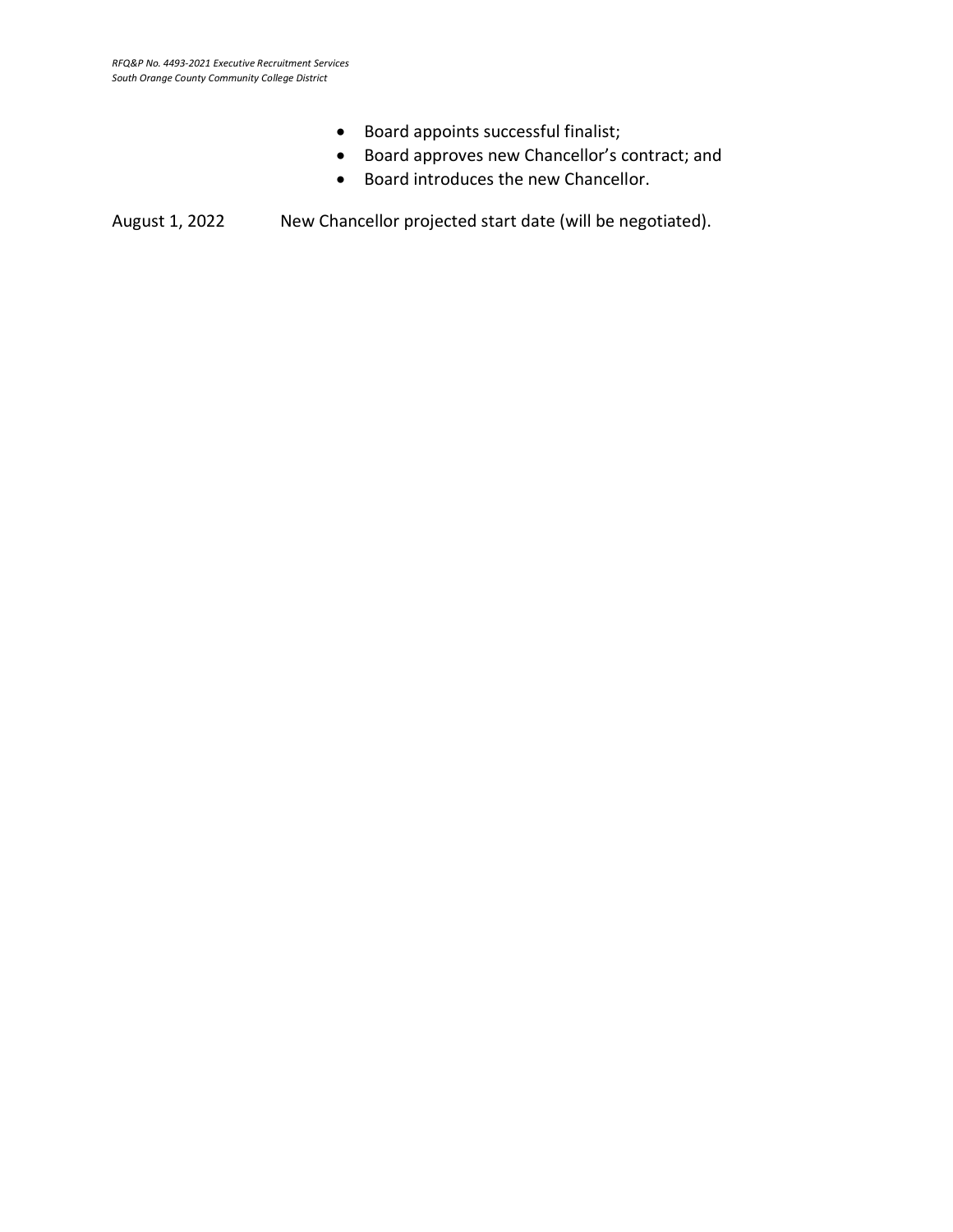- Board appoints successful finalist;
- Board approves new Chancellor's contract; and
- Board introduces the new Chancellor.

August 1, 2022 New Chancellor projected start date (will be negotiated).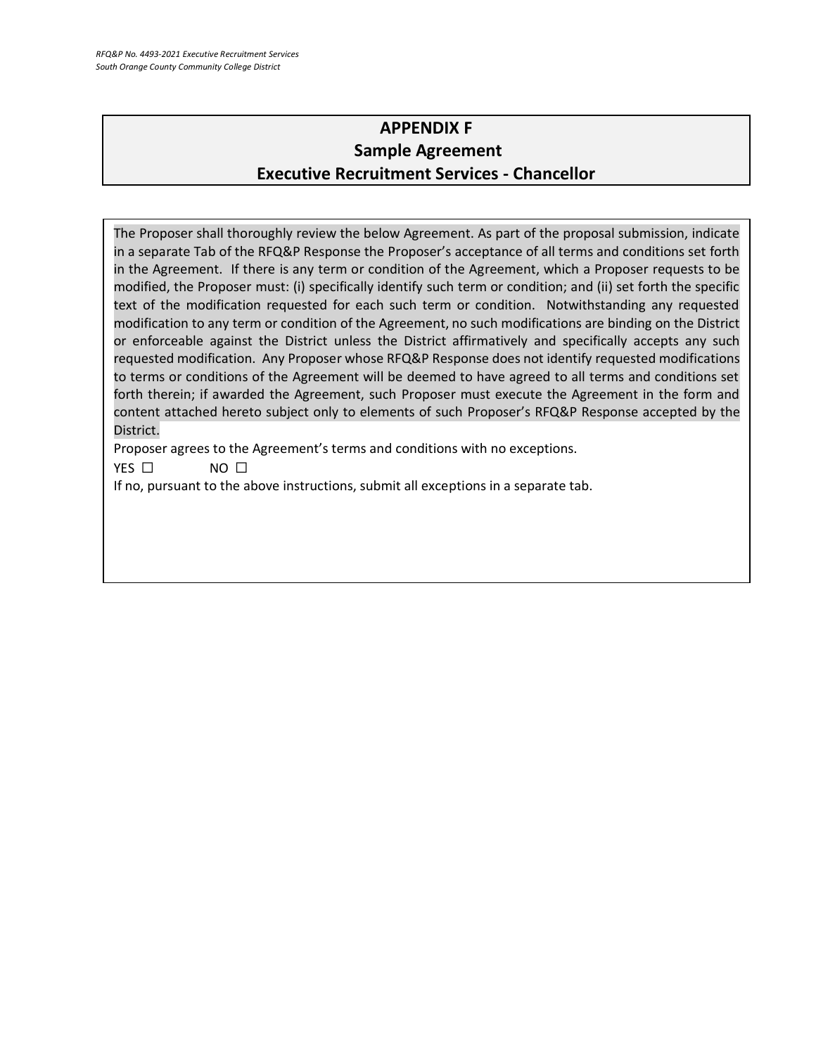# APPENDIX F
## Sample Agreement
## Executive Recruitment Services - Chancellor

The Proposer shall thoroughly review the below Agreement. As part of the proposal submission, indicate in a separate Tab of the RFQ&P Response the Proposer's acceptance of all terms and conditions set forth in the Agreement. If there is any term or condition of the Agreement, which a Proposer requests to be modified, the Proposer must: (i) specifically identify such term or condition; and (ii) set forth the specific text of the modification requested for each such term or condition. Notwithstanding any requested modification to any term or condition of the Agreement, no such modifications are binding on the District or enforceable against the District unless the District affirmatively and specifically accepts any such requested modification. Any Proposer whose RFQ&P Response does not identify requested modifications to terms or conditions of the Agreement will be deemed to have agreed to all terms and conditions set forth therein; if awarded the Agreement, such Proposer must execute the Agreement in the form and content attached hereto subject only to elements of such Proposer's RFQ&P Response accepted by the District.

Proposer agrees to the Agreement's terms and conditions with no exceptions.

YES ☐ NO ☐

If no, pursuant to the above instructions, submit all exceptions in a separate tab.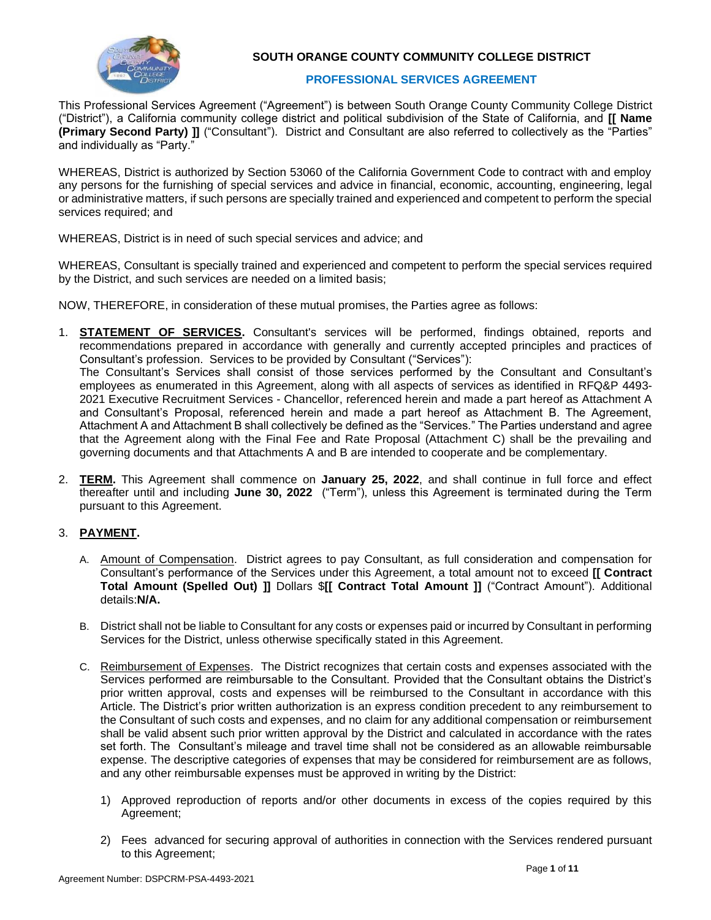**SOUTH ORANGE COUNTY COMMUNITY COLLEGE DISTRICT**

**PROFESSIONAL SERVICES AGREEMENT**

This Professional Services Agreement ("Agreement") is between South Orange County Community College District ("District"), a California community college district and political subdivision of the State of California, and **[[ Name (Primary Second Party) ]]** ("Consultant"). District and Consultant are also referred to collectively as the "Parties" and individually as "Party."

WHEREAS, District is authorized by Section 53060 of the California Government Code to contract with and employ any persons for the furnishing of special services and advice in financial, economic, accounting, engineering, legal or administrative matters, if such persons are specially trained and experienced and competent to perform the special services required; and

WHEREAS, District is in need of such special services and advice; and

WHEREAS, Consultant is specially trained and experienced and competent to perform the special services required by the District, and such services are needed on a limited basis;

NOW, THEREFORE, in consideration of these mutual promises, the Parties agree as follows:

1. **STATEMENT OF SERVICES.** Consultant's services will be performed, findings obtained, reports and recommendations prepared in accordance with generally and currently accepted principles and practices of Consultant's profession. Services to be provided by Consultant ("Services"):
   The Consultant's Services shall consist of those services performed by the Consultant and Consultant's employees as enumerated in this Agreement, along with all aspects of services as identified in RFQ&P 4493-2021 Executive Recruitment Services - Chancellor, referenced herein and made a part hereof as Attachment A and Consultant's Proposal, referenced herein and made a part hereof as Attachment B. The Agreement, Attachment A and Attachment B shall collectively be defined as the "Services." The Parties understand and agree that the Agreement along with the Final Fee and Rate Proposal (Attachment C) shall be the prevailing and governing documents and that Attachments A and B are intended to cooperate and be complementary.

2. **TERM.** This Agreement shall commence on **January 25, 2022**, and shall continue in full force and effect thereafter until and including **June 30, 2022** ("Term"), unless this Agreement is terminated during the Term pursuant to this Agreement.

3. **PAYMENT.**

   A. Amount of Compensation. District agrees to pay Consultant, as full consideration and compensation for Consultant's performance of the Services under this Agreement, a total amount not to exceed **[[ Contract Total Amount (Spelled Out) ]]** Dollars $**[[ Contract Total Amount ]]** ("Contract Amount"). Additional details:**N/A.**

   B. District shall not be liable to Consultant for any costs or expenses paid or incurred by Consultant in performing Services for the District, unless otherwise specifically stated in this Agreement.

   C. Reimbursement of Expenses. The District recognizes that certain costs and expenses associated with the Services performed are reimbursable to the Consultant. Provided that the Consultant obtains the District's prior written approval, costs and expenses will be reimbursed to the Consultant in accordance with this Article. The District's prior written authorization is an express condition precedent to any reimbursement to the Consultant of such costs and expenses, and no claim for any additional compensation or reimbursement shall be valid absent such prior written approval by the District and calculated in accordance with the rates set forth. The Consultant's mileage and travel time shall not be considered as an allowable reimbursable expense. The descriptive categories of expenses that may be considered for reimbursement are as follows, and any other reimbursable expenses must be approved in writing by the District:

      1) Approved reproduction of reports and/or other documents in excess of the copies required by this Agreement;

      2) Fees advanced for securing approval of authorities in connection with the Services rendered pursuant to this Agreement;

Agreement Number: DSPCRM-PSA-4493-2021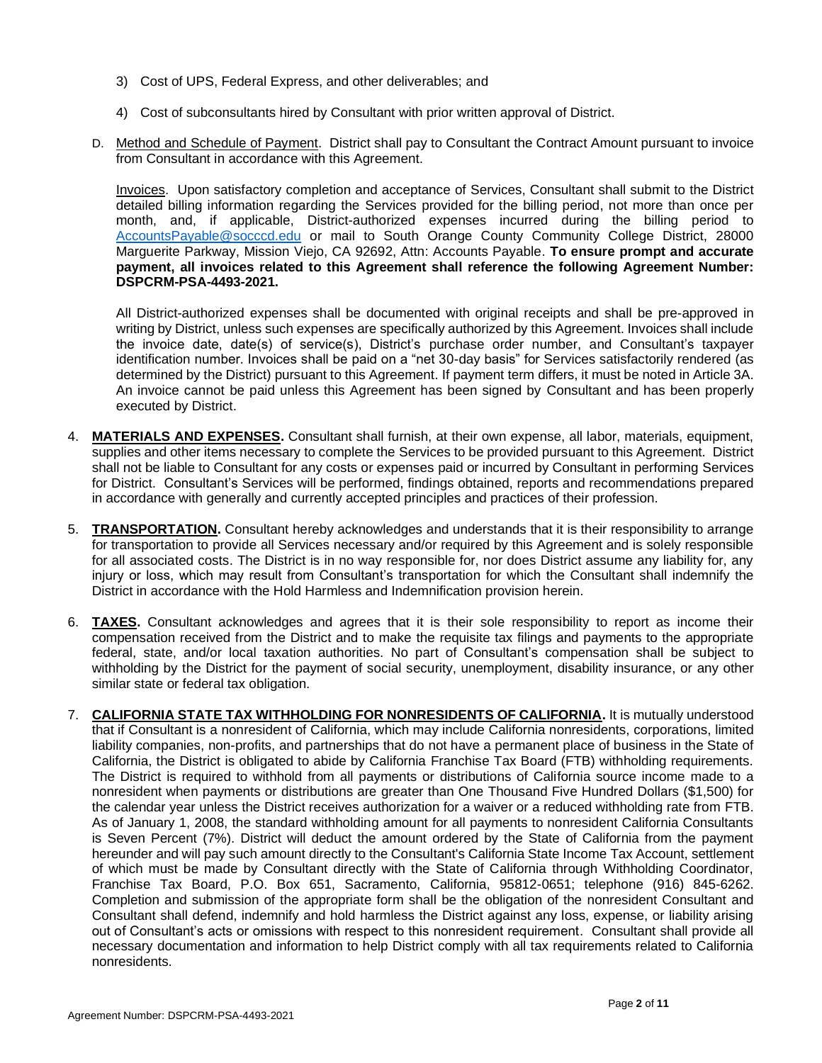3) Cost of UPS, Federal Express, and other deliverables; and

4) Cost of subconsultants hired by Consultant with prior written approval of District.

D. Method and Schedule of Payment. District shall pay to Consultant the Contract Amount pursuant to invoice from Consultant in accordance with this Agreement.

Invoices. Upon satisfactory completion and acceptance of Services, Consultant shall submit to the District detailed billing information regarding the Services provided for the billing period, not more than once per month, and, if applicable, District-authorized expenses incurred during the billing period to AccountsPayable@socccd.edu or mail to South Orange County Community College District, 28000 Marguerite Parkway, Mission Viejo, CA 92692, Attn: Accounts Payable. **To ensure prompt and accurate payment, all invoices related to this Agreement shall reference the following Agreement Number: DSPCRM-PSA-4493-2021.**

All District-authorized expenses shall be documented with original receipts and shall be pre-approved in writing by District, unless such expenses are specifically authorized by this Agreement. Invoices shall include the invoice date, date(s) of service(s), District's purchase order number, and Consultant's taxpayer identification number. Invoices shall be paid on a "net 30-day basis" for Services satisfactorily rendered (as determined by the District) pursuant to this Agreement. If payment term differs, it must be noted in Article 3A. An invoice cannot be paid unless this Agreement has been signed by Consultant and has been properly executed by District.

4. **MATERIALS AND EXPENSES.** Consultant shall furnish, at their own expense, all labor, materials, equipment, supplies and other items necessary to complete the Services to be provided pursuant to this Agreement. District shall not be liable to Consultant for any costs or expenses paid or incurred by Consultant in performing Services for District. Consultant's Services will be performed, findings obtained, reports and recommendations prepared in accordance with generally and currently accepted principles and practices of their profession.

5. **TRANSPORTATION.** Consultant hereby acknowledges and understands that it is their responsibility to arrange for transportation to provide all Services necessary and/or required by this Agreement and is solely responsible for all associated costs. The District is in no way responsible for, nor does District assume any liability for, any injury or loss, which may result from Consultant's transportation for which the Consultant shall indemnify the District in accordance with the Hold Harmless and Indemnification provision herein.

6. **TAXES.** Consultant acknowledges and agrees that it is their sole responsibility to report as income their compensation received from the District and to make the requisite tax filings and payments to the appropriate federal, state, and/or local taxation authorities. No part of Consultant's compensation shall be subject to withholding by the District for the payment of social security, unemployment, disability insurance, or any other similar state or federal tax obligation.

7. **CALIFORNIA STATE TAX WITHHOLDING FOR NONRESIDENTS OF CALIFORNIA.** It is mutually understood that if Consultant is a nonresident of California, which may include California nonresidents, corporations, limited liability companies, non-profits, and partnerships that do not have a permanent place of business in the State of California, the District is obligated to abide by California Franchise Tax Board (FTB) withholding requirements. The District is required to withhold from all payments or distributions of California source income made to a nonresident when payments or distributions are greater than One Thousand Five Hundred Dollars ($1,500) for the calendar year unless the District receives authorization for a waiver or a reduced withholding rate from FTB. As of January 1, 2008, the standard withholding amount for all payments to nonresident California Consultants is Seven Percent (7%). District will deduct the amount ordered by the State of California from the payment hereunder and will pay such amount directly to the Consultant's California State Income Tax Account, settlement of which must be made by Consultant directly with the State of California through Withholding Coordinator, Franchise Tax Board, P.O. Box 651, Sacramento, California, 95812-0651; telephone (916) 845-6262. Completion and submission of the appropriate form shall be the obligation of the nonresident Consultant and Consultant shall defend, indemnify and hold harmless the District against any loss, expense, or liability arising out of Consultant's acts or omissions with respect to this nonresident requirement. Consultant shall provide all necessary documentation and information to help District comply with all tax requirements related to California nonresidents.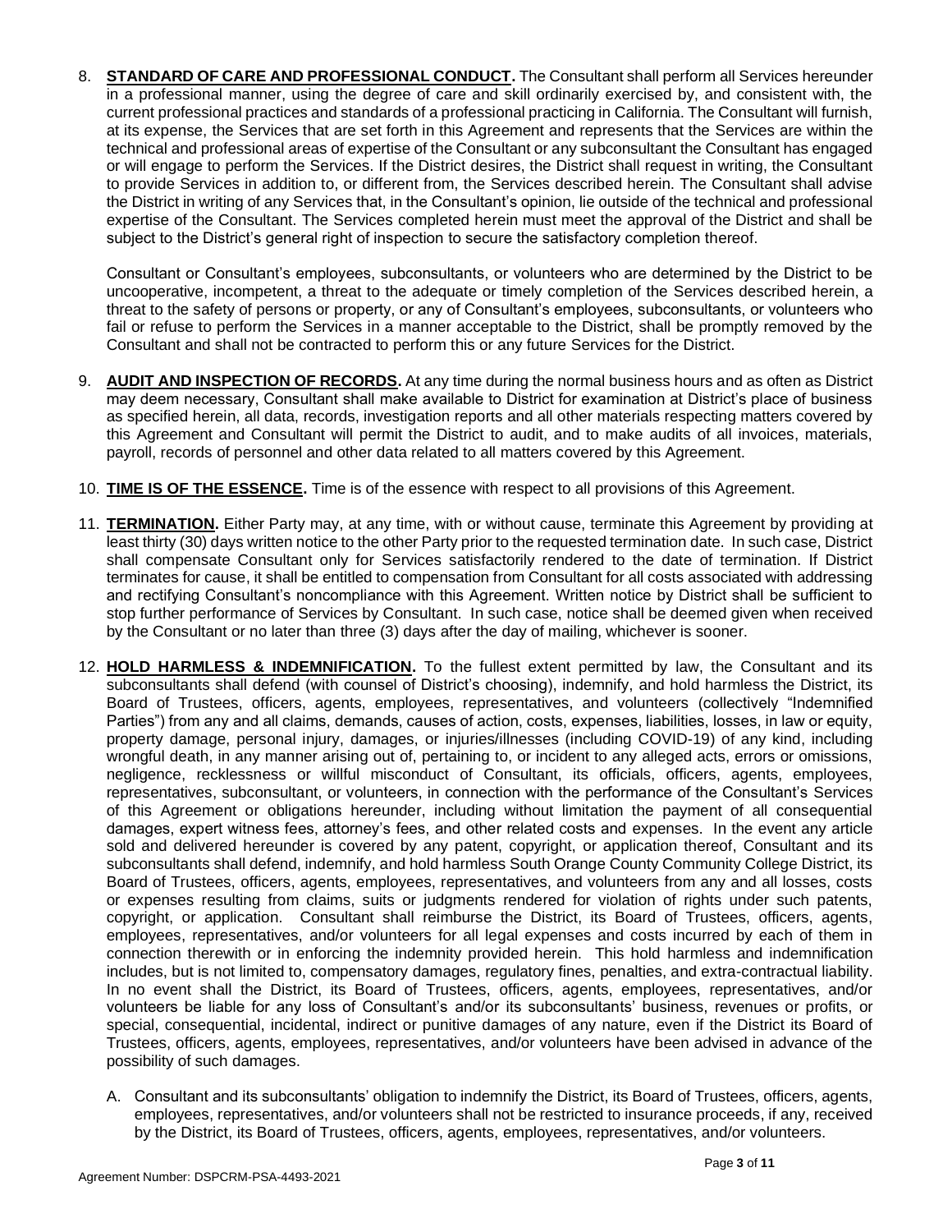8. **STANDARD OF CARE AND PROFESSIONAL CONDUCT.** The Consultant shall perform all Services hereunder in a professional manner, using the degree of care and skill ordinarily exercised by, and consistent with, the current professional practices and standards of a professional practicing in California. The Consultant will furnish, at its expense, the Services that are set forth in this Agreement and represents that the Services are within the technical and professional areas of expertise of the Consultant or any subconsultant the Consultant has engaged or will engage to perform the Services. If the District desires, the District shall request in writing, the Consultant to provide Services in addition to, or different from, the Services described herein. The Consultant shall advise the District in writing of any Services that, in the Consultant's opinion, lie outside of the technical and professional expertise of the Consultant. The Services completed herein must meet the approval of the District and shall be subject to the District's general right of inspection to secure the satisfactory completion thereof.

   Consultant or Consultant's employees, subconsultants, or volunteers who are determined by the District to be uncooperative, incompetent, a threat to the adequate or timely completion of the Services described herein, a threat to the safety of persons or property, or any of Consultant's employees, subconsultants, or volunteers who fail or refuse to perform the Services in a manner acceptable to the District, shall be promptly removed by the Consultant and shall not be contracted to perform this or any future Services for the District.

9. **AUDIT AND INSPECTION OF RECORDS.** At any time during the normal business hours and as often as District may deem necessary, Consultant shall make available to District for examination at District's place of business as specified herein, all data, records, investigation reports and all other materials respecting matters covered by this Agreement and Consultant will permit the District to audit, and to make audits of all invoices, materials, payroll, records of personnel and other data related to all matters covered by this Agreement.

10. **TIME IS OF THE ESSENCE.** Time is of the essence with respect to all provisions of this Agreement.

11. **TERMINATION.** Either Party may, at any time, with or without cause, terminate this Agreement by providing at least thirty (30) days written notice to the other Party prior to the requested termination date. In such case, District shall compensate Consultant only for Services satisfactorily rendered to the date of termination. If District terminates for cause, it shall be entitled to compensation from Consultant for all costs associated with addressing and rectifying Consultant's noncompliance with this Agreement. Written notice by District shall be sufficient to stop further performance of Services by Consultant. In such case, notice shall be deemed given when received by the Consultant or no later than three (3) days after the day of mailing, whichever is sooner.

12. **HOLD HARMLESS & INDEMNIFICATION.** To the fullest extent permitted by law, the Consultant and its subconsultants shall defend (with counsel of District's choosing), indemnify, and hold harmless the District, its Board of Trustees, officers, agents, employees, representatives, and volunteers (collectively "Indemnified Parties") from any and all claims, demands, causes of action, costs, expenses, liabilities, losses, in law or equity, property damage, personal injury, damages, or injuries/illnesses (including COVID-19) of any kind, including wrongful death, in any manner arising out of, pertaining to, or incident to any alleged acts, errors or omissions, negligence, recklessness or willful misconduct of Consultant, its officials, officers, agents, employees, representatives, subconsultant, or volunteers, in connection with the performance of the Consultant's Services of this Agreement or obligations hereunder, including without limitation the payment of all consequential damages, expert witness fees, attorney's fees, and other related costs and expenses. In the event any article sold and delivered hereunder is covered by any patent, copyright, or application thereof, Consultant and its subconsultants shall defend, indemnify, and hold harmless South Orange County Community College District, its Board of Trustees, officers, agents, employees, representatives, and volunteers from any and all losses, costs or expenses resulting from claims, suits or judgments rendered for violation of rights under such patents, copyright, or application. Consultant shall reimburse the District, its Board of Trustees, officers, agents, employees, representatives, and/or volunteers for all legal expenses and costs incurred by each of them in connection therewith or in enforcing the indemnity provided herein. This hold harmless and indemnification includes, but is not limited to, compensatory damages, regulatory fines, penalties, and extra-contractual liability. In no event shall the District, its Board of Trustees, officers, agents, employees, representatives, and/or volunteers be liable for any loss of Consultant's and/or its subconsultants' business, revenues or profits, or special, consequential, incidental, indirect or punitive damages of any nature, even if the District its Board of Trustees, officers, agents, employees, representatives, and/or volunteers have been advised in advance of the possibility of such damages.

    A. Consultant and its subconsultants' obligation to indemnify the District, its Board of Trustees, officers, agents, employees, representatives, and/or volunteers shall not be restricted to insurance proceeds, if any, received by the District, its Board of Trustees, officers, agents, employees, representatives, and/or volunteers.

Agreement Number: DSPCRM-PSA-4493-2021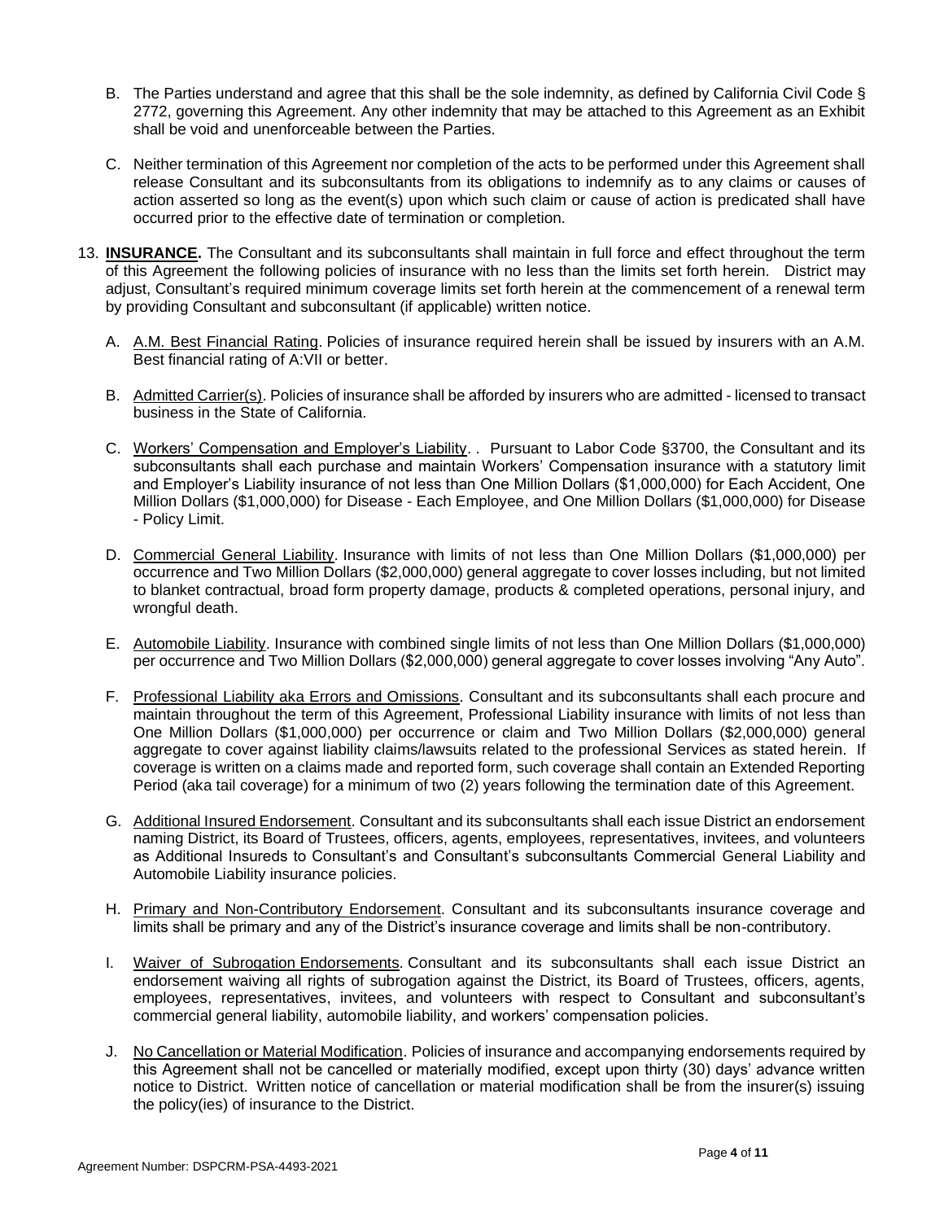B. The Parties understand and agree that this shall be the sole indemnity, as defined by California Civil Code § 2772, governing this Agreement. Any other indemnity that may be attached to this Agreement as an Exhibit shall be void and unenforceable between the Parties.

C. Neither termination of this Agreement nor completion of the acts to be performed under this Agreement shall release Consultant and its subconsultants from its obligations to indemnify as to any claims or causes of action asserted so long as the event(s) upon which such claim or cause of action is predicated shall have occurred prior to the effective date of termination or completion.

13. **INSURANCE.** The Consultant and its subconsultants shall maintain in full force and effect throughout the term of this Agreement the following policies of insurance with no less than the limits set forth herein. District may adjust, Consultant's required minimum coverage limits set forth herein at the commencement of a renewal term by providing Consultant and subconsultant (if applicable) written notice.

   A. <u>A.M. Best Financial Rating</u>. Policies of insurance required herein shall be issued by insurers with an A.M. Best financial rating of A:VII or better.

   B. <u>Admitted Carrier(s)</u>. Policies of insurance shall be afforded by insurers who are admitted - licensed to transact business in the State of California.

   C. <u>Workers' Compensation and Employer's Liability</u>. . Pursuant to Labor Code §3700, the Consultant and its subconsultants shall each purchase and maintain Workers' Compensation insurance with a statutory limit and Employer's Liability insurance of not less than One Million Dollars ($1,000,000) for Each Accident, One Million Dollars ($1,000,000) for Disease - Each Employee, and One Million Dollars ($1,000,000) for Disease - Policy Limit.

   D. <u>Commercial General Liability</u>. Insurance with limits of not less than One Million Dollars ($1,000,000) per occurrence and Two Million Dollars ($2,000,000) general aggregate to cover losses including, but not limited to blanket contractual, broad form property damage, products & completed operations, personal injury, and wrongful death.

   E. <u>Automobile Liability</u>. Insurance with combined single limits of not less than One Million Dollars ($1,000,000) per occurrence and Two Million Dollars ($2,000,000) general aggregate to cover losses involving "Any Auto".

   F. <u>Professional Liability aka Errors and Omissions</u>. Consultant and its subconsultants shall each procure and maintain throughout the term of this Agreement, Professional Liability insurance with limits of not less than One Million Dollars ($1,000,000) per occurrence or claim and Two Million Dollars ($2,000,000) general aggregate to cover against liability claims/lawsuits related to the professional Services as stated herein. If coverage is written on a claims made and reported form, such coverage shall contain an Extended Reporting Period (aka tail coverage) for a minimum of two (2) years following the termination date of this Agreement.

   G. <u>Additional Insured Endorsement</u>. Consultant and its subconsultants shall each issue District an endorsement naming District, its Board of Trustees, officers, agents, employees, representatives, invitees, and volunteers as Additional Insureds to Consultant's and Consultant's subconsultants Commercial General Liability and Automobile Liability insurance policies.

   H. <u>Primary and Non-Contributory Endorsement</u>. Consultant and its subconsultants insurance coverage and limits shall be primary and any of the District's insurance coverage and limits shall be non-contributory.

   I. <u>Waiver of Subrogation Endorsements</u>. Consultant and its subconsultants shall each issue District an endorsement waiving all rights of subrogation against the District, its Board of Trustees, officers, agents, employees, representatives, invitees, and volunteers with respect to Consultant and subconsultant's commercial general liability, automobile liability, and workers' compensation policies.

   J. <u>No Cancellation or Material Modification</u>. Policies of insurance and accompanying endorsements required by this Agreement shall not be cancelled or materially modified, except upon thirty (30) days' advance written notice to District. Written notice of cancellation or material modification shall be from the insurer(s) issuing the policy(ies) of insurance to the District.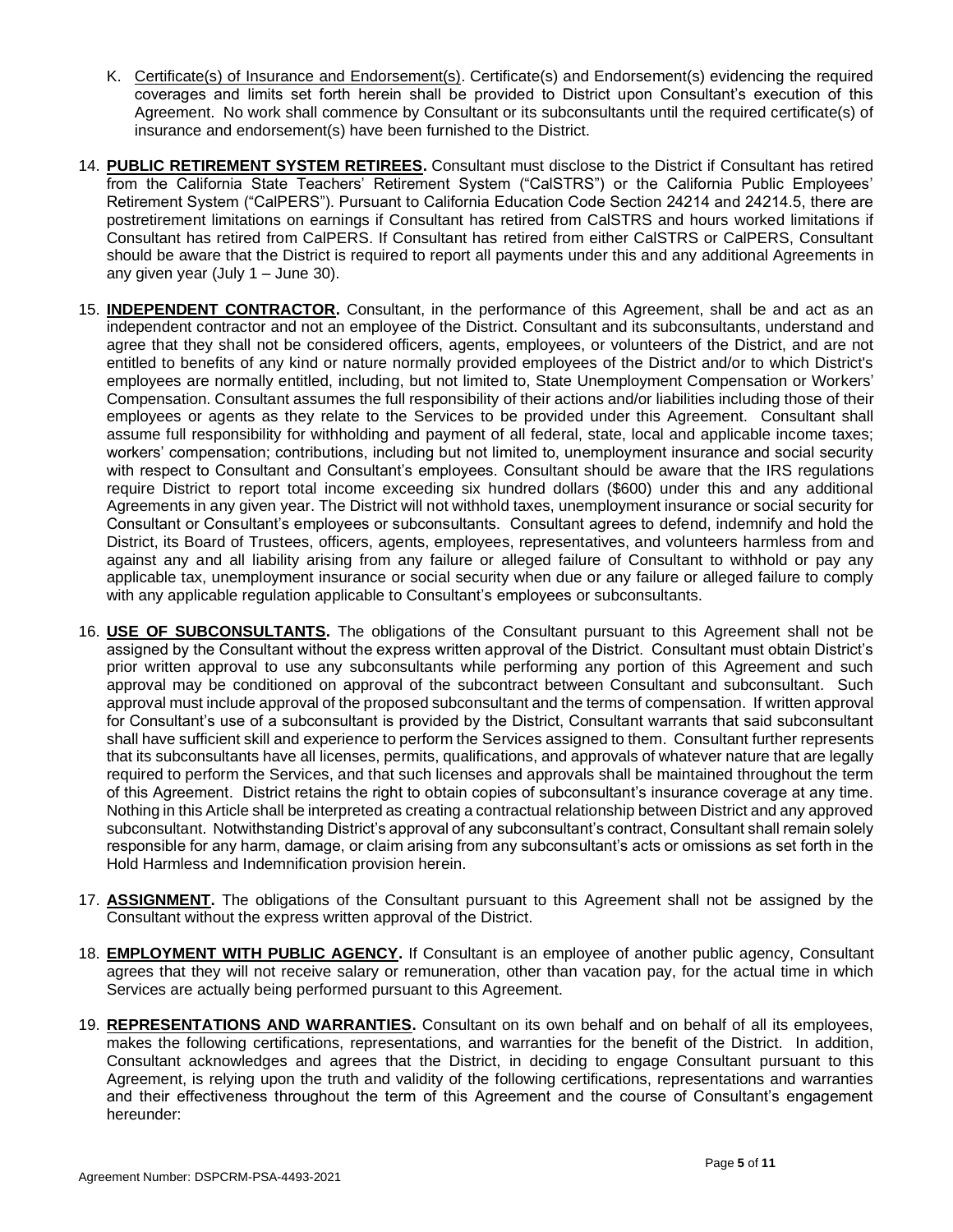K. <u>Certificate(s) of Insurance and Endorsement(s)</u>. Certificate(s) and Endorsement(s) evidencing the required coverages and limits set forth herein shall be provided to District upon Consultant's execution of this Agreement. No work shall commence by Consultant or its subconsultants until the required certificate(s) of insurance and endorsement(s) have been furnished to the District.

14. **PUBLIC RETIREMENT SYSTEM RETIREES.** Consultant must disclose to the District if Consultant has retired from the California State Teachers' Retirement System ("CalSTRS") or the California Public Employees' Retirement System ("CalPERS"). Pursuant to California Education Code Section 24214 and 24214.5, there are postretirement limitations on earnings if Consultant has retired from CalSTRS and hours worked limitations if Consultant has retired from CalPERS. If Consultant has retired from either CalSTRS or CalPERS, Consultant should be aware that the District is required to report all payments under this and any additional Agreements in any given year (July 1 – June 30).

15. **INDEPENDENT CONTRACTOR.** Consultant, in the performance of this Agreement, shall be and act as an independent contractor and not an employee of the District. Consultant and its subconsultants, understand and agree that they shall not be considered officers, agents, employees, or volunteers of the District, and are not entitled to benefits of any kind or nature normally provided employees of the District and/or to which District's employees are normally entitled, including, but not limited to, State Unemployment Compensation or Workers' Compensation. Consultant assumes the full responsibility of their actions and/or liabilities including those of their employees or agents as they relate to the Services to be provided under this Agreement. Consultant shall assume full responsibility for withholding and payment of all federal, state, local and applicable income taxes; workers' compensation; contributions, including but not limited to, unemployment insurance and social security with respect to Consultant and Consultant's employees. Consultant should be aware that the IRS regulations require District to report total income exceeding six hundred dollars ($600) under this and any additional Agreements in any given year. The District will not withhold taxes, unemployment insurance or social security for Consultant or Consultant's employees or subconsultants. Consultant agrees to defend, indemnify and hold the District, its Board of Trustees, officers, agents, employees, representatives, and volunteers harmless from and against any and all liability arising from any failure or alleged failure of Consultant to withhold or pay any applicable tax, unemployment insurance or social security when due or any failure or alleged failure to comply with any applicable regulation applicable to Consultant's employees or subconsultants.

16. **USE OF SUBCONSULTANTS.** The obligations of the Consultant pursuant to this Agreement shall not be assigned by the Consultant without the express written approval of the District. Consultant must obtain District's prior written approval to use any subconsultants while performing any portion of this Agreement and such approval may be conditioned on approval of the subcontract between Consultant and subconsultant. Such approval must include approval of the proposed subconsultant and the terms of compensation. If written approval for Consultant's use of a subconsultant is provided by the District, Consultant warrants that said subconsultant shall have sufficient skill and experience to perform the Services assigned to them. Consultant further represents that its subconsultants have all licenses, permits, qualifications, and approvals of whatever nature that are legally required to perform the Services, and that such licenses and approvals shall be maintained throughout the term of this Agreement. District retains the right to obtain copies of subconsultant's insurance coverage at any time. Nothing in this Article shall be interpreted as creating a contractual relationship between District and any approved subconsultant. Notwithstanding District's approval of any subconsultant's contract, Consultant shall remain solely responsible for any harm, damage, or claim arising from any subconsultant's acts or omissions as set forth in the Hold Harmless and Indemnification provision herein.

17. **ASSIGNMENT.** The obligations of the Consultant pursuant to this Agreement shall not be assigned by the Consultant without the express written approval of the District.

18. **EMPLOYMENT WITH PUBLIC AGENCY.** If Consultant is an employee of another public agency, Consultant agrees that they will not receive salary or remuneration, other than vacation pay, for the actual time in which Services are actually being performed pursuant to this Agreement.

19. **REPRESENTATIONS AND WARRANTIES.** Consultant on its own behalf and on behalf of all its employees, makes the following certifications, representations, and warranties for the benefit of the District. In addition, Consultant acknowledges and agrees that the District, in deciding to engage Consultant pursuant to this Agreement, is relying upon the truth and validity of the following certifications, representations and warranties and their effectiveness throughout the term of this Agreement and the course of Consultant's engagement hereunder:

Agreement Number: DSPCRM-PSA-4493-2021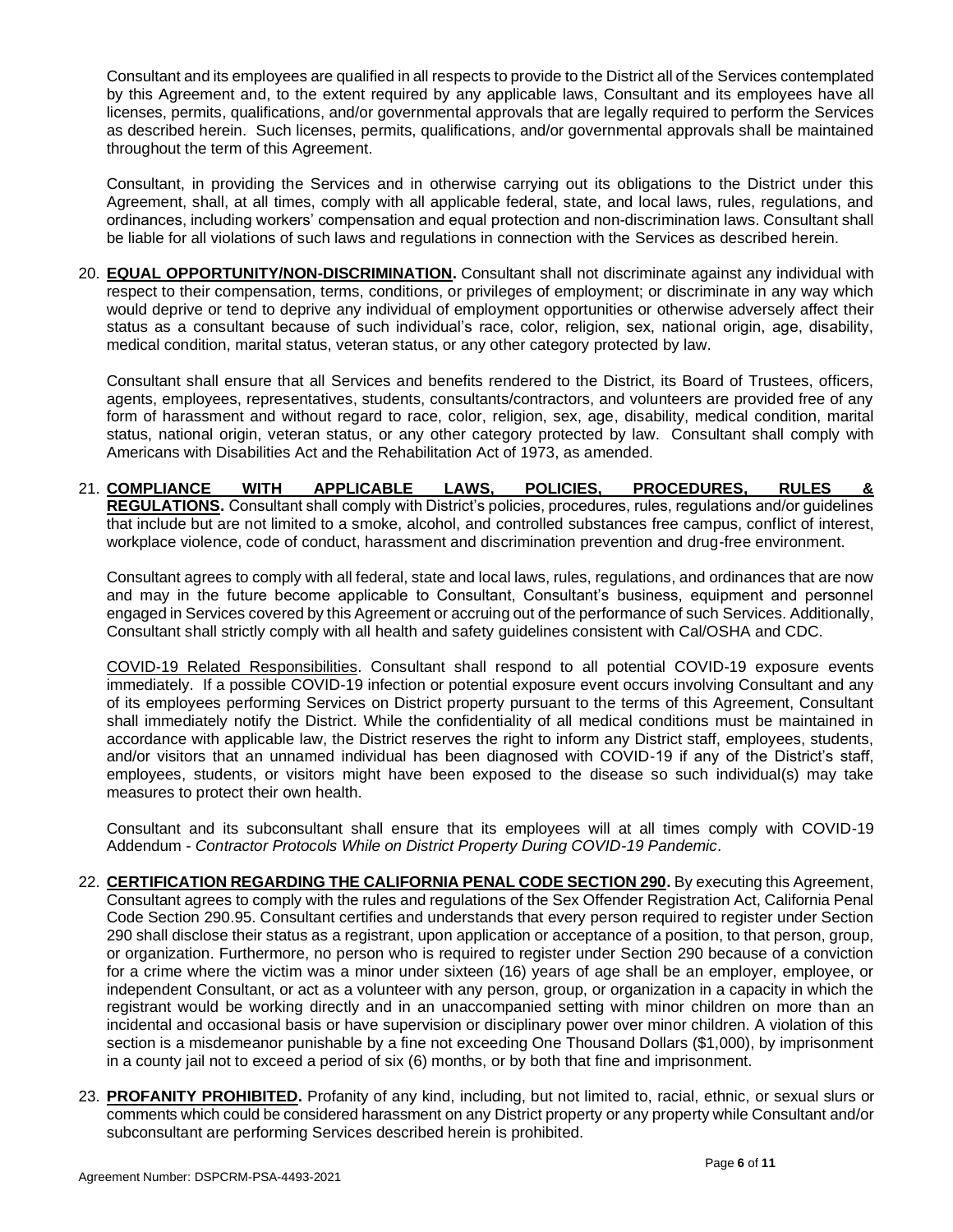Consultant and its employees are qualified in all respects to provide to the District all of the Services contemplated by this Agreement and, to the extent required by any applicable laws, Consultant and its employees have all licenses, permits, qualifications, and/or governmental approvals that are legally required to perform the Services as described herein. Such licenses, permits, qualifications, and/or governmental approvals shall be maintained throughout the term of this Agreement.

Consultant, in providing the Services and in otherwise carrying out its obligations to the District under this Agreement, shall, at all times, comply with all applicable federal, state, and local laws, rules, regulations, and ordinances, including workers' compensation and equal protection and non-discrimination laws. Consultant shall be liable for all violations of such laws and regulations in connection with the Services as described herein.

20. **EQUAL OPPORTUNITY/NON-DISCRIMINATION.** Consultant shall not discriminate against any individual with respect to their compensation, terms, conditions, or privileges of employment; or discriminate in any way which would deprive or tend to deprive any individual of employment opportunities or otherwise adversely affect their status as a consultant because of such individual's race, color, religion, sex, national origin, age, disability, medical condition, marital status, veteran status, or any other category protected by law.

    Consultant shall ensure that all Services and benefits rendered to the District, its Board of Trustees, officers, agents, employees, representatives, students, consultants/contractors, and volunteers are provided free of any form of harassment and without regard to race, color, religion, sex, age, disability, medical condition, marital status, national origin, veteran status, or any other category protected by law. Consultant shall comply with Americans with Disabilities Act and the Rehabilitation Act of 1973, as amended.

21. **COMPLIANCE WITH APPLICABLE LAWS, POLICIES, PROCEDURES, RULES & REGULATIONS.** Consultant shall comply with District's policies, procedures, rules, regulations and/or guidelines that include but are not limited to a smoke, alcohol, and controlled substances free campus, conflict of interest, workplace violence, code of conduct, harassment and discrimination prevention and drug-free environment.

    Consultant agrees to comply with all federal, state and local laws, rules, regulations, and ordinances that are now and may in the future become applicable to Consultant, Consultant's business, equipment and personnel engaged in Services covered by this Agreement or accruing out of the performance of such Services. Additionally, Consultant shall strictly comply with all health and safety guidelines consistent with Cal/OSHA and CDC.

    COVID-19 Related Responsibilities. Consultant shall respond to all potential COVID-19 exposure events immediately. If a possible COVID-19 infection or potential exposure event occurs involving Consultant and any of its employees performing Services on District property pursuant to the terms of this Agreement, Consultant shall immediately notify the District. While the confidentiality of all medical conditions must be maintained in accordance with applicable law, the District reserves the right to inform any District staff, employees, students, and/or visitors that an unnamed individual has been diagnosed with COVID-19 if any of the District's staff, employees, students, or visitors might have been exposed to the disease so such individual(s) may take measures to protect their own health.

    Consultant and its subconsultant shall ensure that its employees will at all times comply with COVID-19 Addendum - *Contractor Protocols While on District Property During COVID-19 Pandemic*.

22. **CERTIFICATION REGARDING THE CALIFORNIA PENAL CODE SECTION 290.** By executing this Agreement, Consultant agrees to comply with the rules and regulations of the Sex Offender Registration Act, California Penal Code Section 290.95. Consultant certifies and understands that every person required to register under Section 290 shall disclose their status as a registrant, upon application or acceptance of a position, to that person, group, or organization. Furthermore, no person who is required to register under Section 290 because of a conviction for a crime where the victim was a minor under sixteen (16) years of age shall be an employer, employee, or independent Consultant, or act as a volunteer with any person, group, or organization in a capacity in which the registrant would be working directly and in an unaccompanied setting with minor children on more than an incidental and occasional basis or have supervision or disciplinary power over minor children. A violation of this section is a misdemeanor punishable by a fine not exceeding One Thousand Dollars ($1,000), by imprisonment in a county jail not to exceed a period of six (6) months, or by both that fine and imprisonment.

23. **PROFANITY PROHIBITED.** Profanity of any kind, including, but not limited to, racial, ethnic, or sexual slurs or comments which could be considered harassment on any District property or any property while Consultant and/or subconsultant are performing Services described herein is prohibited.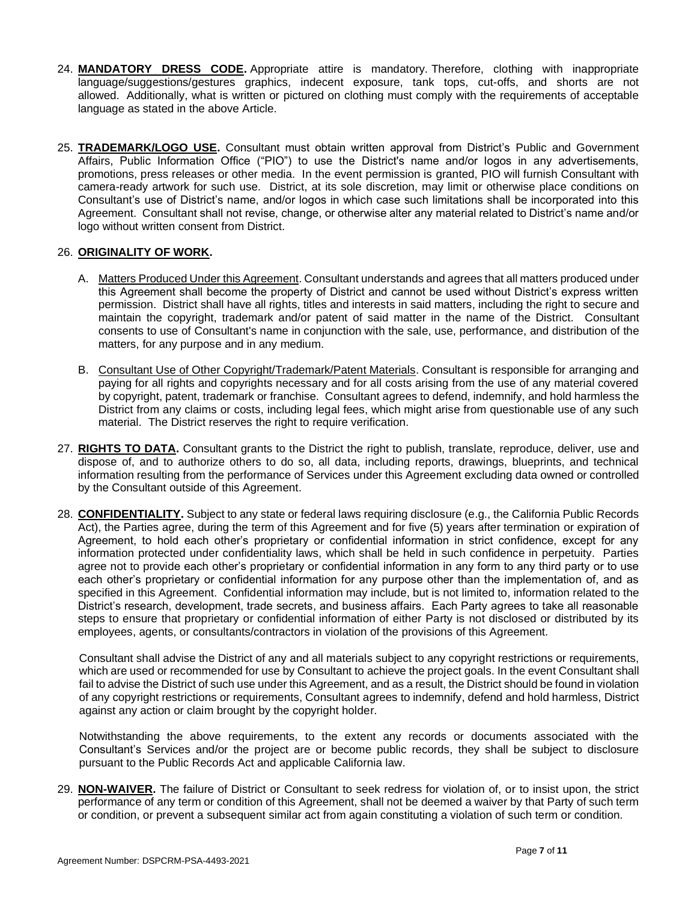24. **MANDATORY DRESS CODE.** Appropriate attire is mandatory. Therefore, clothing with inappropriate language/suggestions/gestures graphics, indecent exposure, tank tops, cut-offs, and shorts are not allowed. Additionally, what is written or pictured on clothing must comply with the requirements of acceptable language as stated in the above Article.

25. **TRADEMARK/LOGO USE.** Consultant must obtain written approval from District's Public and Government Affairs, Public Information Office ("PIO") to use the District's name and/or logos in any advertisements, promotions, press releases or other media. In the event permission is granted, PIO will furnish Consultant with camera-ready artwork for such use. District, at its sole discretion, may limit or otherwise place conditions on Consultant's use of District's name, and/or logos in which case such limitations shall be incorporated into this Agreement. Consultant shall not revise, change, or otherwise alter any material related to District's name and/or logo without written consent from District.

26. **ORIGINALITY OF WORK.**

    A. Matters Produced Under this Agreement. Consultant understands and agrees that all matters produced under this Agreement shall become the property of District and cannot be used without District's express written permission. District shall have all rights, titles and interests in said matters, including the right to secure and maintain the copyright, trademark and/or patent of said matter in the name of the District. Consultant consents to use of Consultant's name in conjunction with the sale, use, performance, and distribution of the matters, for any purpose and in any medium.

    B. Consultant Use of Other Copyright/Trademark/Patent Materials. Consultant is responsible for arranging and paying for all rights and copyrights necessary and for all costs arising from the use of any material covered by copyright, patent, trademark or franchise. Consultant agrees to defend, indemnify, and hold harmless the District from any claims or costs, including legal fees, which might arise from questionable use of any such material. The District reserves the right to require verification.

27. **RIGHTS TO DATA.** Consultant grants to the District the right to publish, translate, reproduce, deliver, use and dispose of, and to authorize others to do so, all data, including reports, drawings, blueprints, and technical information resulting from the performance of Services under this Agreement excluding data owned or controlled by the Consultant outside of this Agreement.

28. **CONFIDENTIALITY.** Subject to any state or federal laws requiring disclosure (e.g., the California Public Records Act), the Parties agree, during the term of this Agreement and for five (5) years after termination or expiration of Agreement, to hold each other's proprietary or confidential information in strict confidence, except for any information protected under confidentiality laws, which shall be held in such confidence in perpetuity. Parties agree not to provide each other's proprietary or confidential information in any form to any third party or to use each other's proprietary or confidential information for any purpose other than the implementation of, and as specified in this Agreement. Confidential information may include, but is not limited to, information related to the District's research, development, trade secrets, and business affairs. Each Party agrees to take all reasonable steps to ensure that proprietary or confidential information of either Party is not disclosed or distributed by its employees, agents, or consultants/contractors in violation of the provisions of this Agreement.

    Consultant shall advise the District of any and all materials subject to any copyright restrictions or requirements, which are used or recommended for use by Consultant to achieve the project goals. In the event Consultant shall fail to advise the District of such use under this Agreement, and as a result, the District should be found in violation of any copyright restrictions or requirements, Consultant agrees to indemnify, defend and hold harmless, District against any action or claim brought by the copyright holder.

    Notwithstanding the above requirements, to the extent any records or documents associated with the Consultant's Services and/or the project are or become public records, they shall be subject to disclosure pursuant to the Public Records Act and applicable California law.

29. **NON-WAIVER.** The failure of District or Consultant to seek redress for violation of, or to insist upon, the strict performance of any term or condition of this Agreement, shall not be deemed a waiver by that Party of such term or condition, or prevent a subsequent similar act from again constituting a violation of such term or condition.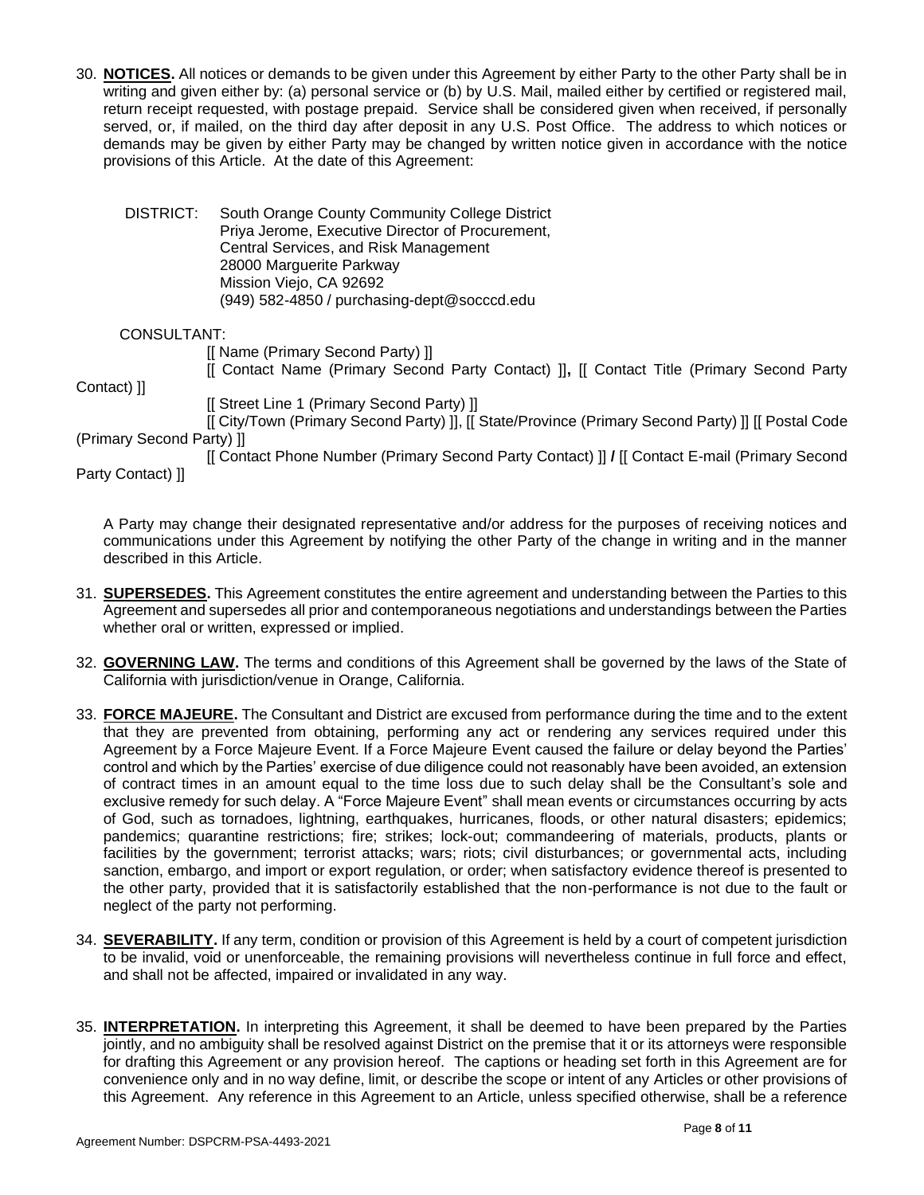30. **NOTICES.** All notices or demands to be given under this Agreement by either Party to the other Party shall be in writing and given either by: (a) personal service or (b) by U.S. Mail, mailed either by certified or registered mail, return receipt requested, with postage prepaid. Service shall be considered given when received, if personally served, or, if mailed, on the third day after deposit in any U.S. Post Office. The address to which notices or demands may be given by either Party may be changed by written notice given in accordance with the notice provisions of this Article. At the date of this Agreement:

    DISTRICT: South Orange County Community College District
    Priya Jerome, Executive Director of Procurement,
    Central Services, and Risk Management
    28000 Marguerite Parkway
    Mission Viejo, CA 92692
    (949) 582-4850 / purchasing-dept@socccd.edu

    CONSULTANT:
    [[ Name (Primary Second Party) ]]
    [[ Contact Name (Primary Second Party Contact) ]], [[ Contact Title (Primary Second Party Contact) ]]
    [[ Street Line 1 (Primary Second Party) ]]
    [[ City/Town (Primary Second Party) ]], [[ State/Province (Primary Second Party) ]] [[ Postal Code (Primary Second Party) ]]
    [[ Contact Phone Number (Primary Second Party Contact) ]] / [[ Contact E-mail (Primary Second Party Contact) ]]

    A Party may change their designated representative and/or address for the purposes of receiving notices and communications under this Agreement by notifying the other Party of the change in writing and in the manner described in this Article.

31. **SUPERSEDES.** This Agreement constitutes the entire agreement and understanding between the Parties to this Agreement and supersedes all prior and contemporaneous negotiations and understandings between the Parties whether oral or written, expressed or implied.

32. **GOVERNING LAW.** The terms and conditions of this Agreement shall be governed by the laws of the State of California with jurisdiction/venue in Orange, California.

33. **FORCE MAJEURE.** The Consultant and District are excused from performance during the time and to the extent that they are prevented from obtaining, performing any act or rendering any services required under this Agreement by a Force Majeure Event. If a Force Majeure Event caused the failure or delay beyond the Parties' control and which by the Parties' exercise of due diligence could not reasonably have been avoided, an extension of contract times in an amount equal to the time loss due to such delay shall be the Consultant's sole and exclusive remedy for such delay. A "Force Majeure Event" shall mean events or circumstances occurring by acts of God, such as tornadoes, lightning, earthquakes, hurricanes, floods, or other natural disasters; epidemics; pandemics; quarantine restrictions; fire; strikes; lock-out; commandeering of materials, products, plants or facilities by the government; terrorist attacks; wars; riots; civil disturbances; or governmental acts, including sanction, embargo, and import or export regulation, or order; when satisfactory evidence thereof is presented to the other party, provided that it is satisfactorily established that the non-performance is not due to the fault or neglect of the party not performing.

34. **SEVERABILITY.** If any term, condition or provision of this Agreement is held by a court of competent jurisdiction to be invalid, void or unenforceable, the remaining provisions will nevertheless continue in full force and effect, and shall not be affected, impaired or invalidated in any way.

35. **INTERPRETATION.** In interpreting this Agreement, it shall be deemed to have been prepared by the Parties jointly, and no ambiguity shall be resolved against District on the premise that it or its attorneys were responsible for drafting this Agreement or any provision hereof. The captions or heading set forth in this Agreement are for convenience only and in no way define, limit, or describe the scope or intent of any Articles or other provisions of this Agreement. Any reference in this Agreement to an Article, unless specified otherwise, shall be a reference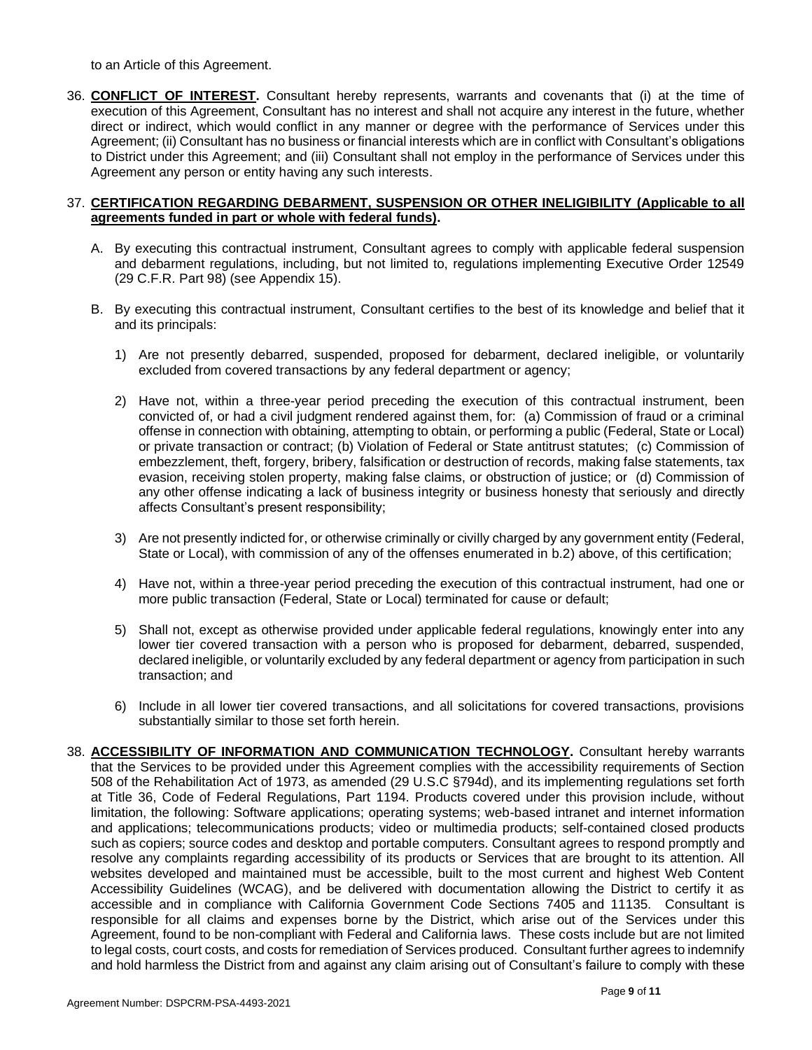to an Article of this Agreement.

36. **CONFLICT OF INTEREST.** Consultant hereby represents, warrants and covenants that (i) at the time of execution of this Agreement, Consultant has no interest and shall not acquire any interest in the future, whether direct or indirect, which would conflict in any manner or degree with the performance of Services under this Agreement; (ii) Consultant has no business or financial interests which are in conflict with Consultant's obligations to District under this Agreement; and (iii) Consultant shall not employ in the performance of Services under this Agreement any person or entity having any such interests.

37. **CERTIFICATION REGARDING DEBARMENT, SUSPENSION OR OTHER INELIGIBILITY (Applicable to all agreements funded in part or whole with federal funds).**

    A. By executing this contractual instrument, Consultant agrees to comply with applicable federal suspension and debarment regulations, including, but not limited to, regulations implementing Executive Order 12549 (29 C.F.R. Part 98) (see Appendix 15).

    B. By executing this contractual instrument, Consultant certifies to the best of its knowledge and belief that it and its principals:

       1) Are not presently debarred, suspended, proposed for debarment, declared ineligible, or voluntarily excluded from covered transactions by any federal department or agency;

       2) Have not, within a three-year period preceding the execution of this contractual instrument, been convicted of, or had a civil judgment rendered against them, for: (a) Commission of fraud or a criminal offense in connection with obtaining, attempting to obtain, or performing a public (Federal, State or Local) or private transaction or contract; (b) Violation of Federal or State antitrust statutes; (c) Commission of embezzlement, theft, forgery, bribery, falsification or destruction of records, making false statements, tax evasion, receiving stolen property, making false claims, or obstruction of justice; or (d) Commission of any other offense indicating a lack of business integrity or business honesty that seriously and directly affects Consultant's present responsibility;

       3) Are not presently indicted for, or otherwise criminally or civilly charged by any government entity (Federal, State or Local), with commission of any of the offenses enumerated in b.2) above, of this certification;

       4) Have not, within a three-year period preceding the execution of this contractual instrument, had one or more public transaction (Federal, State or Local) terminated for cause or default;

       5) Shall not, except as otherwise provided under applicable federal regulations, knowingly enter into any lower tier covered transaction with a person who is proposed for debarment, debarred, suspended, declared ineligible, or voluntarily excluded by any federal department or agency from participation in such transaction; and

       6) Include in all lower tier covered transactions, and all solicitations for covered transactions, provisions substantially similar to those set forth herein.

38. **ACCESSIBILITY OF INFORMATION AND COMMUNICATION TECHNOLOGY.** Consultant hereby warrants that the Services to be provided under this Agreement complies with the accessibility requirements of Section 508 of the Rehabilitation Act of 1973, as amended (29 U.S.C §794d), and its implementing regulations set forth at Title 36, Code of Federal Regulations, Part 1194. Products covered under this provision include, without limitation, the following: Software applications; operating systems; web-based intranet and internet information and applications; telecommunications products; video or multimedia products; self-contained closed products such as copiers; source codes and desktop and portable computers. Consultant agrees to respond promptly and resolve any complaints regarding accessibility of its products or Services that are brought to its attention. All websites developed and maintained must be accessible, built to the most current and highest Web Content Accessibility Guidelines (WCAG), and be delivered with documentation allowing the District to certify it as accessible and in compliance with California Government Code Sections 7405 and 11135. Consultant is responsible for all claims and expenses borne by the District, which arise out of the Services under this Agreement, found to be non-compliant with Federal and California laws. These costs include but are not limited to legal costs, court costs, and costs for remediation of Services produced. Consultant further agrees to indemnify and hold harmless the District from and against any claim arising out of Consultant's failure to comply with these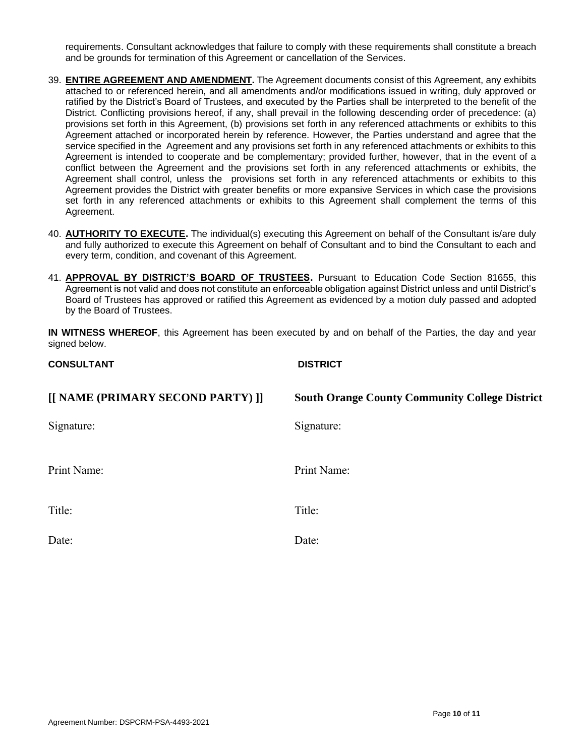requirements. Consultant acknowledges that failure to comply with these requirements shall constitute a breach and be grounds for termination of this Agreement or cancellation of the Services.

39. **ENTIRE AGREEMENT AND AMENDMENT.** The Agreement documents consist of this Agreement, any exhibits attached to or referenced herein, and all amendments and/or modifications issued in writing, duly approved or ratified by the District's Board of Trustees, and executed by the Parties shall be interpreted to the benefit of the District. Conflicting provisions hereof, if any, shall prevail in the following descending order of precedence: (a) provisions set forth in this Agreement, (b) provisions set forth in any referenced attachments or exhibits to this Agreement attached or incorporated herein by reference. However, the Parties understand and agree that the service specified in the Agreement and any provisions set forth in any referenced attachments or exhibits to this Agreement is intended to cooperate and be complementary; provided further, however, that in the event of a conflict between the Agreement and the provisions set forth in any referenced attachments or exhibits, the Agreement shall control, unless the provisions set forth in any referenced attachments or exhibits to this Agreement provides the District with greater benefits or more expansive Services in which case the provisions set forth in any referenced attachments or exhibits to this Agreement shall complement the terms of this Agreement.

40. **AUTHORITY TO EXECUTE.** The individual(s) executing this Agreement on behalf of the Consultant is/are duly and fully authorized to execute this Agreement on behalf of Consultant and to bind the Consultant to each and every term, condition, and covenant of this Agreement.

41. **APPROVAL BY DISTRICT'S BOARD OF TRUSTEES.** Pursuant to Education Code Section 81655, this Agreement is not valid and does not constitute an enforceable obligation against District unless and until District's Board of Trustees has approved or ratified this Agreement as evidenced by a motion duly passed and adopted by the Board of Trustees.

**IN WITNESS WHEREOF**, this Agreement has been executed by and on behalf of the Parties, the day and year signed below.

| **CONSULTANT** | **DISTRICT** |
|---|---|
| **[[ NAME (PRIMARY SECOND PARTY) ]]** | **South Orange County Community College District** |
| Signature: | Signature: |
| Print Name: | Print Name: |
| Title: | Title: |
| Date: | Date: |

Agreement Number: DSPCRM-PSA-4493-2021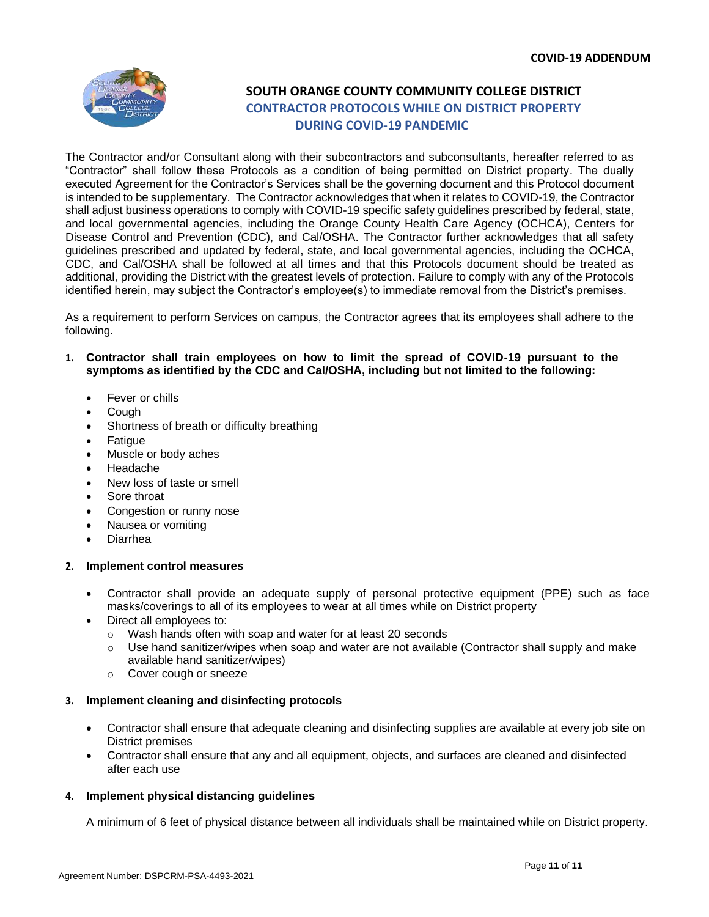COVID-19 ADDENDUM

## SOUTH ORANGE COUNTY COMMUNITY COLLEGE DISTRICT
## CONTRACTOR PROTOCOLS WHILE ON DISTRICT PROPERTY DURING COVID-19 PANDEMIC

The Contractor and/or Consultant along with their subcontractors and subconsultants, hereafter referred to as "Contractor" shall follow these Protocols as a condition of being permitted on District property. The dually executed Agreement for the Contractor's Services shall be the governing document and this Protocol document is intended to be supplementary. The Contractor acknowledges that when it relates to COVID-19, the Contractor shall adjust business operations to comply with COVID-19 specific safety guidelines prescribed by federal, state, and local governmental agencies, including the Orange County Health Care Agency (OCHCA), Centers for Disease Control and Prevention (CDC), and Cal/OSHA. The Contractor further acknowledges that all safety guidelines prescribed and updated by federal, state, and local governmental agencies, including the OCHCA, CDC, and Cal/OSHA shall be followed at all times and that this Protocols document should be treated as additional, providing the District with the greatest levels of protection. Failure to comply with any of the Protocols identified herein, may subject the Contractor's employee(s) to immediate removal from the District's premises.

As a requirement to perform Services on campus, the Contractor agrees that its employees shall adhere to the following.

1. **Contractor shall train employees on how to limit the spread of COVID-19 pursuant to the symptoms as identified by the CDC and Cal/OSHA, including but not limited to the following:**

   - Fever or chills
   - Cough
   - Shortness of breath or difficulty breathing
   - Fatigue
   - Muscle or body aches
   - Headache
   - New loss of taste or smell
   - Sore throat
   - Congestion or runny nose
   - Nausea or vomiting
   - Diarrhea

2. **Implement control measures**

   - Contractor shall provide an adequate supply of personal protective equipment (PPE) such as face masks/coverings to all of its employees to wear at all times while on District property
   - Direct all employees to:
     - Wash hands often with soap and water for at least 20 seconds
     - Use hand sanitizer/wipes when soap and water are not available (Contractor shall supply and make available hand sanitizer/wipes)
     - Cover cough or sneeze

3. **Implement cleaning and disinfecting protocols**

   - Contractor shall ensure that adequate cleaning and disinfecting supplies are available at every job site on District premises
   - Contractor shall ensure that any and all equipment, objects, and surfaces are cleaned and disinfected after each use

4. **Implement physical distancing guidelines**

   A minimum of 6 feet of physical distance between all individuals shall be maintained while on District property.

Agreement Number: DSPCRM-PSA-4493-2021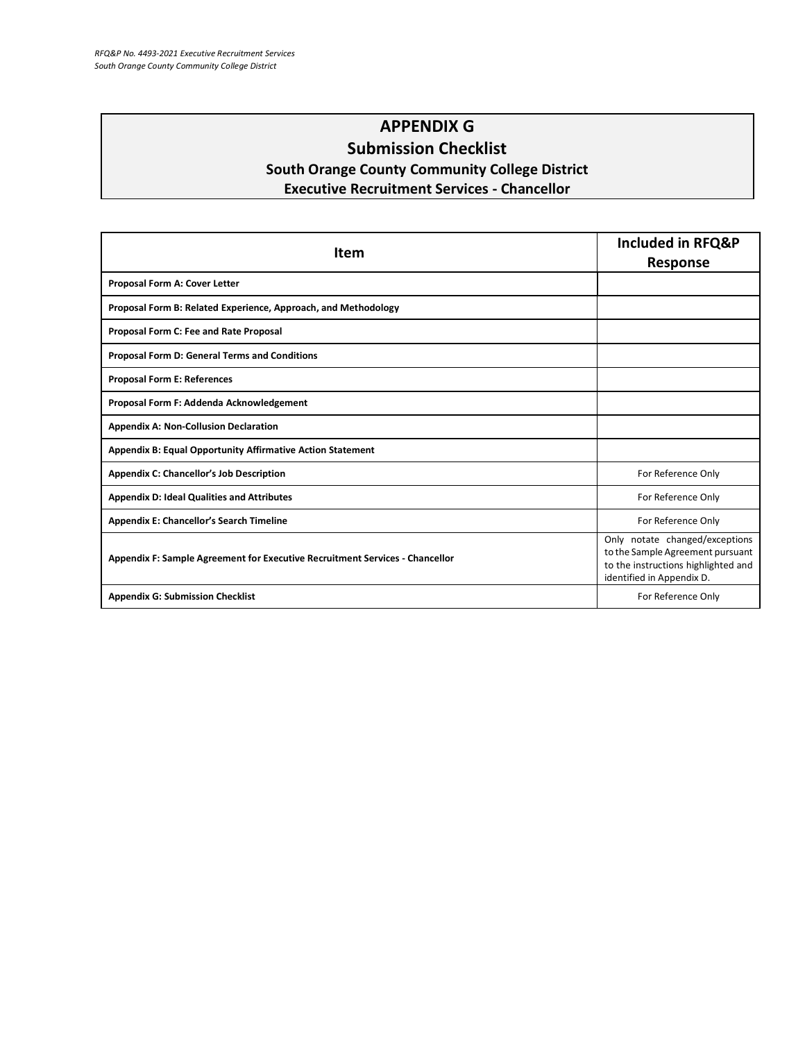# APPENDIX G
# Submission Checklist
## South Orange County Community College District
## Executive Recruitment Services - Chancellor

| Item | Included in RFQ&P Response |
|---|---|
| **Proposal Form A: Cover Letter** | |
| **Proposal Form B: Related Experience, Approach, and Methodology** | |
| **Proposal Form C: Fee and Rate Proposal** | |
| **Proposal Form D: General Terms and Conditions** | |
| **Proposal Form E: References** | |
| **Proposal Form F: Addenda Acknowledgement** | |
| **Appendix A: Non-Collusion Declaration** | |
| **Appendix B: Equal Opportunity Affirmative Action Statement** | |
| **Appendix C: Chancellor's Job Description** | For Reference Only |
| **Appendix D: Ideal Qualities and Attributes** | For Reference Only |
| **Appendix E: Chancellor's Search Timeline** | For Reference Only |
| **Appendix F: Sample Agreement for Executive Recruitment Services - Chancellor** | Only notate changed/exceptions to the Sample Agreement pursuant to the instructions highlighted and identified in Appendix D. |
| **Appendix G: Submission Checklist** | For Reference Only |